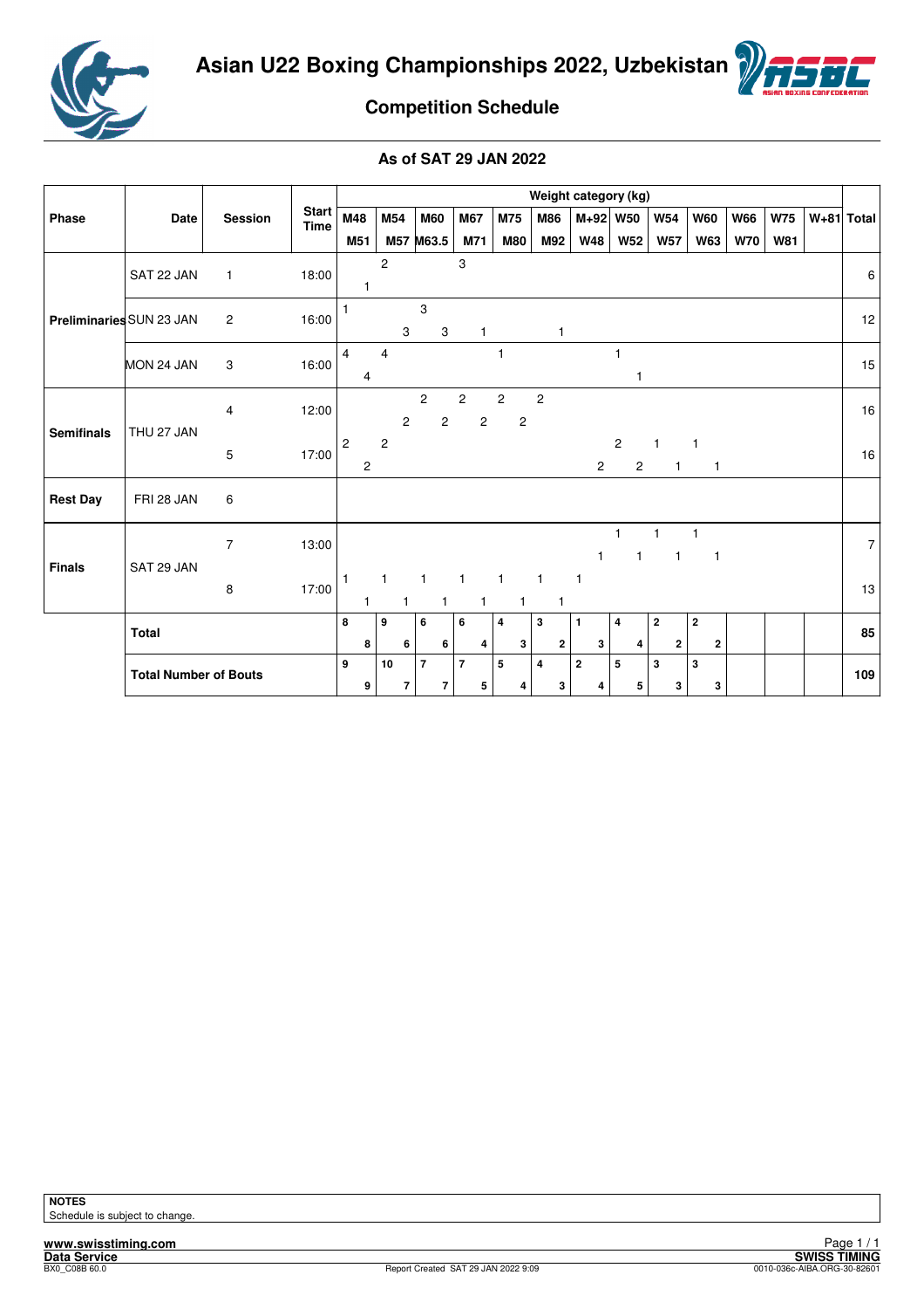# Asian U22 Boxing Championships 2022, Uzbekistan

## Competition Schedule

### As of SAT 29 JAN 2022

| Phase | Date | Session | Start Time | M48 | M51 | M54 | M57 | M60 | M63.5 | M67 | M71 | M75 | M80 | M86 | M92 | M+92 | W48 | W50 | W52 | W54 | W57 | W60 | W63 | W66 | W70 | W75 | W81 | W+81 | Total |
|---|---|---|---|---|---|---|---|---|---|---|---|---|---|---|---|---|---|---|---|---|---|---|---|---|---|---|---|---|---|
| Preliminaries | SAT 22 JAN | 1 | 18:00 | | 1 | 2 | | | | 3 | | | | | | | | | | | | | | | | | | | 6 |
| | SUN 23 JAN | 2 | 16:00 | 1 | | | 3 | 3 | 3 | | 1 | | | | 1 | | | | | | | | | | | | | | 12 |
| | MON 24 JAN | 3 | 16:00 | 4 | 4 | 4 | | | | | | 1 | | | | | | 1 | 1 | | | | | | | | | | 15 |
| Semifinals | THU 27 JAN | 4 | 12:00 | | | | 2 | 2 | 2 | 2 | 2 | 2 | 2 | 2 | | | | | | | | | | | | | | | 16 |
| | | 5 | 17:00 | 2 | 2 | 2 | | | | | | | | | | | 2 | 2 | 2 | 1 | 1 | 1 | 1 | | | | | | 16 |
| Rest Day | FRI 28 JAN | 6 | | | | | | | | | | | | | | | | | | | | | | | | | | | |
| Finals | SAT 29 JAN | 7 | 13:00 | | | | | | | | | | | | | | 1 | 1 | 1 | 1 | 1 | 1 | 1 | | | | | | 7 |
| | | 8 | 17:00 | 1 | 1 | 1 | 1 | 1 | 1 | 1 | 1 | 1 | 1 | 1 | 1 | 1 | | | | | | | | | | | | | 13 |
| | **Total** | | | **8** | **8** | **9** | **6** | **6** | **6** | **6** | **4** | **4** | **3** | **3** | **2** | **1** | **3** | **4** | **4** | **2** | **2** | **2** | **2** | | | | | | **85** |
| | **Total Number of Bouts** | | | **9** | **9** | **10** | **7** | **7** | **7** | **7** | **5** | **5** | **4** | **4** | **3** | **2** | **4** | **5** | **5** | **3** | **3** | **3** | **3** | | | | | | **109** |

**NOTES**
Schedule is subject to change.

www.swisstiming.com
Data Service
BX0_C08B 60.0 Report Created SAT 29 JAN 2022 9:09
SWISS TIMING
0010-036c-AIBA.ORG-30-82601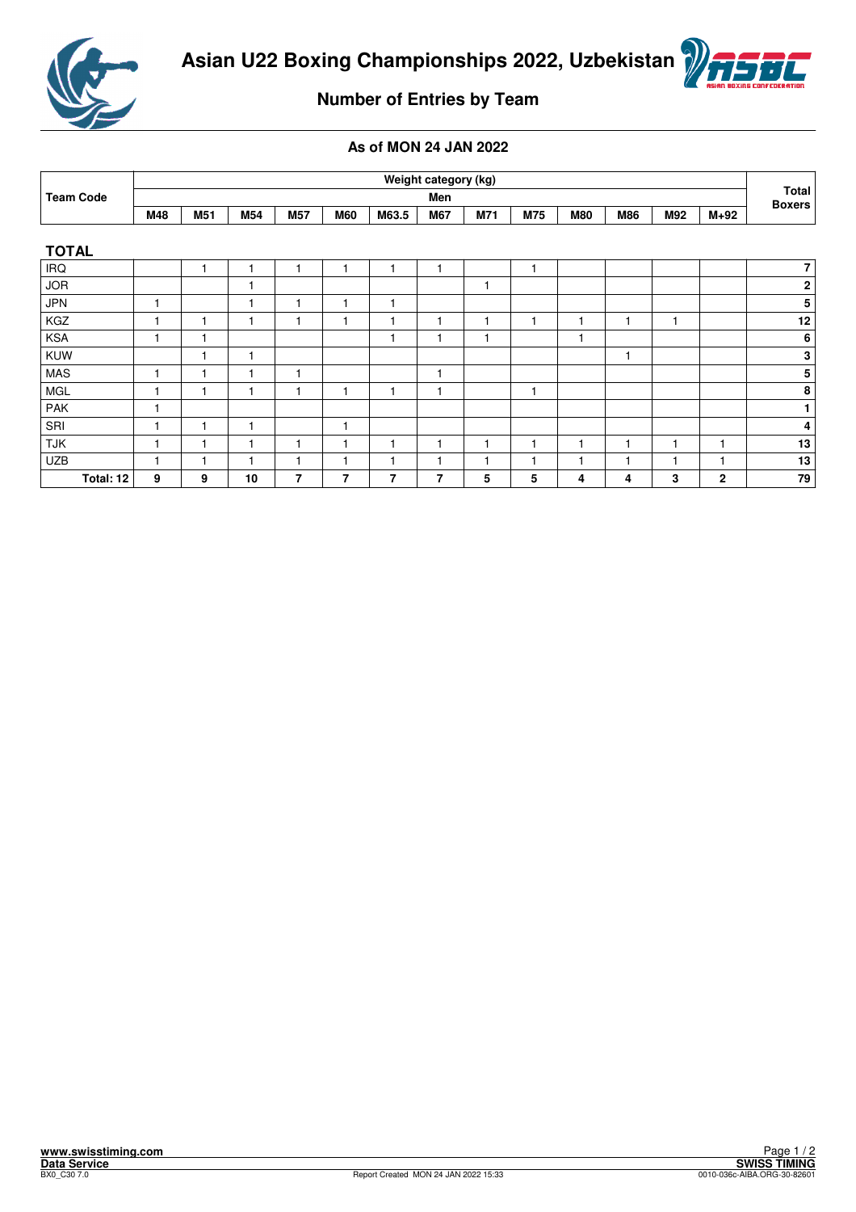# Asian U22 Boxing Championships 2022, Uzbekistan

## Number of Entries by Team

### As of MON 24 JAN 2022

| Team Code | Weight category (kg) | | | | | | | | | | | | | Total Boxers |
|---|---|---|---|---|---|---|---|---|---|---|---|---|---|---|
| | Men | | | | | | | | | | | | | |
| | M48 | M51 | M54 | M57 | M60 | M63.5 | M67 | M71 | M75 | M80 | M86 | M92 | M+92 | |
| **TOTAL** | | | | | | | | | | | | | | |
| IRQ | | 1 | 1 | 1 | 1 | 1 | 1 | | 1 | | | | | 7 |
| JOR | | | 1 | | | | | 1 | | | | | | 2 |
| JPN | 1 | | 1 | 1 | 1 | 1 | | | | | | | | 5 |
| KGZ | 1 | 1 | 1 | 1 | 1 | 1 | 1 | 1 | 1 | 1 | 1 | 1 | | 12 |
| KSA | 1 | 1 | | | | 1 | 1 | 1 | | 1 | | | | 6 |
| KUW | | 1 | 1 | | | | | | | | 1 | | | 3 |
| MAS | 1 | 1 | 1 | 1 | | | 1 | | | | | | | 5 |
| MGL | 1 | 1 | 1 | 1 | 1 | 1 | 1 | | 1 | | | | | 8 |
| PAK | 1 | | | | | | | | | | | | | 1 |
| SRI | 1 | 1 | 1 | | 1 | | | | | | | | | 4 |
| TJK | 1 | 1 | 1 | 1 | 1 | 1 | 1 | 1 | 1 | 1 | 1 | 1 | 1 | 13 |
| UZB | 1 | 1 | 1 | 1 | 1 | 1 | 1 | 1 | 1 | 1 | 1 | 1 | 1 | 13 |
| **Total: 12** | **9** | **9** | **10** | **7** | **7** | **7** | **7** | **5** | **5** | **4** | **4** | **3** | **2** | **79** |

www.swisstiming.com
Data Service
BX0_C30 7.0

Report Created MON 24 JAN 2022 15:33

SWISS TIMING
0010-036c-AIBA.ORG-30-82601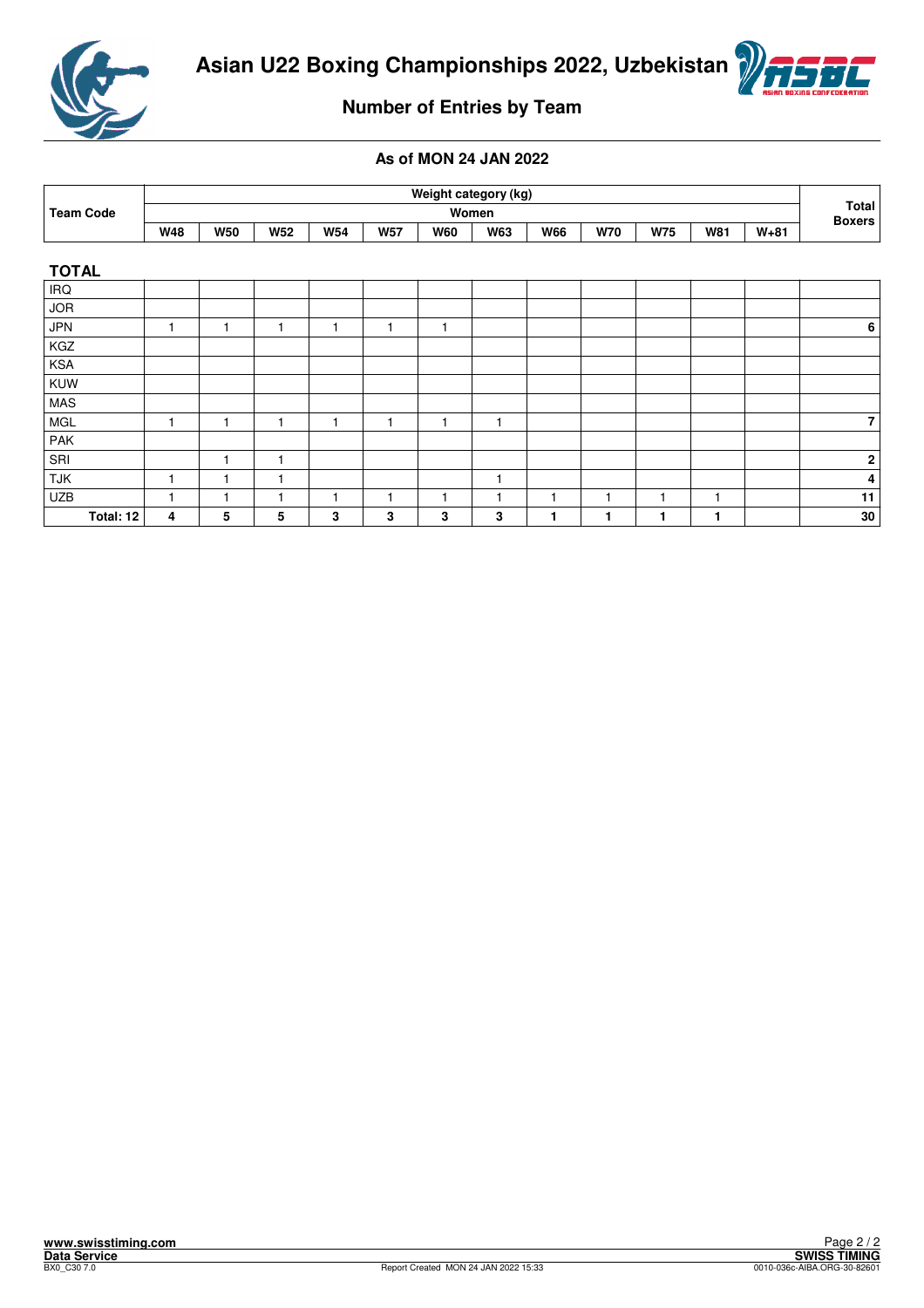# Asian U22 Boxing Championships 2022, Uzbekistan

## Number of Entries by Team

### As of MON 24 JAN 2022

| Team Code | Weight category (kg) | | | | | | | | | | | | Total Boxers |
|---|---|---|---|---|---|---|---|---|---|---|---|---|---|
| | Women | | | | | | | | | | | | |
| | W48 | W50 | W52 | W54 | W57 | W60 | W63 | W66 | W70 | W75 | W81 | W+81 | |
| **TOTAL** | | | | | | | | | | | | | |
| IRQ | | | | | | | | | | | | | |
| JOR | | | | | | | | | | | | | |
| JPN | 1 | 1 | 1 | 1 | 1 | 1 | | | | | | | 6 |
| KGZ | | | | | | | | | | | | | |
| KSA | | | | | | | | | | | | | |
| KUW | | | | | | | | | | | | | |
| MAS | | | | | | | | | | | | | |
| MGL | 1 | 1 | 1 | 1 | 1 | 1 | 1 | | | | | | 7 |
| PAK | | | | | | | | | | | | | |
| SRI | | 1 | 1 | | | | | | | | | | 2 |
| TJK | 1 | 1 | 1 | | | | 1 | | | | | | 4 |
| UZB | 1 | 1 | 1 | 1 | 1 | 1 | 1 | 1 | 1 | 1 | 1 | | 11 |
| **Total: 12** | **4** | **5** | **5** | **3** | **3** | **3** | **3** | **1** | **1** | **1** | **1** | | **30** |

www.swisstiming.com
Data Service
BX0_C30 7.0

Report Created MON 24 JAN 2022 15:33

SWISS TIMING
0010-036c-AIBA.ORG-30-82601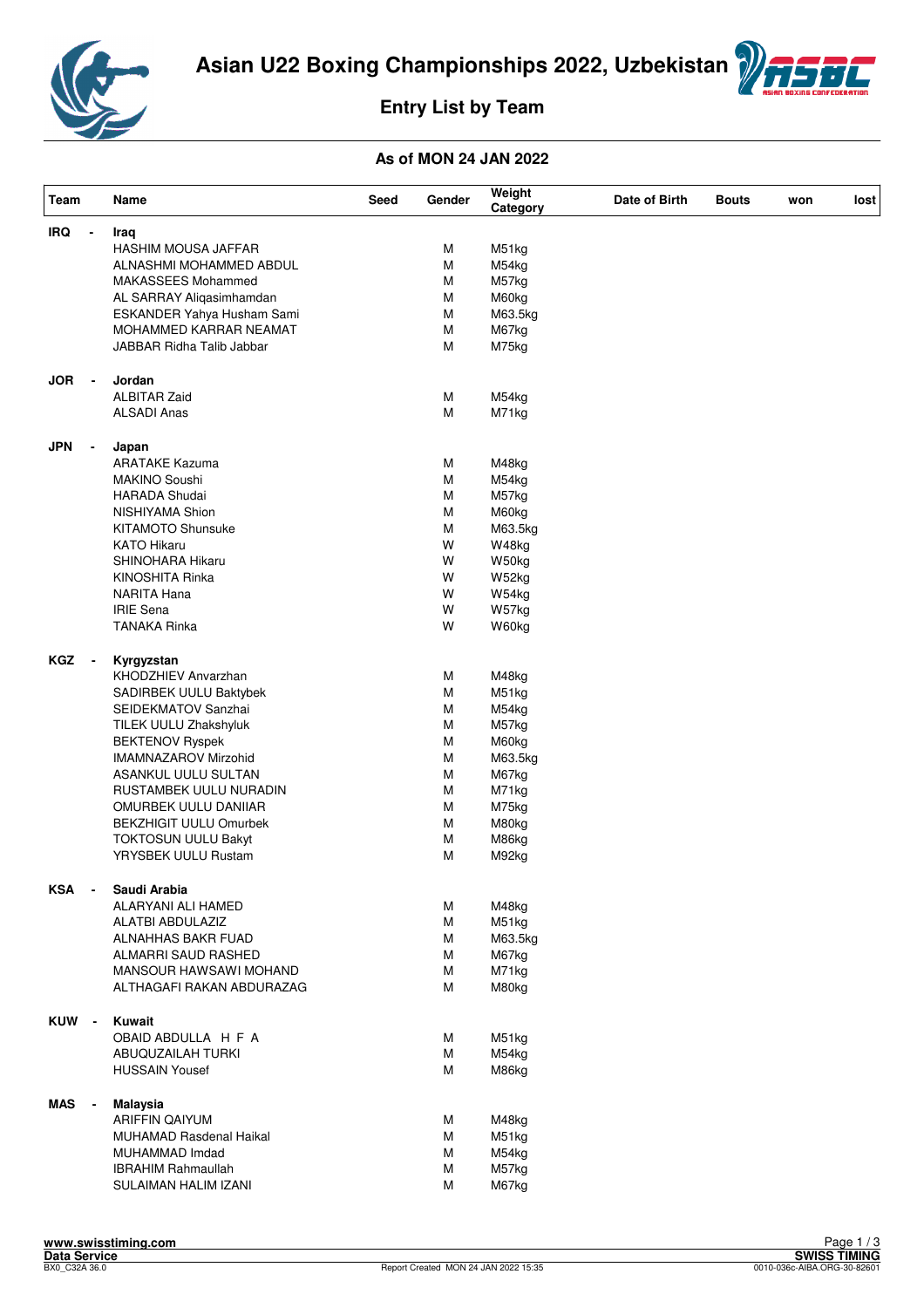# Asian U22 Boxing Championships 2022, Uzbekistan

## Entry List by Team

### As of MON 24 JAN 2022

| Team | | Name | Seed | Gender | Weight Category | Date of Birth | Bouts | won | lost |
|---|---|---|---|---|---|---|---|---|---|
| **IRQ** | - | **Iraq** | | | | | | | |
| | | HASHIM MOUSA JAFFAR | | M | M51kg | | | | |
| | | ALNASHMI MOHAMMED ABDUL | | M | M54kg | | | | |
| | | MAKASSEES Mohammed | | M | M57kg | | | | |
| | | AL SARRAY Aliqasimhamdan | | M | M60kg | | | | |
| | | ESKANDER Yahya Husham Sami | | M | M63.5kg | | | | |
| | | MOHAMMED KARRAR NEAMAT | | M | M67kg | | | | |
| | | JABBAR Ridha Talib Jabbar | | M | M75kg | | | | |
| **JOR** | - | **Jordan** | | | | | | | |
| | | ALBITAR Zaid | | M | M54kg | | | | |
| | | ALSADI Anas | | M | M71kg | | | | |
| **JPN** | - | **Japan** | | | | | | | |
| | | ARATAKE Kazuma | | M | M48kg | | | | |
| | | MAKINO Soushi | | M | M54kg | | | | |
| | | HARADA Shudai | | M | M57kg | | | | |
| | | NISHIYAMA Shion | | M | M60kg | | | | |
| | | KITAMOTO Shunsuke | | M | M63.5kg | | | | |
| | | KATO Hikaru | | W | W48kg | | | | |
| | | SHINOHARA Hikaru | | W | W50kg | | | | |
| | | KINOSHITA Rinka | | W | W52kg | | | | |
| | | NARITA Hana | | W | W54kg | | | | |
| | | IRIE Sena | | W | W57kg | | | | |
| | | TANAKA Rinka | | W | W60kg | | | | |
| **KGZ** | - | **Kyrgyzstan** | | | | | | | |
| | | KHODZHIEV Anvarzhan | | M | M48kg | | | | |
| | | SADIRBEK UULU Baktybek | | M | M51kg | | | | |
| | | SEIDEKMATOV Sanzhai | | M | M54kg | | | | |
| | | TILEK UULU Zhakshyluk | | M | M57kg | | | | |
| | | BEKTENOV Ryspek | | M | M60kg | | | | |
| | | IMAMNAZAROV Mirzohid | | M | M63.5kg | | | | |
| | | ASANKUL UULU SULTAN | | M | M67kg | | | | |
| | | RUSTAMBEK UULU NURADIN | | M | M71kg | | | | |
| | | OMURBEK UULU DANIIAR | | M | M75kg | | | | |
| | | BEKZHIGIT UULU Omurbek | | M | M80kg | | | | |
| | | TOKTOSUN UULU Bakyt | | M | M86kg | | | | |
| | | YRYSBEK UULU Rustam | | M | M92kg | | | | |
| **KSA** | - | **Saudi Arabia** | | | | | | | |
| | | ALARYANI ALI HAMED | | M | M48kg | | | | |
| | | ALATBI ABDULAZIZ | | M | M51kg | | | | |
| | | ALNAHHAS BAKR FUAD | | M | M63.5kg | | | | |
| | | ALMARRI SAUD RASHED | | M | M67kg | | | | |
| | | MANSOUR HAWSAWI MOHAND | | M | M71kg | | | | |
| | | ALTHAGAFI RAKAN ABDURAZAG | | M | M80kg | | | | |
| **KUW** | - | **Kuwait** | | | | | | | |
| | | OBAID ABDULLA H F A | | M | M51kg | | | | |
| | | ABUQUZAILAH TURKI | | M | M54kg | | | | |
| | | HUSSAIN Yousef | | M | M86kg | | | | |
| **MAS** | - | **Malaysia** | | | | | | | |
| | | ARIFFIN QAIYUM | | M | M48kg | | | | |
| | | MUHAMAD Rasdenal Haikal | | M | M51kg | | | | |
| | | MUHAMMAD Imdad | | M | M54kg | | | | |
| | | IBRAHIM Rahmaullah | | M | M57kg | | | | |
| | | SULAIMAN HALIM IZANI | | M | M67kg | | | | |

www.swisstiming.com
Data Service
BX0_C32A 36.0
Report Created MON 24 JAN 2022 15:35
SWISS TIMING
0010-036c-AIBA.ORG-30-82601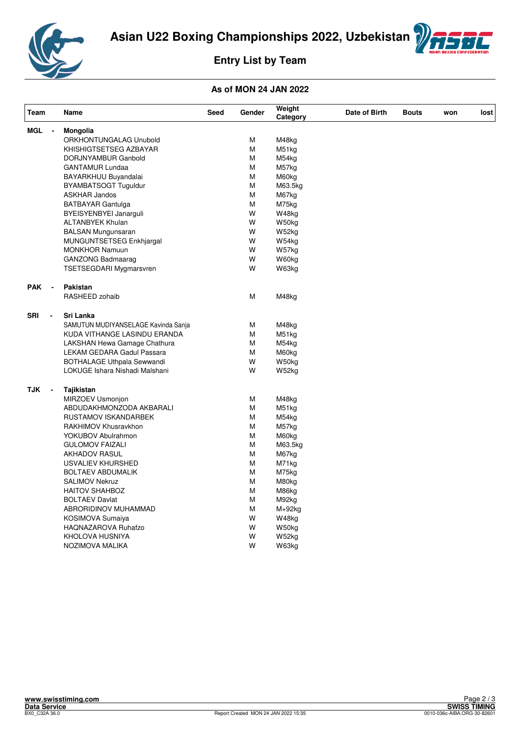# Asian U22 Boxing Championships 2022, Uzbekistan

## Entry List by Team

### As of MON 24 JAN 2022

| Team | | Name | Seed | Gender | Weight Category | Date of Birth | Bouts | won | lost |
|---|---|---|---|---|---|---|---|---|---|
| **MGL** | - | **Mongolia** | | | | | | | |
| | | ORKHONTUNGALAG Unubold | | M | M48kg | | | | |
| | | KHISHIGTSETSEG AZBAYAR | | M | M51kg | | | | |
| | | DORJNYAMBUR Ganbold | | M | M54kg | | | | |
| | | GANTAMUR Lundaa | | M | M57kg | | | | |
| | | BAYARKHUU Buyandalai | | M | M60kg | | | | |
| | | BYAMBATSOGT Tuguldur | | M | M63.5kg | | | | |
| | | ASKHAR Jandos | | M | M67kg | | | | |
| | | BATBAYAR Gantulga | | M | M75kg | | | | |
| | | BYEISYENBYEI Janarguli | | W | W48kg | | | | |
| | | ALTANBYEK Khulan | | W | W50kg | | | | |
| | | BALSAN Mungunsaran | | W | W52kg | | | | |
| | | MUNGUNTSETSEG Enkhjargal | | W | W54kg | | | | |
| | | MONKHOR Namuun | | W | W57kg | | | | |
| | | GANZONG Badmaarag | | W | W60kg | | | | |
| | | TSETSEGDARI Mygmarsvren | | W | W63kg | | | | |
| **PAK** | - | **Pakistan** | | | | | | | |
| | | RASHEED zohaib | | M | M48kg | | | | |
| **SRI** | - | **Sri Lanka** | | | | | | | |
| | | SAMUTUN MUDIYANSELAGE Kavinda Sanja | | M | M48kg | | | | |
| | | KUDA VITHANGE LASINDU ERANDA | | M | M51kg | | | | |
| | | LAKSHAN Hewa Gamage Chathura | | M | M54kg | | | | |
| | | LEKAM GEDARA Gadul Passara | | M | M60kg | | | | |
| | | BOTHALAGE Uthpala Sewwandi | | W | W50kg | | | | |
| | | LOKUGE Ishara Nishadi Malshani | | W | W52kg | | | | |
| **TJK** | - | **Tajikistan** | | | | | | | |
| | | MIRZOEV Usmonjon | | M | M48kg | | | | |
| | | ABDUDAKHMONZODA AKBARALI | | M | M51kg | | | | |
| | | RUSTAMOV ISKANDARBEK | | M | M54kg | | | | |
| | | RAKHIMOV Khusravkhon | | M | M57kg | | | | |
| | | YOKUBOV Abulrahmon | | M | M60kg | | | | |
| | | GULOMOV FAIZALI | | M | M63.5kg | | | | |
| | | AKHADOV RASUL | | M | M67kg | | | | |
| | | USVALIEV KHURSHED | | M | M71kg | | | | |
| | | BOLTAEV ABDUMALIK | | M | M75kg | | | | |
| | | SALIMOV Nekruz | | M | M80kg | | | | |
| | | HAITOV SHAHBOZ | | M | M86kg | | | | |
| | | BOLTAEV Davlat | | M | M92kg | | | | |
| | | ABRORIDINOV MUHAMMAD | | M | M+92kg | | | | |
| | | KOSIMOVA Sumaiya | | W | W48kg | | | | |
| | | HAQNAZAROVA Ruhafzo | | W | W50kg | | | | |
| | | KHOLOVA HUSNIYA | | W | W52kg | | | | |
| | | NOZIMOVA MALIKA | | W | W63kg | | | | |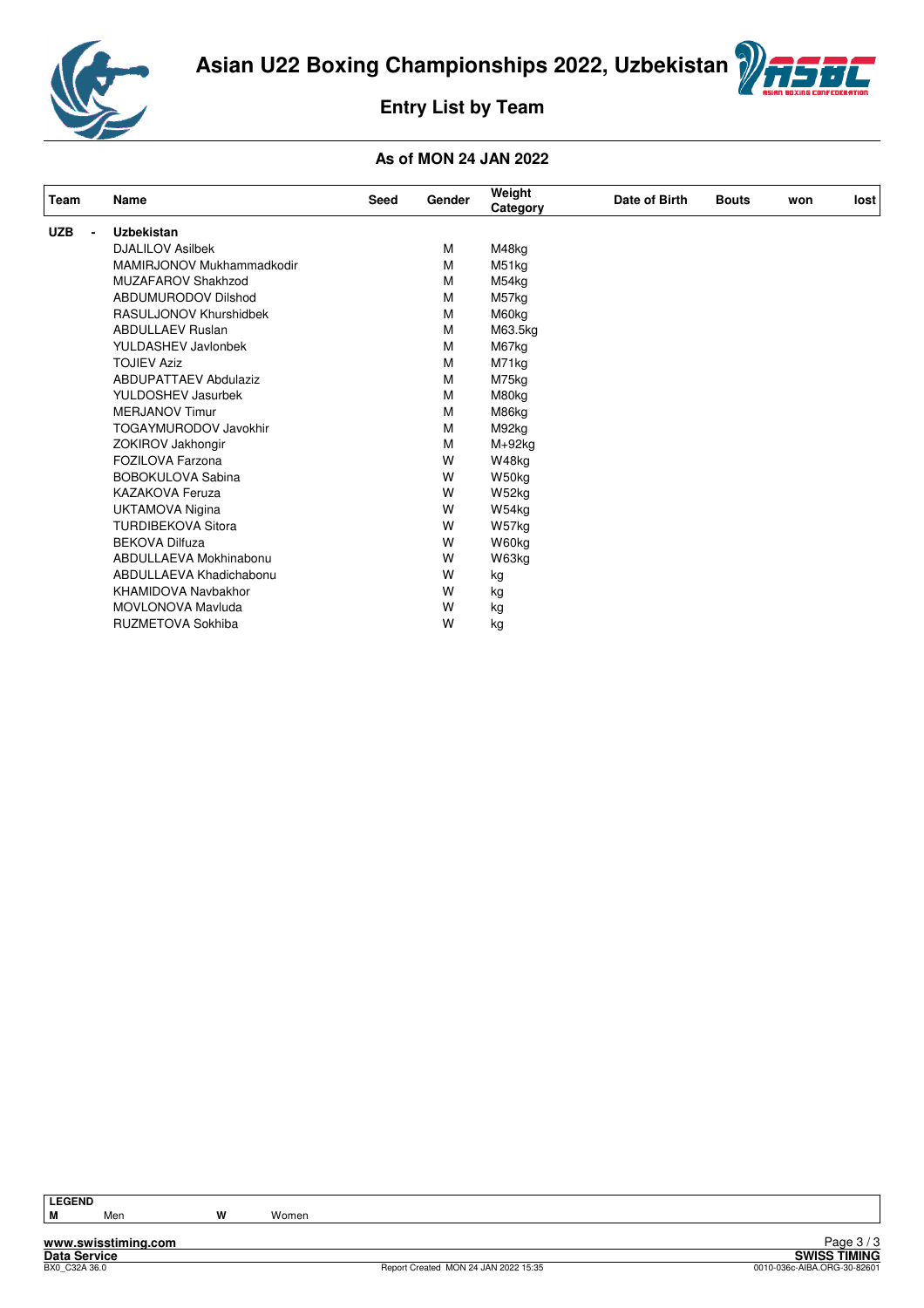# Asian U22 Boxing Championships 2022, Uzbekistan

## Entry List by Team

### As of MON 24 JAN 2022

| Team | Name | Seed | Gender | Weight Category | Date of Birth | Bouts | won | lost |
|---|---|---|---|---|---|---|---|---|
| UZB - | **Uzbekistan** | | | | | | | |
| | DJALILOV Asilbek | | M | M48kg | | | | |
| | MAMIRJONOV Mukhammadkodir | | M | M51kg | | | | |
| | MUZAFAROV Shakhzod | | M | M54kg | | | | |
| | ABDUMURODOV Dilshod | | M | M57kg | | | | |
| | RASULJONOV Khurshidbek | | M | M60kg | | | | |
| | ABDULLAEV Ruslan | | M | M63.5kg | | | | |
| | YULDASHEV Javlonbek | | M | M67kg | | | | |
| | TOJIEV Aziz | | M | M71kg | | | | |
| | ABDUPATTAEV Abdulaziz | | M | M75kg | | | | |
| | YULDOSHEV Jasurbek | | M | M80kg | | | | |
| | MERJANOV Timur | | M | M86kg | | | | |
| | TOGAYMURODOV Javokhir | | M | M92kg | | | | |
| | ZOKIROV Jakhongir | | M | M+92kg | | | | |
| | FOZILOVA Farzona | | W | W48kg | | | | |
| | BOBOKULOVA Sabina | | W | W50kg | | | | |
| | KAZAKOVA Feruza | | W | W52kg | | | | |
| | UKTAMOVA Nigina | | W | W54kg | | | | |
| | TURDIBEKOVA Sitora | | W | W57kg | | | | |
| | BEKOVA Dilfuza | | W | W60kg | | | | |
| | ABDULLAEVA Mokhinabonu | | W | W63kg | | | | |
| | ABDULLAEVA Khadichabonu | | W | kg | | | | |
| | KHAMIDOVA Navbakhor | | W | kg | | | | |
| | MOVLONOVA Mavluda | | W | kg | | | | |
| | RUZMETOVA Sokhiba | | W | kg | | | | |

**LEGEND**

**M** Men **W** Women

www.swisstiming.com
Data Service
BX0_C32A 36.0
Report Created MON 24 JAN 2022 15:35
SWISS TIMING
0010-036c-AIBA.ORG-30-82601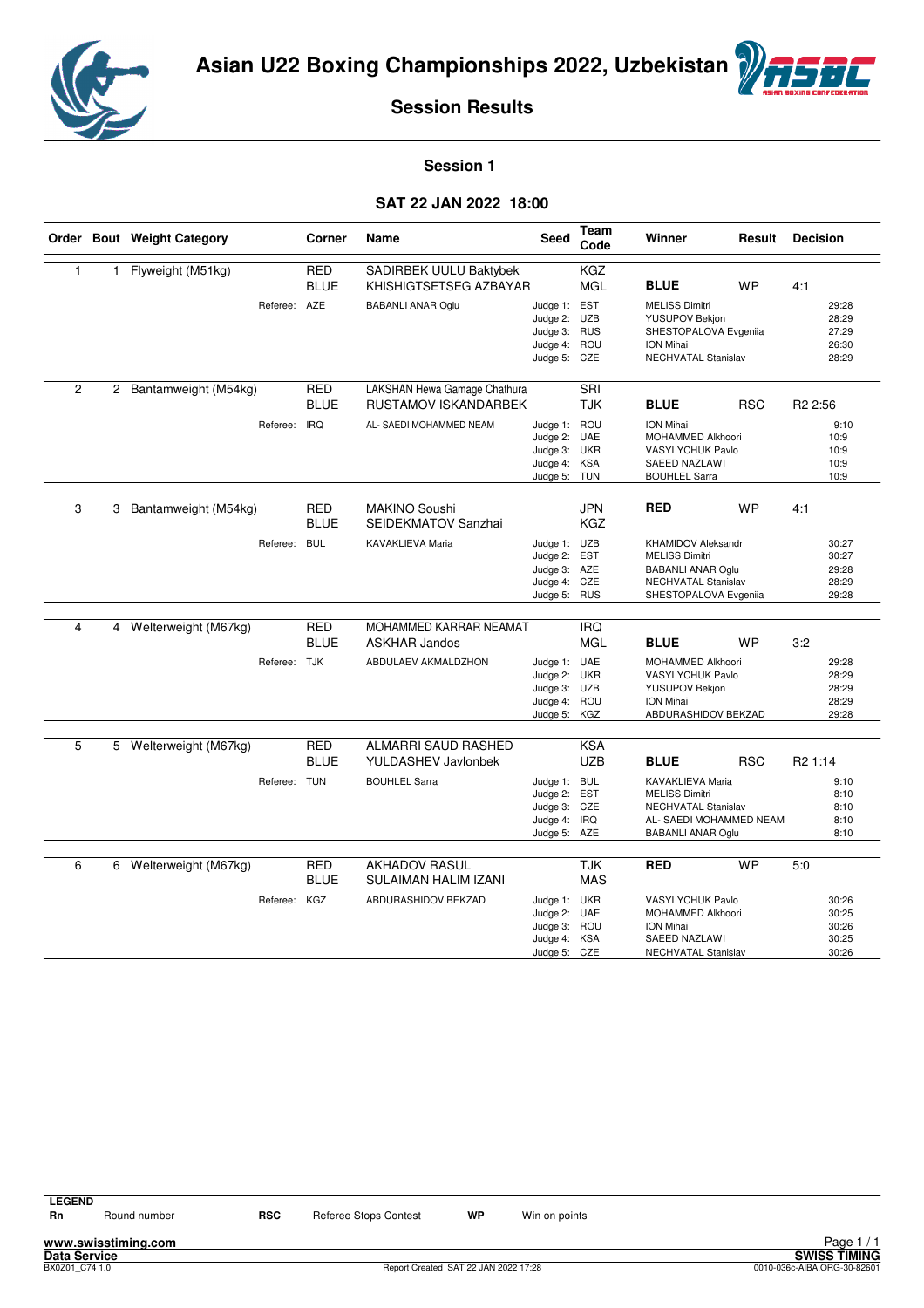# Asian U22 Boxing Championships 2022, Uzbekistan

## Session Results

### Session 1

### SAT 22 JAN 2022 18:00

| Order | Bout | Weight Category | Corner | Name | Seed | Team Code | Winner | Result | Decision |
|---|---|---|---|---|---|---|---|---|---|
| 1 | 1 | Flyweight (M51kg) | RED | SADIRBEK UULU Baktybek | | KGZ | | | |
| | | | BLUE | KHISHIGTSETSEG AZBAYAR | | MGL | **BLUE** | WP | 4:1 |
| | | Referee: | AZE | BABANLI ANAR Oglu | Judge 1: | EST | MELISS Dimitri | | 29:28 |
| | | | | | Judge 2: | UZB | YUSUPOV Bekjon | | 28:29 |
| | | | | | Judge 3: | RUS | SHESTOPALOVA Evgeniia | | 27:29 |
| | | | | | Judge 4: | ROU | ION Mihai | | 26:30 |
| | | | | | Judge 5: | CZE | NECHVATAL Stanislav | | 28:29 |
| 2 | 2 | Bantamweight (M54kg) | RED | LAKSHAN Hewa Gamage Chathura | | SRI | | | |
| | | | BLUE | RUSTAMOV ISKANDARBEK | | TJK | **BLUE** | RSC | R2 2:56 |
| | | Referee: | IRQ | AL- SAEDI MOHAMMED NEAM | Judge 1: | ROU | ION Mihai | | 9:10 |
| | | | | | Judge 2: | UAE | MOHAMMED Alkhoori | | 10:9 |
| | | | | | Judge 3: | UKR | VASYLYCHUK Pavlo | | 10:9 |
| | | | | | Judge 4: | KSA | SAEED NAZLAWI | | 10:9 |
| | | | | | Judge 5: | TUN | BOUHLEL Sarra | | 10:9 |
| 3 | 3 | Bantamweight (M54kg) | RED | MAKINO Soushi | | JPN | **RED** | WP | 4:1 |
| | | | BLUE | SEIDEKMATOV Sanzhai | | KGZ | | | |
| | | Referee: | BUL | KAVAKLIEVA Maria | Judge 1: | UZB | KHAMIDOV Aleksandr | | 30:27 |
| | | | | | Judge 2: | EST | MELISS Dimitri | | 30:27 |
| | | | | | Judge 3: | AZE | BABANLI ANAR Oglu | | 29:28 |
| | | | | | Judge 4: | CZE | NECHVATAL Stanislav | | 28:29 |
| | | | | | Judge 5: | RUS | SHESTOPALOVA Evgeniia | | 29:28 |
| 4 | 4 | Welterweight (M67kg) | RED | MOHAMMED KARRAR NEAMAT | | IRQ | | | |
| | | | BLUE | ASKHAR Jandos | | MGL | **BLUE** | WP | 3:2 |
| | | Referee: | TJK | ABDULAEV AKMALDZHON | Judge 1: | UAE | MOHAMMED Alkhoori | | 29:28 |
| | | | | | Judge 2: | UKR | VASYLYCHUK Pavlo | | 28:29 |
| | | | | | Judge 3: | UZB | YUSUPOV Bekjon | | 28:29 |
| | | | | | Judge 4: | ROU | ION Mihai | | 28:29 |
| | | | | | Judge 5: | KGZ | ABDURASHIDOV BEKZAD | | 29:28 |
| 5 | 5 | Welterweight (M67kg) | RED | ALMARRI SAUD RASHED | | KSA | | | |
| | | | BLUE | YULDASHEV Javlonbek | | UZB | **BLUE** | RSC | R2 1:14 |
| | | Referee: | TUN | BOUHLEL Sarra | Judge 1: | BUL | KAVAKLIEVA Maria | | 9:10 |
| | | | | | Judge 2: | EST | MELISS Dimitri | | 8:10 |
| | | | | | Judge 3: | CZE | NECHVATAL Stanislav | | 8:10 |
| | | | | | Judge 4: | IRQ | AL- SAEDI MOHAMMED NEAM | | 8:10 |
| | | | | | Judge 5: | AZE | BABANLI ANAR Oglu | | 8:10 |
| 6 | 6 | Welterweight (M67kg) | RED | AKHADOV RASUL | | TJK | **RED** | WP | 5:0 |
| | | | BLUE | SULAIMAN HALIM IZANI | | MAS | | | |
| | | Referee: | KGZ | ABDURASHIDOV BEKZAD | Judge 1: | UKR | VASYLYCHUK Pavlo | | 30:26 |
| | | | | | Judge 2: | UAE | MOHAMMED Alkhoori | | 30:25 |
| | | | | | Judge 3: | ROU | ION Mihai | | 30:26 |
| | | | | | Judge 4: | KSA | SAEED NAZLAWI | | 30:25 |
| | | | | | Judge 5: | CZE | NECHVATAL Stanislav | | 30:26 |

**LEGEND**

| | | | | | |
|---|---|---|---|---|---|
| **Rn** | Round number | **RSC** | Referee Stops Contest | **WP** | Win on points |

www.swisstiming.com
Data Service
BX0Z01_C74 1.0
Report Created SAT 22 JAN 2022 17:28
SWISS TIMING
0010-036c-AIBA.ORG-30-82601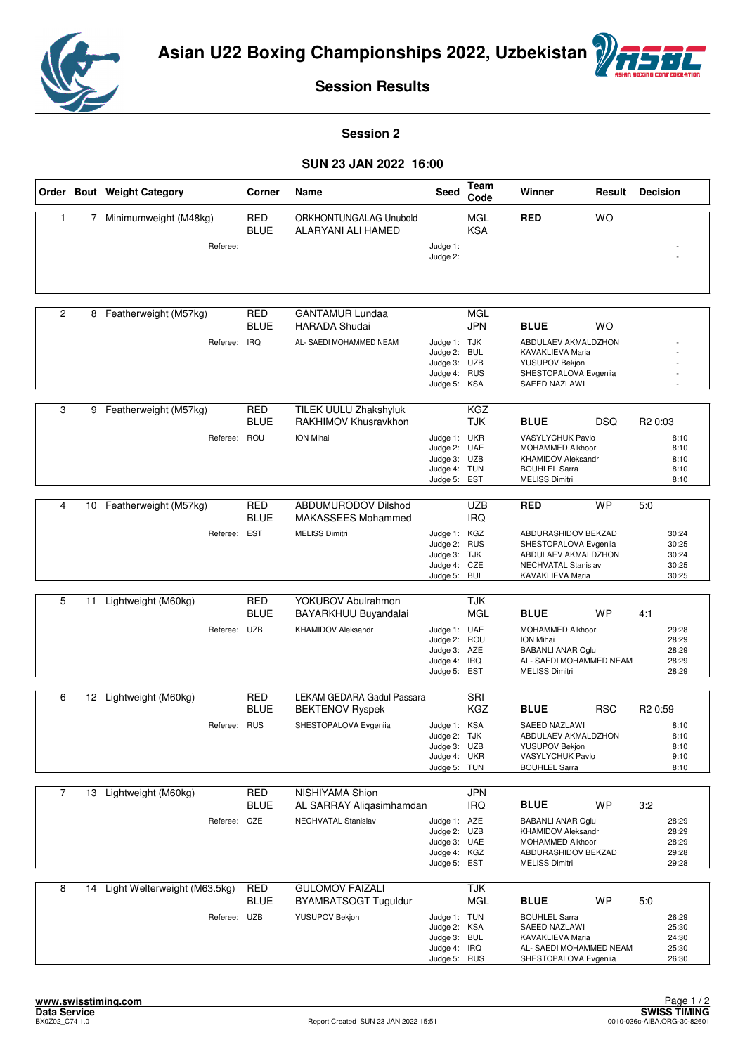# Asian U22 Boxing Championships 2022, Uzbekistan

## Session Results

### Session 2

### SUN 23 JAN 2022 16:00

| Order | Bout | Weight Category | Corner | Name | Seed | Team Code | Winner | Result | Decision |
|---|---|---|---|---|---|---|---|---|---|
| 1 | 7 | Minimumweight (M48kg) | RED | ORKHONTUNGALAG Unubold | | MGL | **RED** | WO | |
| | | | BLUE | ALARYANI ALI HAMED | | KSA | | | |
| | | Referee: | | | Judge 1: | | | | - |
| | | | | | Judge 2: | | | | - |
| 2 | 8 | Featherweight (M57kg) | RED | GANTAMUR Lundaa | | MGL | | | |
| | | | BLUE | HARADA Shudai | | JPN | **BLUE** | WO | |
| | | Referee: | IRQ | AL- SAEDI MOHAMMED NEAM | Judge 1: | TJK | ABDULAEV AKMALDZHON | | - |
| | | | | | Judge 2: | BUL | KAVAKLIEVA Maria | | - |
| | | | | | Judge 3: | UZB | YUSUPOV Bekjon | | - |
| | | | | | Judge 4: | RUS | SHESTOPALOVA Evgeniia | | - |
| | | | | | Judge 5: | KSA | SAEED NAZLAWI | | - |
| 3 | 9 | Featherweight (M57kg) | RED | TILEK UULU Zhakshyluk | | KGZ | | | |
| | | | BLUE | RAKHIMOV Khusravkhon | | TJK | **BLUE** | DSQ | R2 0:03 |
| | | Referee: | ROU | ION Mihai | Judge 1: | UKR | VASYLYCHUK Pavlo | | 8:10 |
| | | | | | Judge 2: | UAE | MOHAMMED Alkhoori | | 8:10 |
| | | | | | Judge 3: | UZB | KHAMIDOV Aleksandr | | 8:10 |
| | | | | | Judge 4: | TUN | BOUHLEL Sarra | | 8:10 |
| | | | | | Judge 5: | EST | MELISS Dimitri | | 8:10 |
| 4 | 10 | Featherweight (M57kg) | RED | ABDUMURODOV Dilshod | | UZB | **RED** | WP | 5:0 |
| | | | BLUE | MAKASSEES Mohammed | | IRQ | | | |
| | | Referee: | EST | MELISS Dimitri | Judge 1: | KGZ | ABDURASHIDOV BEKZAD | | 30:24 |
| | | | | | Judge 2: | RUS | SHESTOPALOVA Evgeniia | | 30:25 |
| | | | | | Judge 3: | TJK | ABDULAEV AKMALDZHON | | 30:24 |
| | | | | | Judge 4: | CZE | NECHVATAL Stanislav | | 30:25 |
| | | | | | Judge 5: | BUL | KAVAKLIEVA Maria | | 30:25 |
| 5 | 11 | Lightweight (M60kg) | RED | YOKUBOV Abulrahmon | | TJK | | | |
| | | | BLUE | BAYARKHUU Buyandalai | | MGL | **BLUE** | WP | 4:1 |
| | | Referee: | UZB | KHAMIDOV Aleksandr | Judge 1: | UAE | MOHAMMED Alkhoori | | 29:28 |
| | | | | | Judge 2: | ROU | ION Mihai | | 28:29 |
| | | | | | Judge 3: | AZE | BABANLI ANAR Oglu | | 28:29 |
| | | | | | Judge 4: | IRQ | AL- SAEDI MOHAMMED NEAM | | 28:29 |
| | | | | | Judge 5: | EST | MELISS Dimitri | | 28:29 |
| 6 | 12 | Lightweight (M60kg) | RED | LEKAM GEDARA Gadul Passara | | SRI | | | |
| | | | BLUE | BEKTENOV Ryspek | | KGZ | **BLUE** | RSC | R2 0:59 |
| | | Referee: | RUS | SHESTOPALOVA Evgeniia | Judge 1: | KSA | SAEED NAZLAWI | | 8:10 |
| | | | | | Judge 2: | TJK | ABDULAEV AKMALDZHON | | 8:10 |
| | | | | | Judge 3: | UZB | YUSUPOV Bekjon | | 8:10 |
| | | | | | Judge 4: | UKR | VASYLYCHUK Pavlo | | 9:10 |
| | | | | | Judge 5: | TUN | BOUHLEL Sarra | | 8:10 |
| 7 | 13 | Lightweight (M60kg) | RED | NISHIYAMA Shion | | JPN | | | |
| | | | BLUE | AL SARRAY Aliqasimhamdan | | IRQ | **BLUE** | WP | 3:2 |
| | | Referee: | CZE | NECHVATAL Stanislav | Judge 1: | AZE | BABANLI ANAR Oglu | | 28:29 |
| | | | | | Judge 2: | UZB | KHAMIDOV Aleksandr | | 28:29 |
| | | | | | Judge 3: | UAE | MOHAMMED Alkhoori | | 28:29 |
| | | | | | Judge 4: | KGZ | ABDURASHIDOV BEKZAD | | 29:28 |
| | | | | | Judge 5: | EST | MELISS Dimitri | | 29:28 |
| 8 | 14 | Light Welterweight (M63.5kg) | RED | GULOMOV FAIZALI | | TJK | | | |
| | | | BLUE | BYAMBATSOGT Tuguldur | | MGL | **BLUE** | WP | 5:0 |
| | | Referee: | UZB | YUSUPOV Bekjon | Judge 1: | TUN | BOUHLEL Sarra | | 26:29 |
| | | | | | Judge 2: | KSA | SAEED NAZLAWI | | 25:30 |
| | | | | | Judge 3: | BUL | KAVAKLIEVA Maria | | 24:30 |
| | | | | | Judge 4: | IRQ | AL- SAEDI MOHAMMED NEAM | | 25:30 |
| | | | | | Judge 5: | RUS | SHESTOPALOVA Evgeniia | | 26:30 |

www.swisstiming.com
Data Service
BX0Z02_C74 1.0 — Report Created SUN 23 JAN 2022 15:51 — SWISS TIMING 0010-036c-AIBA.ORG-30-82601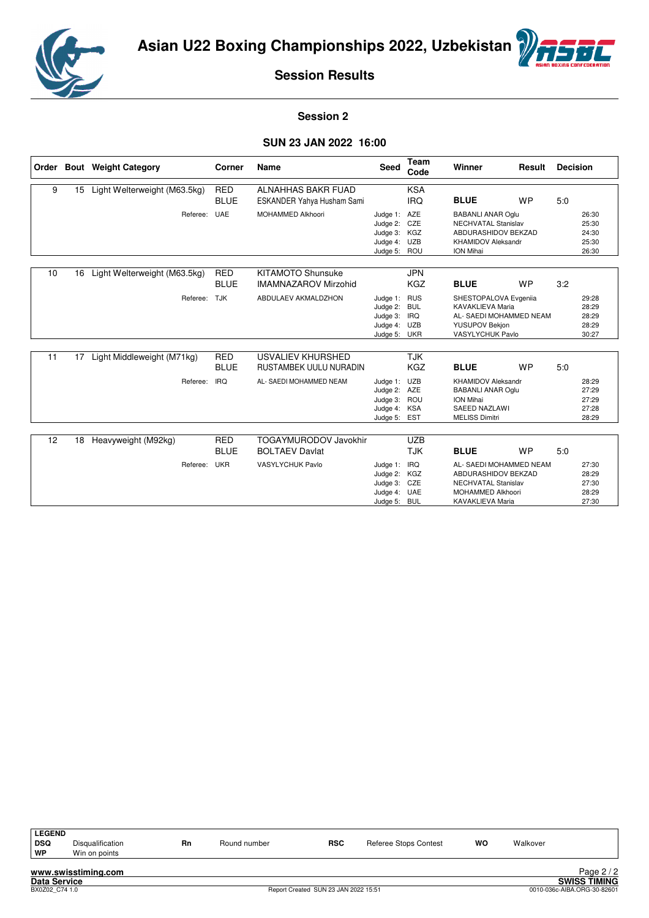# Asian U22 Boxing Championships 2022, Uzbekistan

## Session Results

### Session 2

### SUN 23 JAN 2022 16:00

| Order | Bout | Weight Category | Corner | Name | Seed | Team Code | Winner | Result | Decision |
|---|---|---|---|---|---|---|---|---|---|
| 9 | 15 | Light Welterweight (M63.5kg) | RED | ALNAHHAS BAKR FUAD | | KSA | | | |
| | | | BLUE | ESKANDER Yahya Husham Sami | | IRQ | **BLUE** | WP | 5:0 |
| | | Referee: | UAE | MOHAMMED Alkhoori | Judge 1: | AZE | BABANLI ANAR Oglu | | 26:30 |
| | | | | | Judge 2: | CZE | NECHVATAL Stanislav | | 25:30 |
| | | | | | Judge 3: | KGZ | ABDURASHIDOV BEKZAD | | 24:30 |
| | | | | | Judge 4: | UZB | KHAMIDOV Aleksandr | | 25:30 |
| | | | | | Judge 5: | ROU | ION Mihai | | 26:30 |
| 10 | 16 | Light Welterweight (M63.5kg) | RED | KITAMOTO Shunsuke | | JPN | | | |
| | | | BLUE | IMAMNAZAROV Mirzohid | | KGZ | **BLUE** | WP | 3:2 |
| | | Referee: | TJK | ABDULAEV AKMALDZHON | Judge 1: | RUS | SHESTOPALOVA Evgeniia | | 29:28 |
| | | | | | Judge 2: | BUL | KAVAKLIEVA Maria | | 28:29 |
| | | | | | Judge 3: | IRQ | AL- SAEDI MOHAMMED NEAM | | 28:29 |
| | | | | | Judge 4: | UZB | YUSUPOV Bekjon | | 28:29 |
| | | | | | Judge 5: | UKR | VASYLCHUK Pavlo | | 30:27 |
| 11 | 17 | Light Middleweight (M71kg) | RED | USVALIEV KHURSHED | | TJK | | | |
| | | | BLUE | RUSTAMBEK UULU NURADIN | | KGZ | **BLUE** | WP | 5:0 |
| | | Referee: | IRQ | AL- SAEDI MOHAMMED NEAM | Judge 1: | UZB | KHAMIDOV Aleksandr | | 28:29 |
| | | | | | Judge 2: | AZE | BABANLI ANAR Oglu | | 27:29 |
| | | | | | Judge 3: | ROU | ION Mihai | | 27:29 |
| | | | | | Judge 4: | KSA | SAEED NAZLAWI | | 27:28 |
| | | | | | Judge 5: | EST | MELISS Dimitri | | 28:29 |
| 12 | 18 | Heavyweight (M92kg) | RED | TOGAYMURODOV Javokhir | | UZB | | | |
| | | | BLUE | BOLTAEV Davlat | | TJK | **BLUE** | WP | 5:0 |
| | | Referee: | UKR | VASYLCHUK Pavlo | Judge 1: | IRQ | AL- SAEDI MOHAMMED NEAM | | 27:30 |
| | | | | | Judge 2: | KGZ | ABDURASHIDOV BEKZAD | | 28:29 |
| | | | | | Judge 3: | CZE | NECHVATAL Stanislav | | 27:30 |
| | | | | | Judge 4: | UAE | MOHAMMED Alkhoori | | 28:29 |
| | | | | | Judge 5: | BUL | KAVAKLIEVA Maria | | 27:30 |

| LEGEND | | | | | | | |
|---|---|---|---|---|---|---|---|
| DSQ | Disqualification | Rn | Round number | RSC | Referee Stops Contest | WO | Walkover |
| WP | Win on points | | | | | | |

www.swisstiming.com
Data Service
BX0Z02_C74 1.0
Report Created SUN 23 JAN 2022 15:51
SWISS TIMING
0010-036c-AIBA.ORG-30-82601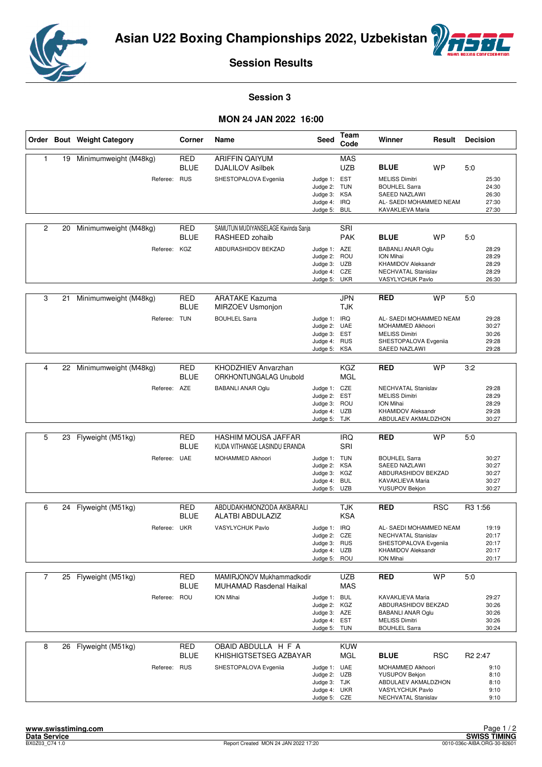# Asian U22 Boxing Championships 2022, Uzbekistan

## Session Results

### Session 3

### MON 24 JAN 2022 16:00

| Order | Bout | Weight Category | Corner | Name | Seed | Team Code | Winner | Result | Decision |
|---|---|---|---|---|---|---|---|---|---|
| 1 | 19 | Minimumweight (M48kg) | RED | ARIFFIN QAIYUM | | MAS | | | |
| | | | BLUE | DJALILOV Asilbek | | UZB | **BLUE** | WP | 5:0 |
| | | Referee: | RUS | SHESTOPALOVA Evgeniia | Judge 1: | EST | MELISS Dimitri | | 25:30 |
| | | | | | Judge 2: | TUN | BOUHLEL Sarra | | 24:30 |
| | | | | | Judge 3: | KSA | SAEED NAZLAWI | | 26:30 |
| | | | | | Judge 4: | IRQ | AL- SAEDI MOHAMMED NEAM | | 27:30 |
| | | | | | Judge 5: | BUL | KAVAKLIEVA Maria | | 27:30 |
| 2 | 20 | Minimumweight (M48kg) | RED | SAMUTUN MUDIYANSELAGE Kavinda Sanja | | SRI | | | |
| | | | BLUE | RASHEED zohaib | | PAK | **BLUE** | WP | 5:0 |
| | | Referee: | KGZ | ABDURASHIDOV BEKZAD | Judge 1: | AZE | BABANLI ANAR Oglu | | 28:29 |
| | | | | | Judge 2: | ROU | ION Mihai | | 28:29 |
| | | | | | Judge 3: | UZB | KHAMIDOV Aleksandr | | 28:29 |
| | | | | | Judge 4: | CZE | NECHVATAL Stanislav | | 28:29 |
| | | | | | Judge 5: | UKR | VASYLYCHUK Pavlo | | 26:30 |
| 3 | 21 | Minimumweight (M48kg) | RED | ARATAKE Kazuma | | JPN | **RED** | WP | 5:0 |
| | | | BLUE | MIRZOEV Usmonjon | | TJK | | | |
| | | Referee: | TUN | BOUHLEL Sarra | Judge 1: | IRQ | AL- SAEDI MOHAMMED NEAM | | 29:28 |
| | | | | | Judge 2: | UAE | MOHAMMED Alkhoori | | 30:27 |
| | | | | | Judge 3: | EST | MELISS Dimitri | | 30:26 |
| | | | | | Judge 4: | RUS | SHESTOPALOVA Evgeniia | | 29:28 |
| | | | | | Judge 5: | KSA | SAEED NAZLAWI | | 29:28 |
| 4 | 22 | Minimumweight (M48kg) | RED | KHODZHIEV Anvarzhan | | KGZ | **RED** | WP | 3:2 |
| | | | BLUE | ORKHONTUNGALAG Unubold | | MGL | | | |
| | | Referee: | AZE | BABANLI ANAR Oglu | Judge 1: | CZE | NECHVATAL Stanislav | | 29:28 |
| | | | | | Judge 2: | EST | MELISS Dimitri | | 28:29 |
| | | | | | Judge 3: | ROU | ION Mihai | | 28:29 |
| | | | | | Judge 4: | UZB | KHAMIDOV Aleksandr | | 29:28 |
| | | | | | Judge 5: | TJK | ABDULAEV AKMALDZHON | | 30:27 |
| 5 | 23 | Flyweight (M51kg) | RED | HASHIM MOUSA JAFFAR | | IRQ | **RED** | WP | 5:0 |
| | | | BLUE | KUDA VITHANGE LASINDU ERANDA | | SRI | | | |
| | | Referee: | UAE | MOHAMMED Alkhoori | Judge 1: | TUN | BOUHLEL Sarra | | 30:27 |
| | | | | | Judge 2: | KSA | SAEED NAZLAWI | | 30:27 |
| | | | | | Judge 3: | KGZ | ABDURASHIDOV BEKZAD | | 30:27 |
| | | | | | Judge 4: | BUL | KAVAKLIEVA Maria | | 30:27 |
| | | | | | Judge 5: | UZB | YUSUPOV Bekjon | | 30:27 |
| 6 | 24 | Flyweight (M51kg) | RED | ABDUDAKHMONZODA AKBARALI | | TJK | **RED** | RSC | R3 1:56 |
| | | | BLUE | ALATBI ABDULAZIZ | | KSA | | | |
| | | Referee: | UKR | VASYLYCHUK Pavlo | Judge 1: | IRQ | AL- SAEDI MOHAMMED NEAM | | 19:19 |
| | | | | | Judge 2: | CZE | NECHVATAL Stanislav | | 20:17 |
| | | | | | Judge 3: | RUS | SHESTOPALOVA Evgeniia | | 20:17 |
| | | | | | Judge 4: | UZB | KHAMIDOV Aleksandr | | 20:17 |
| | | | | | Judge 5: | ROU | ION Mihai | | 20:17 |
| 7 | 25 | Flyweight (M51kg) | RED | MAMIRJONOV Mukhammadkodir | | UZB | **RED** | WP | 5:0 |
| | | | BLUE | MUHAMAD Rasdenal Haikal | | MAS | | | |
| | | Referee: | ROU | ION Mihai | Judge 1: | BUL | KAVAKLIEVA Maria | | 29:27 |
| | | | | | Judge 2: | KGZ | ABDURASHIDOV BEKZAD | | 30:26 |
| | | | | | Judge 3: | AZE | BABANLI ANAR Oglu | | 30:26 |
| | | | | | Judge 4: | EST | MELISS Dimitri | | 30:26 |
| | | | | | Judge 5: | TUN | BOUHLEL Sarra | | 30:24 |
| 8 | 26 | Flyweight (M51kg) | RED | OBAID ABDULLA H F A | | KUW | | | |
| | | | BLUE | KHISHIGTSETSEG AZBAYAR | | MGL | **BLUE** | RSC | R2 2:47 |
| | | Referee: | RUS | SHESTOPALOVA Evgeniia | Judge 1: | UAE | MOHAMMED Alkhoori | | 9:10 |
| | | | | | Judge 2: | UZB | YUSUPOV Bekjon | | 8:10 |
| | | | | | Judge 3: | TJK | ABDULAEV AKMALDZHON | | 8:10 |
| | | | | | Judge 4: | UKR | VASYLYCHUK Pavlo | | 9:10 |
| | | | | | Judge 5: | CZE | NECHVATAL Stanislav | | 9:10 |

www.swisstiming.com
Data Service
BX0Z03_C74 1.0 — Report Created MON 24 JAN 2022 17:20 — SWISS TIMING — 0010-036c-AIBA.ORG-30-82601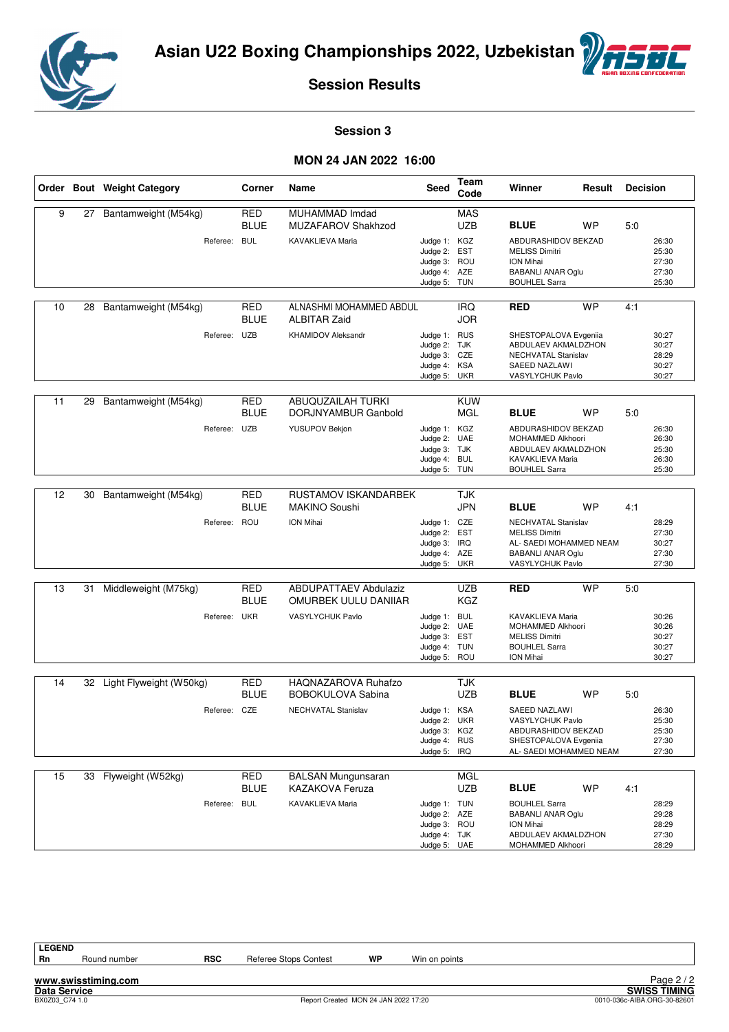# Asian U22 Boxing Championships 2022, Uzbekistan

## Session Results

### Session 3

### MON 24 JAN 2022 16:00

| Order | Bout | Weight Category | Corner | Name | Seed | Team Code | Winner | Result | Decision |
|---|---|---|---|---|---|---|---|---|---|
| 9 | 27 | Bantamweight (M54kg) | RED | MUHAMMAD Imdad | | MAS | | | |
| | | | BLUE | MUZAFAROV Shakhzod | | UZB | **BLUE** | WP | 5:0 |
| | | Referee: | BUL | KAVAKLIEVA Maria | Judge 1: | KGZ | ABDURASHIDOV BEKZAD | | 26:30 |
| | | | | | Judge 2: | EST | MELISS Dimitri | | 25:30 |
| | | | | | Judge 3: | ROU | ION Mihai | | 27:30 |
| | | | | | Judge 4: | AZE | BABANLI ANAR Oglu | | 27:30 |
| | | | | | Judge 5: | TUN | BOUHLEL Sarra | | 25:30 |
| 10 | 28 | Bantamweight (M54kg) | RED | ALNASHMI MOHAMMED ABDUL | | IRQ | **RED** | WP | 4:1 |
| | | | BLUE | ALBITAR Zaid | | JOR | | | |
| | | Referee: | UZB | KHAMIDOV Aleksandr | Judge 1: | RUS | SHESTOPALOVA Evgeniia | | 30:27 |
| | | | | | Judge 2: | TJK | ABDULAEV AKMALDZHON | | 30:27 |
| | | | | | Judge 3: | CZE | NECHVATAL Stanislav | | 28:29 |
| | | | | | Judge 4: | KSA | SAEED NAZLAWI | | 30:27 |
| | | | | | Judge 5: | UKR | VASYLYCHUK Pavlo | | 30:27 |
| 11 | 29 | Bantamweight (M54kg) | RED | ABUQUZAILAH TURKI | | KUW | | | |
| | | | BLUE | DORJNYAMBUR Ganbold | | MGL | **BLUE** | WP | 5:0 |
| | | Referee: | UZB | YUSUPOV Bekjon | Judge 1: | KGZ | ABDURASHIDOV BEKZAD | | 26:30 |
| | | | | | Judge 2: | UAE | MOHAMMED Alkhoori | | 26:30 |
| | | | | | Judge 3: | TJK | ABDULAEV AKMALDZHON | | 25:30 |
| | | | | | Judge 4: | BUL | KAVAKLIEVA Maria | | 26:30 |
| | | | | | Judge 5: | TUN | BOUHLEL Sarra | | 25:30 |
| 12 | 30 | Bantamweight (M54kg) | RED | RUSTAMOV ISKANDARBEK | | TJK | | | |
| | | | BLUE | MAKINO Soushi | | JPN | **BLUE** | WP | 4:1 |
| | | Referee: | ROU | ION Mihai | Judge 1: | CZE | NECHVATAL Stanislav | | 28:29 |
| | | | | | Judge 2: | EST | MELISS Dimitri | | 27:30 |
| | | | | | Judge 3: | IRQ | AL- SAEDI MOHAMMED NEAM | | 30:27 |
| | | | | | Judge 4: | AZE | BABANLI ANAR Oglu | | 27:30 |
| | | | | | Judge 5: | UKR | VASYLYCHUK Pavlo | | 27:30 |
| 13 | 31 | Middleweight (M75kg) | RED | ABDUPATTAEV Abdulaziz | | UZB | **RED** | WP | 5:0 |
| | | | BLUE | OMURBEK UULU DANIIAR | | KGZ | | | |
| | | Referee: | UKR | VASYLYCHUK Pavlo | Judge 1: | BUL | KAVAKLIEVA Maria | | 30:26 |
| | | | | | Judge 2: | UAE | MOHAMMED Alkhoori | | 30:26 |
| | | | | | Judge 3: | EST | MELISS Dimitri | | 30:27 |
| | | | | | Judge 4: | TUN | BOUHLEL Sarra | | 30:27 |
| | | | | | Judge 5: | ROU | ION Mihai | | 30:27 |
| 14 | 32 | Light Flyweight (W50kg) | RED | HAQNAZAROVA Ruhafzo | | TJK | | | |
| | | | BLUE | BOBOKULOVA Sabina | | UZB | **BLUE** | WP | 5:0 |
| | | Referee: | CZE | NECHVATAL Stanislav | Judge 1: | KSA | SAEED NAZLAWI | | 26:30 |
| | | | | | Judge 2: | UKR | VASYLYCHUK Pavlo | | 25:30 |
| | | | | | Judge 3: | KGZ | ABDURASHIDOV BEKZAD | | 25:30 |
| | | | | | Judge 4: | RUS | SHESTOPALOVA Evgeniia | | 27:30 |
| | | | | | Judge 5: | IRQ | AL- SAEDI MOHAMMED NEAM | | 27:30 |
| 15 | 33 | Flyweight (W52kg) | RED | BALSAN Mungunsaran | | MGL | | | |
| | | | BLUE | KAZAKOVA Feruza | | UZB | **BLUE** | WP | 4:1 |
| | | Referee: | BUL | KAVAKLIEVA Maria | Judge 1: | TUN | BOUHLEL Sarra | | 28:29 |
| | | | | | Judge 2: | AZE | BABANLI ANAR Oglu | | 29:28 |
| | | | | | Judge 3: | ROU | ION Mihai | | 28:29 |
| | | | | | Judge 4: | TJK | ABDULAEV AKMALDZHON | | 27:30 |
| | | | | | Judge 5: | UAE | MOHAMMED Alkhoori | | 28:29 |

**LEGEND**

| Rn | Round number | RSC | Referee Stops Contest | WP | Win on points |
|---|---|---|---|---|---|

www.swisstiming.com
Data Service
BX0Z03_C74 1.0
Report Created MON 24 JAN 2022 17:20
SWISS TIMING
0010-036c-AIBA.ORG-30-82601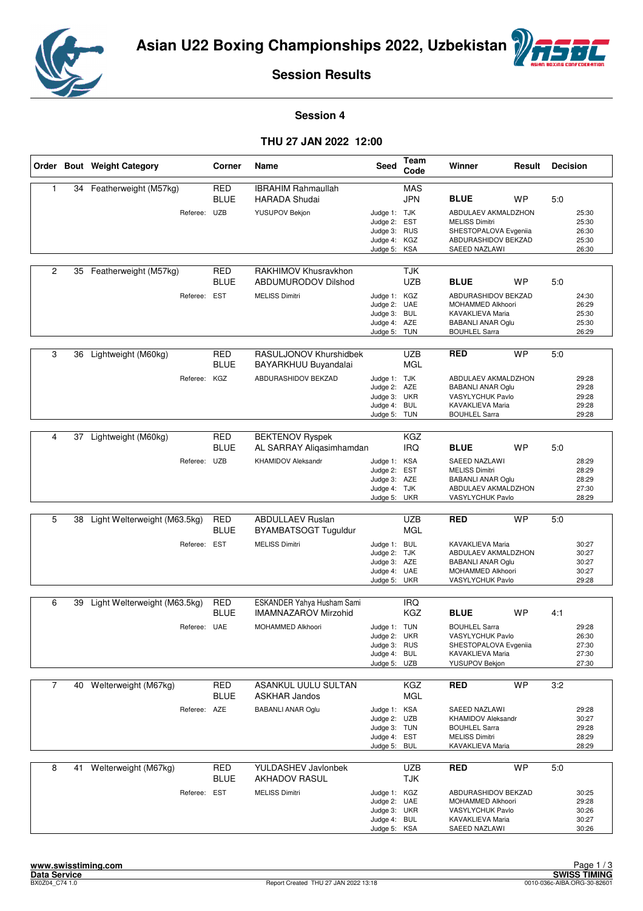# Asian U22 Boxing Championships 2022, Uzbekistan

## Session Results

### Session 4

### THU 27 JAN 2022 12:00

| Order | Bout | Weight Category | Corner | Name | Seed | Team Code | Winner | Result | Decision |
|---|---|---|---|---|---|---|---|---|---|
| 1 | 34 | Featherweight (M57kg) | RED | IBRAHIM Rahmaullah | | MAS | | | |
| | | | BLUE | HARADA Shudai | | JPN | BLUE | WP | 5:0 |
| | | Referee: | UZB | YUSUPOV Bekjon | Judge 1: | TJK | ABDULAEV AKMALDZHON | | 25:30 |
| | | | | | Judge 2: | EST | MELISS Dimitri | | 25:30 |
| | | | | | Judge 3: | RUS | SHESTOPALOVA Evgeniia | | 26:30 |
| | | | | | Judge 4: | KGZ | ABDURASHIDOV BEKZAD | | 25:30 |
| | | | | | Judge 5: | KSA | SAEED NAZLAWI | | 26:30 |
| 2 | 35 | Featherweight (M57kg) | RED | RAKHIMOV Khusravkhon | | TJK | | | |
| | | | BLUE | ABDUMURODOV Dilshod | | UZB | BLUE | WP | 5:0 |
| | | Referee: | EST | MELISS Dimitri | Judge 1: | KGZ | ABDURASHIDOV BEKZAD | | 24:30 |
| | | | | | Judge 2: | UAE | MOHAMMED Alkhoori | | 26:29 |
| | | | | | Judge 3: | BUL | KAVAKLIEVA Maria | | 25:30 |
| | | | | | Judge 4: | AZE | BABANLI ANAR Oglu | | 25:30 |
| | | | | | Judge 5: | TUN | BOUHLEL Sarra | | 26:29 |
| 3 | 36 | Lightweight (M60kg) | RED | RASULJONOV Khurshidbek | | UZB | RED | WP | 5:0 |
| | | | BLUE | BAYARKHUU Buyandalai | | MGL | | | |
| | | Referee: | KGZ | ABDURASHIDOV BEKZAD | Judge 1: | TJK | ABDULAEV AKMALDZHON | | 29:28 |
| | | | | | Judge 2: | AZE | BABANLI ANAR Oglu | | 29:28 |
| | | | | | Judge 3: | UKR | VASYLYCHUK Pavlo | | 29:28 |
| | | | | | Judge 4: | BUL | KAVAKLIEVA Maria | | 29:28 |
| | | | | | Judge 5: | TUN | BOUHLEL Sarra | | 29:28 |
| 4 | 37 | Lightweight (M60kg) | RED | BEKTENOV Ryspek | | KGZ | | | |
| | | | BLUE | AL SARRAY Aliqasimhamdan | | IRQ | BLUE | WP | 5:0 |
| | | Referee: | UZB | KHAMIDOV Aleksandr | Judge 1: | KSA | SAEED NAZLAWI | | 28:29 |
| | | | | | Judge 2: | EST | MELISS Dimitri | | 28:29 |
| | | | | | Judge 3: | AZE | BABANLI ANAR Oglu | | 28:29 |
| | | | | | Judge 4: | TJK | ABDULAEV AKMALDZHON | | 27:30 |
| | | | | | Judge 5: | UKR | VASYLYCHUK Pavlo | | 28:29 |
| 5 | 38 | Light Welterweight (M63.5kg) | RED | ABDULLAEV Ruslan | | UZB | RED | WP | 5:0 |
| | | | BLUE | BYAMBATSOGT Tuguldur | | MGL | | | |
| | | Referee: | EST | MELISS Dimitri | Judge 1: | BUL | KAVAKLIEVA Maria | | 30:27 |
| | | | | | Judge 2: | TJK | ABDULAEV AKMALDZHON | | 30:27 |
| | | | | | Judge 3: | AZE | BABANLI ANAR Oglu | | 30:27 |
| | | | | | Judge 4: | UAE | MOHAMMED Alkhoori | | 30:27 |
| | | | | | Judge 5: | UKR | VASYLYCHUK Pavlo | | 29:28 |
| 6 | 39 | Light Welterweight (M63.5kg) | RED | ESKANDER Yahya Husham Sami | | IRQ | | | |
| | | | BLUE | IMAMNAZAROV Mirzohid | | KGZ | BLUE | WP | 4:1 |
| | | Referee: | UAE | MOHAMMED Alkhoori | Judge 1: | TUN | BOUHLEL Sarra | | 29:28 |
| | | | | | Judge 2: | UKR | VASYLYCHUK Pavlo | | 26:30 |
| | | | | | Judge 3: | RUS | SHESTOPALOVA Evgeniia | | 27:30 |
| | | | | | Judge 4: | BUL | KAVAKLIEVA Maria | | 27:30 |
| | | | | | Judge 5: | UZB | YUSUPOV Bekjon | | 27:30 |
| 7 | 40 | Welterweight (M67kg) | RED | ASANKUL UULU SULTAN | | KGZ | RED | WP | 3:2 |
| | | | BLUE | ASKHAR Jandos | | MGL | | | |
| | | Referee: | AZE | BABANLI ANAR Oglu | Judge 1: | KSA | SAEED NAZLAWI | | 29:28 |
| | | | | | Judge 2: | UZB | KHAMIDOV Aleksandr | | 30:27 |
| | | | | | Judge 3: | TUN | BOUHLEL Sarra | | 29:28 |
| | | | | | Judge 4: | EST | MELISS Dimitri | | 28:29 |
| | | | | | Judge 5: | BUL | KAVAKLIEVA Maria | | 28:29 |
| 8 | 41 | Welterweight (M67kg) | RED | YULDASHEV Javlonbek | | UZB | RED | WP | 5:0 |
| | | | BLUE | AKHADOV RASUL | | TJK | | | |
| | | Referee: | EST | MELISS Dimitri | Judge 1: | KGZ | ABDURASHIDOV BEKZAD | | 30:25 |
| | | | | | Judge 2: | UAE | MOHAMMED Alkhoori | | 29:28 |
| | | | | | Judge 3: | UKR | VASYLYCHUK Pavlo | | 30:26 |
| | | | | | Judge 4: | BUL | KAVAKLIEVA Maria | | 30:27 |
| | | | | | Judge 5: | KSA | SAEED NAZLAWI | | 30:26 |

www.swisstiming.com
Data Service
BX0Z04_C74 1.0

Report Created THU 27 JAN 2022 13:18

SWISS TIMING
0010-036c-AIBA.ORG-30-82601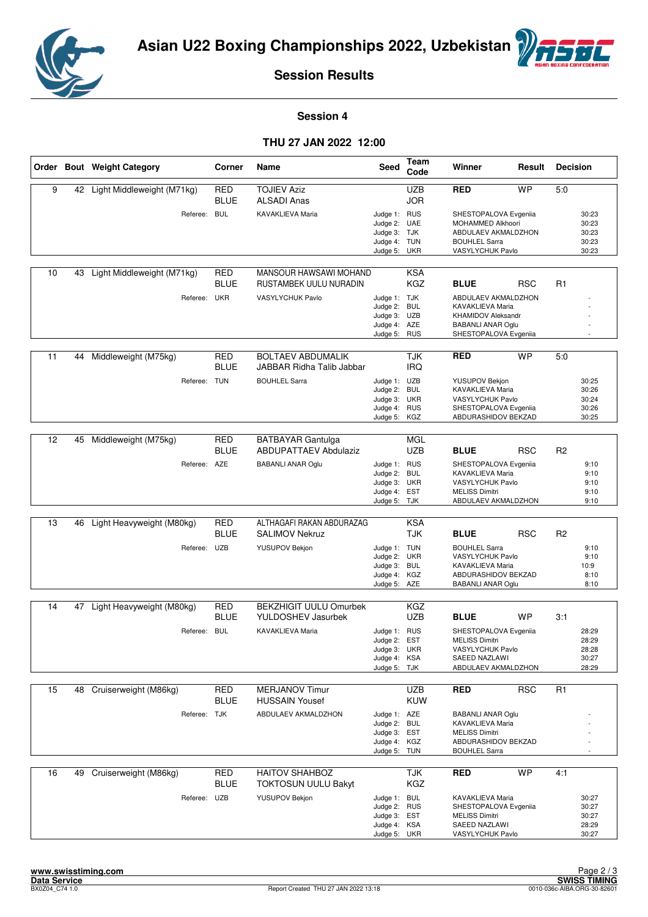# Asian U22 Boxing Championships 2022, Uzbekistan

## Session Results

### Session 4

### THU 27 JAN 2022 12:00

| Order | Bout | Weight Category | Corner | Name | Seed | Team Code | Winner | Result | Decision |
|---|---|---|---|---|---|---|---|---|---|
| 9 | 42 | Light Middleweight (M71kg) | RED | TOJIEV Aziz | | UZB | RED | WP | 5:0 |
| | | | BLUE | ALSADI Anas | | JOR | | | |
| | | Referee: | BUL | KAVAKLIEVA Maria | Judge 1: | RUS | SHESTOPALOVA Evgeniia | | 30:23 |
| | | | | | Judge 2: | UAE | MOHAMMED Alkhoori | | 30:23 |
| | | | | | Judge 3: | TJK | ABDULAEV AKMALDZHON | | 30:23 |
| | | | | | Judge 4: | TUN | BOUHLEL Sarra | | 30:23 |
| | | | | | Judge 5: | UKR | VASYLYCHUK Pavlo | | 30:23 |
| 10 | 43 | Light Middleweight (M71kg) | RED | MANSOUR HAWSAWI MOHAND | | KSA | | | |
| | | | BLUE | RUSTAMBEK UULU NURADIN | | KGZ | BLUE | RSC | R1 |
| | | Referee: | UKR | VASYLYCHUK Pavlo | Judge 1: | TJK | ABDULAEV AKMALDZHON | | - |
| | | | | | Judge 2: | BUL | KAVAKLIEVA Maria | | - |
| | | | | | Judge 3: | UZB | KHAMIDOV Aleksandr | | - |
| | | | | | Judge 4: | AZE | BABANLI ANAR Oglu | | - |
| | | | | | Judge 5: | RUS | SHESTOPALOVA Evgeniia | | - |
| 11 | 44 | Middleweight (M75kg) | RED | BOLTAEV ABDUMALIK | | TJK | RED | WP | 5:0 |
| | | | BLUE | JABBAR Ridha Talib Jabbar | | IRQ | | | |
| | | Referee: | TUN | BOUHLEL Sarra | Judge 1: | UZB | YUSUPOV Bekjon | | 30:25 |
| | | | | | Judge 2: | BUL | KAVAKLIEVA Maria | | 30:26 |
| | | | | | Judge 3: | UKR | VASYLYCHUK Pavlo | | 30:24 |
| | | | | | Judge 4: | RUS | SHESTOPALOVA Evgeniia | | 30:26 |
| | | | | | Judge 5: | KGZ | ABDURASHIDOV BEKZAD | | 30:25 |
| 12 | 45 | Middleweight (M75kg) | RED | BATBAYAR Gantulga | | MGL | | | |
| | | | BLUE | ABDUPATTAEV Abdulaziz | | UZB | BLUE | RSC | R2 |
| | | Referee: | AZE | BABANLI ANAR Oglu | Judge 1: | RUS | SHESTOPALOVA Evgeniia | | 9:10 |
| | | | | | Judge 2: | BUL | KAVAKLIEVA Maria | | 9:10 |
| | | | | | Judge 3: | UKR | VASYLYCHUK Pavlo | | 9:10 |
| | | | | | Judge 4: | EST | MELISS Dimitri | | 9:10 |
| | | | | | Judge 5: | TJK | ABDULAEV AKMALDZHON | | 9:10 |
| 13 | 46 | Light Heavyweight (M80kg) | RED | ALTHAGAFI RAKAN ABDURAZAG | | KSA | | | |
| | | | BLUE | SALIMOV Nekruz | | TJK | BLUE | RSC | R2 |
| | | Referee: | UZB | YUSUPOV Bekjon | Judge 1: | TUN | BOUHLEL Sarra | | 9:10 |
| | | | | | Judge 2: | UKR | VASYLYCHUK Pavlo | | 9:10 |
| | | | | | Judge 3: | BUL | KAVAKLIEVA Maria | | 10:9 |
| | | | | | Judge 4: | KGZ | ABDURASHIDOV BEKZAD | | 8:10 |
| | | | | | Judge 5: | AZE | BABANLI ANAR Oglu | | 8:10 |
| 14 | 47 | Light Heavyweight (M80kg) | RED | BEKZHIGIT UULU Omurbek | | KGZ | | | |
| | | | BLUE | YULDOSHEV Jasurbek | | UZB | BLUE | WP | 3:1 |
| | | Referee: | BUL | KAVAKLIEVA Maria | Judge 1: | RUS | SHESTOPALOVA Evgeniia | | 28:29 |
| | | | | | Judge 2: | EST | MELISS Dimitri | | 28:29 |
| | | | | | Judge 3: | UKR | VASYLYCHUK Pavlo | | 28:28 |
| | | | | | Judge 4: | KSA | SAEED NAZLAWI | | 30:27 |
| | | | | | Judge 5: | TJK | ABDULAEV AKMALDZHON | | 28:29 |
| 15 | 48 | Cruiserweight (M86kg) | RED | MERJANOV Timur | | UZB | RED | RSC | R1 |
| | | | BLUE | HUSSAIN Yousef | | KUW | | | |
| | | Referee: | TJK | ABDULAEV AKMALDZHON | Judge 1: | AZE | BABANLI ANAR Oglu | | - |
| | | | | | Judge 2: | BUL | KAVAKLIEVA Maria | | - |
| | | | | | Judge 3: | EST | MELISS Dimitri | | - |
| | | | | | Judge 4: | KGZ | ABDURASHIDOV BEKZAD | | - |
| | | | | | Judge 5: | TUN | BOUHLEL Sarra | | - |
| 16 | 49 | Cruiserweight (M86kg) | RED | HAITOV SHAHBOZ | | TJK | RED | WP | 4:1 |
| | | | BLUE | TOKTOSUN UULU Bakyt | | KGZ | | | |
| | | Referee: | UZB | YUSUPOV Bekjon | Judge 1: | BUL | KAVAKLIEVA Maria | | 30:27 |
| | | | | | Judge 2: | RUS | SHESTOPALOVA Evgeniia | | 30:27 |
| | | | | | Judge 3: | EST | MELISS Dimitri | | 30:27 |
| | | | | | Judge 4: | KSA | SAEED NAZLAWI | | 28:29 |
| | | | | | Judge 5: | UKR | VASYLYCHUK Pavlo | | 30:27 |

www.swisstiming.com
Data Service
BX0Z04_C74 1.0 Report Created THU 27 JAN 2022 13:18
SWISS TIMING
0010-036c-AIBA.ORG-30-82601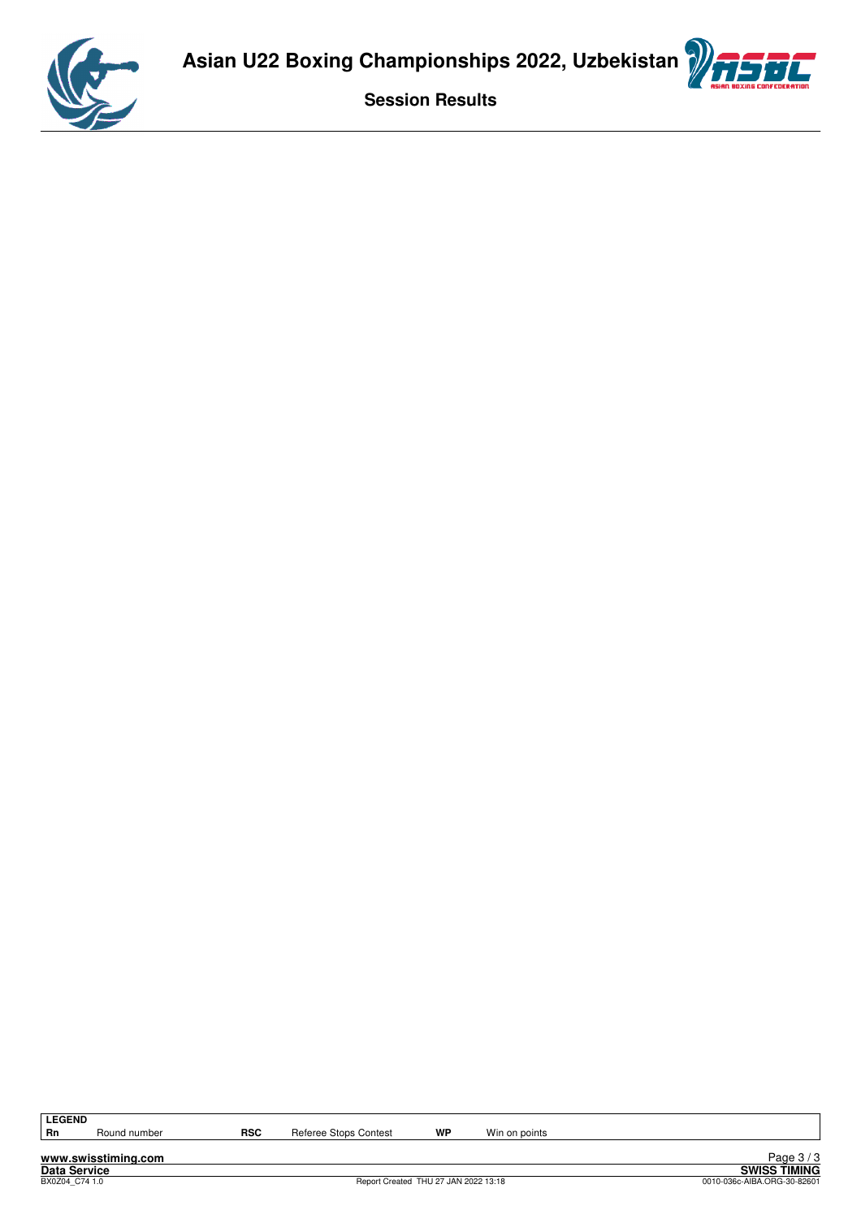# Asian U22 Boxing Championships 2022, Uzbekistan

## Session Results

| LEGEND | | | | | |
|---|---|---|---|---|---|
| Rn | Round number | RSC | Referee Stops Contest | WP | Win on points |

www.swisstiming.com

Data Service

BX0Z04_C74 1.0

Report Created THU 27 JAN 2022 13:18

SWISS TIMING

0010-036c-AIBA.ORG-30-82601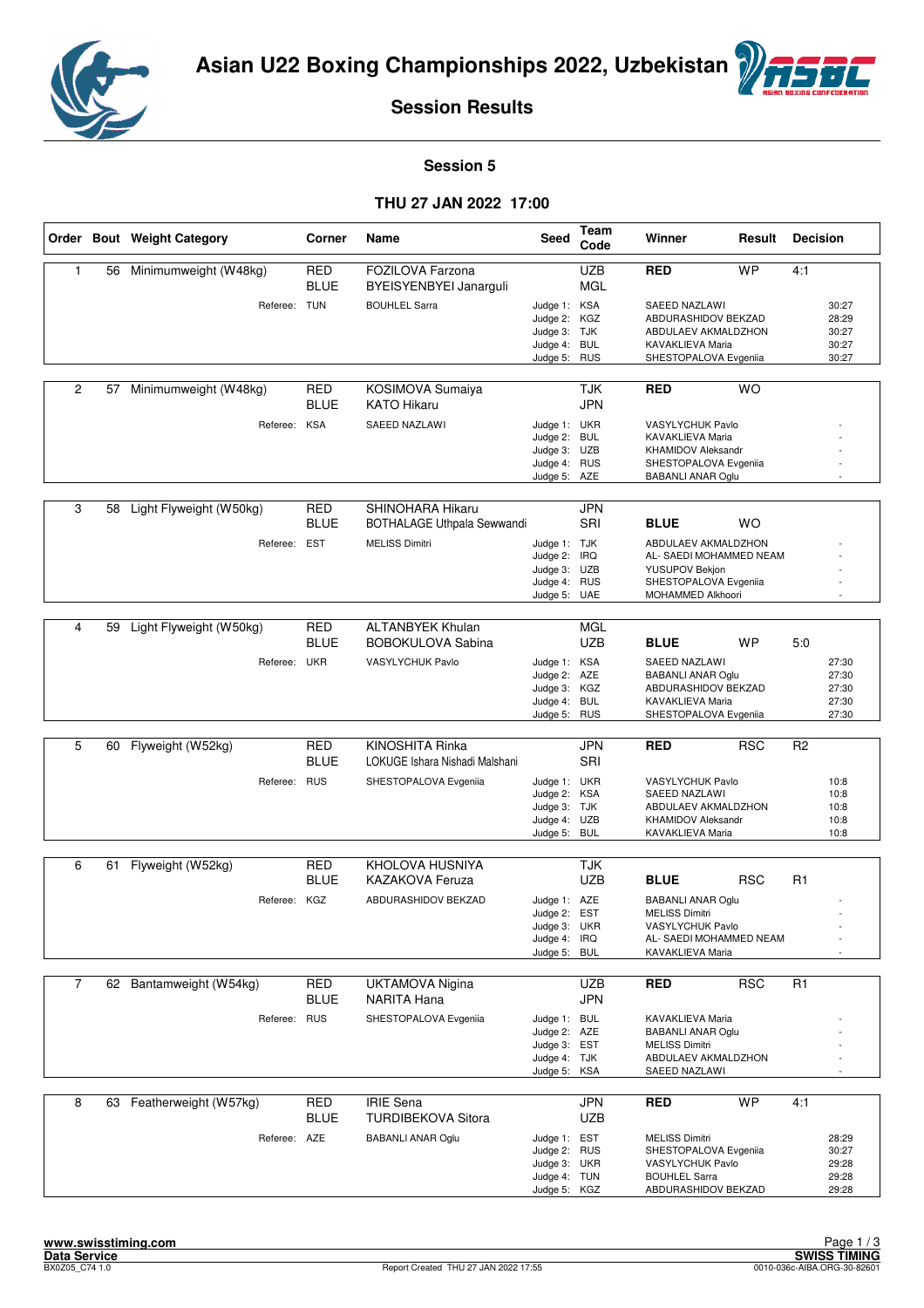# Asian U22 Boxing Championships 2022, Uzbekistan

## Session Results

### Session 5

### THU 27 JAN 2022 17:00

| Order | Bout | Weight Category | Corner | Name | Seed | Team Code | Winner | Result | Decision |
|---|---|---|---|---|---|---|---|---|---|
| 1 | 56 | Minimumweight (W48kg) | RED | FOZILOVA Farzona | | UZB | RED | WP | 4:1 |
| | | | BLUE | BYEISYENBYEI Janarguli | | MGL | | | |
| | | Referee: | TUN | BOUHLEL Sarra | Judge 1: | KSA | SAEED NAZLAWI | | 30:27 |
| | | | | | Judge 2: | KGZ | ABDURASHIDOV BEKZAD | | 28:29 |
| | | | | | Judge 3: | TJK | ABDULAEV AKMALDZHON | | 30:27 |
| | | | | | Judge 4: | BUL | KAVAKLIEVA Maria | | 30:27 |
| | | | | | Judge 5: | RUS | SHESTOPALOVA Evgeniia | | 30:27 |
| 2 | 57 | Minimumweight (W48kg) | RED | KOSIMOVA Sumaiya | | TJK | RED | WO | |
| | | | BLUE | KATO Hikaru | | JPN | | | |
| | | Referee: | KSA | SAEED NAZLAWI | Judge 1: | UKR | VASYLYCHUK Pavlo | | - |
| | | | | | Judge 2: | BUL | KAVAKLIEVA Maria | | - |
| | | | | | Judge 3: | UZB | KHAMIDOV Aleksandr | | - |
| | | | | | Judge 4: | RUS | SHESTOPALOVA Evgeniia | | - |
| | | | | | Judge 5: | AZE | BABANLI ANAR Oglu | | - |
| 3 | 58 | Light Flyweight (W50kg) | RED | SHINOHARA Hikaru | | JPN | | | |
| | | | BLUE | BOTHALAGE Uthpala Sewwandi | | SRI | BLUE | WO | |
| | | Referee: | EST | MELISS Dimitri | Judge 1: | TJK | ABDULAEV AKMALDZHON | | - |
| | | | | | Judge 2: | IRQ | AL- SAEDI MOHAMMED NEAM | | - |
| | | | | | Judge 3: | UZB | YUSUPOV Bekjon | | - |
| | | | | | Judge 4: | RUS | SHESTOPALOVA Evgeniia | | - |
| | | | | | Judge 5: | UAE | MOHAMMED Alkhoori | | - |
| 4 | 59 | Light Flyweight (W50kg) | RED | ALTANBYEK Khulan | | MGL | | | |
| | | | BLUE | BOBOKULOVA Sabina | | UZB | BLUE | WP | 5:0 |
| | | Referee: | UKR | VASYLYCHUK Pavlo | Judge 1: | KSA | SAEED NAZLAWI | | 27:30 |
| | | | | | Judge 2: | AZE | BABANLI ANAR Oglu | | 27:30 |
| | | | | | Judge 3: | KGZ | ABDURASHIDOV BEKZAD | | 27:30 |
| | | | | | Judge 4: | BUL | KAVAKLIEVA Maria | | 27:30 |
| | | | | | Judge 5: | RUS | SHESTOPALOVA Evgeniia | | 27:30 |
| 5 | 60 | Flyweight (W52kg) | RED | KINOSHITA Rinka | | JPN | RED | RSC | R2 |
| | | | BLUE | LOKUGE Ishara Nishadi Malshani | | SRI | | | |
| | | Referee: | RUS | SHESTOPALOVA Evgeniia | Judge 1: | UKR | VASYLYCHUK Pavlo | | 10:8 |
| | | | | | Judge 2: | KSA | SAEED NAZLAWI | | 10:8 |
| | | | | | Judge 3: | TJK | ABDULAEV AKMALDZHON | | 10:8 |
| | | | | | Judge 4: | UZB | KHAMIDOV Aleksandr | | 10:8 |
| | | | | | Judge 5: | BUL | KAVAKLIEVA Maria | | 10:8 |
| 6 | 61 | Flyweight (W52kg) | RED | KHOLOVA HUSNIYA | | TJK | | | |
| | | | BLUE | KAZAKOVA Feruza | | UZB | BLUE | RSC | R1 |
| | | Referee: | KGZ | ABDURASHIDOV BEKZAD | Judge 1: | AZE | BABANLI ANAR Oglu | | - |
| | | | | | Judge 2: | EST | MELISS Dimitri | | - |
| | | | | | Judge 3: | UKR | VASYLYCHUK Pavlo | | - |
| | | | | | Judge 4: | IRQ | AL- SAEDI MOHAMMED NEAM | | - |
| | | | | | Judge 5: | BUL | KAVAKLIEVA Maria | | - |
| 7 | 62 | Bantamweight (W54kg) | RED | UKTAMOVA Nigina | | UZB | RED | RSC | R1 |
| | | | BLUE | NARITA Hana | | JPN | | | |
| | | Referee: | RUS | SHESTOPALOVA Evgeniia | Judge 1: | BUL | KAVAKLIEVA Maria | | - |
| | | | | | Judge 2: | AZE | BABANLI ANAR Oglu | | - |
| | | | | | Judge 3: | EST | MELISS Dimitri | | - |
| | | | | | Judge 4: | TJK | ABDULAEV AKMALDZHON | | - |
| | | | | | Judge 5: | KSA | SAEED NAZLAWI | | - |
| 8 | 63 | Featherweight (W57kg) | RED | IRIE Sena | | JPN | RED | WP | 4:1 |
| | | | BLUE | TURDIBEKOVA Sitora | | UZB | | | |
| | | Referee: | AZE | BABANLI ANAR Oglu | Judge 1: | EST | MELISS Dimitri | | 28:29 |
| | | | | | Judge 2: | RUS | SHESTOPALOVA Evgeniia | | 30:27 |
| | | | | | Judge 3: | UKR | VASYLYCHUK Pavlo | | 29:28 |
| | | | | | Judge 4: | TUN | BOUHLEL Sarra | | 29:28 |
| | | | | | Judge 5: | KGZ | ABDURASHIDOV BEKZAD | | 29:28 |

www.swisstiming.com
Data Service
BX0Z05_C74 1.0

Report Created THU 27 JAN 2022 17:55

SWISS TIMING
0010-036c-AIBA.ORG-30-82601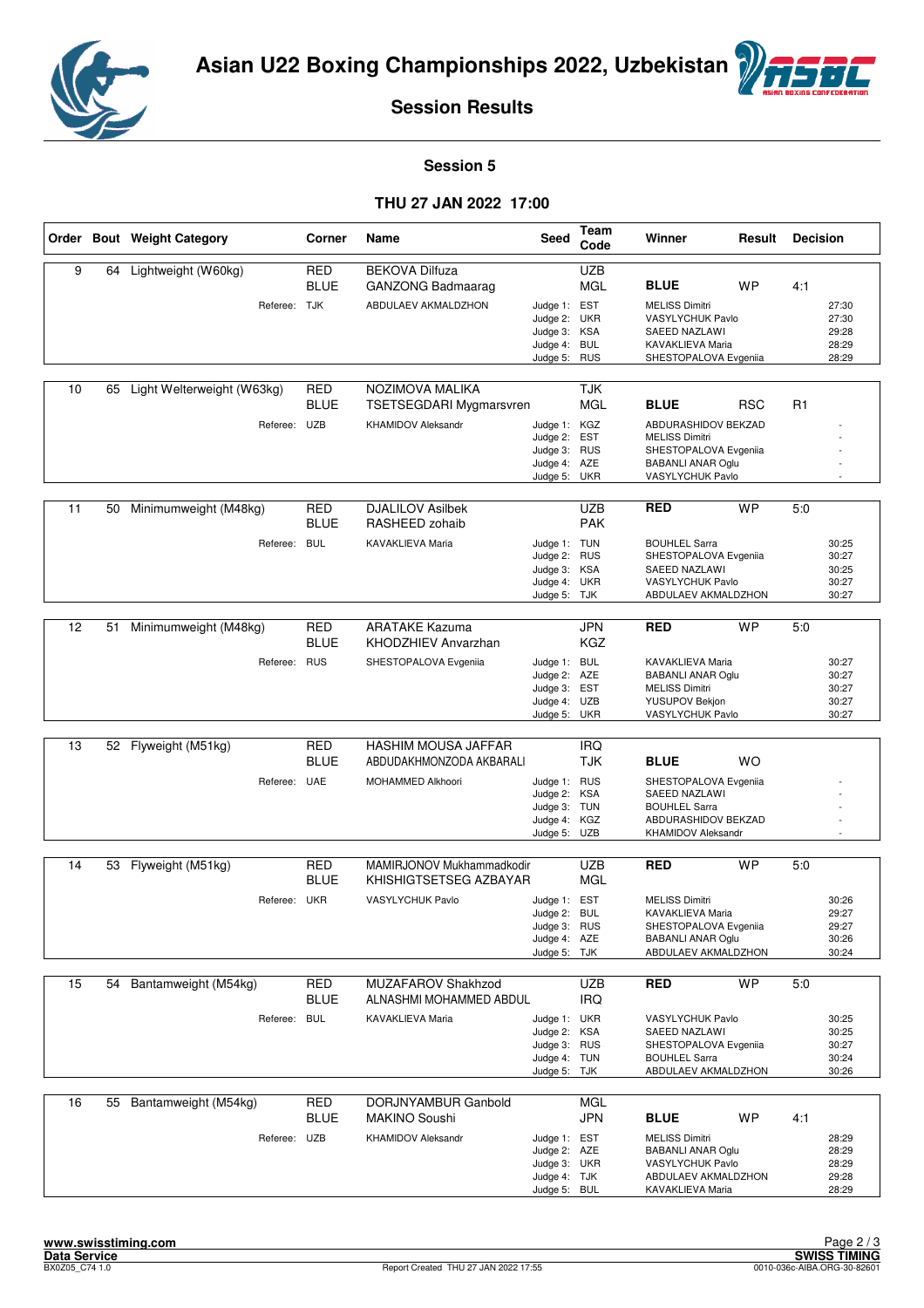# Asian U22 Boxing Championships 2022, Uzbekistan

## Session Results

### Session 5

### THU 27 JAN 2022 17:00

| Order | Bout | Weight Category | Corner | Name | Seed | Team Code | Winner | Result | Decision |
|---|---|---|---|---|---|---|---|---|---|
| 9 | 64 | Lightweight (W60kg) | RED | BEKOVA Dilfuza | | UZB | | | |
| | | | BLUE | GANZONG Badmaarag | | MGL | **BLUE** | WP | 4:1 |
| | | Referee: | TJK | ABDULAEV AKMALDZHON | Judge 1: | EST | MELISS Dimitri | | 27:30 |
| | | | | | Judge 2: | UKR | VASYLYCHUK Pavlo | | 27:30 |
| | | | | | Judge 3: | KSA | SAEED NAZLAWI | | 29:28 |
| | | | | | Judge 4: | BUL | KAVAKLIEVA Maria | | 28:29 |
| | | | | | Judge 5: | RUS | SHESTOPALOVA Evgeniia | | 28:29 |
| 10 | 65 | Light Welterweight (W63kg) | RED | NOZIMOVA MALIKA | | TJK | | | |
| | | | BLUE | TSETSEGDARI Mygmarsvren | | MGL | **BLUE** | RSC | R1 |
| | | Referee: | UZB | KHAMIDOV Aleksandr | Judge 1: | KGZ | ABDURASHIDOV BEKZAD | | - |
| | | | | | Judge 2: | EST | MELISS Dimitri | | - |
| | | | | | Judge 3: | RUS | SHESTOPALOVA Evgeniia | | - |
| | | | | | Judge 4: | AZE | BABANLI ANAR Oglu | | - |
| | | | | | Judge 5: | UKR | VASYLYCHUK Pavlo | | - |
| 11 | 50 | Minimumweight (M48kg) | RED | DJALILOV Asilbek | | UZB | **RED** | WP | 5:0 |
| | | | BLUE | RASHEED zohaib | | PAK | | | |
| | | Referee: | BUL | KAVAKLIEVA Maria | Judge 1: | TUN | BOUHLEL Sarra | | 30:25 |
| | | | | | Judge 2: | RUS | SHESTOPALOVA Evgeniia | | 30:27 |
| | | | | | Judge 3: | KSA | SAEED NAZLAWI | | 30:25 |
| | | | | | Judge 4: | UKR | VASYLYCHUK Pavlo | | 30:27 |
| | | | | | Judge 5: | TJK | ABDULAEV AKMALDZHON | | 30:27 |
| 12 | 51 | Minimumweight (M48kg) | RED | ARATAKE Kazuma | | JPN | **RED** | WP | 5:0 |
| | | | BLUE | KHODZHIEV Anvarzhan | | KGZ | | | |
| | | Referee: | RUS | SHESTOPALOVA Evgeniia | Judge 1: | BUL | KAVAKLIEVA Maria | | 30:27 |
| | | | | | Judge 2: | AZE | BABANLI ANAR Oglu | | 30:27 |
| | | | | | Judge 3: | EST | MELISS Dimitri | | 30:27 |
| | | | | | Judge 4: | UZB | YUSUPOV Bekjon | | 30:27 |
| | | | | | Judge 5: | UKR | VASYLYCHUK Pavlo | | 30:27 |
| 13 | 52 | Flyweight (M51kg) | RED | HASHIM MOUSA JAFFAR | | IRQ | | | |
| | | | BLUE | ABDUDAKHMONZODA AKBARALI | | TJK | **BLUE** | WO | |
| | | Referee: | UAE | MOHAMMED Alkhoori | Judge 1: | RUS | SHESTOPALOVA Evgeniia | | - |
| | | | | | Judge 2: | KSA | SAEED NAZLAWI | | - |
| | | | | | Judge 3: | TUN | BOUHLEL Sarra | | - |
| | | | | | Judge 4: | KGZ | ABDURASHIDOV BEKZAD | | - |
| | | | | | Judge 5: | UZB | KHAMIDOV Aleksandr | | - |
| 14 | 53 | Flyweight (M51kg) | RED | MAMIRJONOV Mukhammadkodir | | UZB | **RED** | WP | 5:0 |
| | | | BLUE | KHISHIGTSETSEG AZBAYAR | | MGL | | | |
| | | Referee: | UKR | VASYLYCHUK Pavlo | Judge 1: | EST | MELISS Dimitri | | 30:26 |
| | | | | | Judge 2: | BUL | KAVAKLIEVA Maria | | 29:27 |
| | | | | | Judge 3: | RUS | SHESTOPALOVA Evgeniia | | 29:27 |
| | | | | | Judge 4: | AZE | BABANLI ANAR Oglu | | 30:26 |
| | | | | | Judge 5: | TJK | ABDULAEV AKMALDZHON | | 30:24 |
| 15 | 54 | Bantamweight (M54kg) | RED | MUZAFAROV Shakhzod | | UZB | **RED** | WP | 5:0 |
| | | | BLUE | ALNASHMI MOHAMMED ABDUL | | IRQ | | | |
| | | Referee: | BUL | KAVAKLIEVA Maria | Judge 1: | UKR | VASYLYCHUK Pavlo | | 30:25 |
| | | | | | Judge 2: | KSA | SAEED NAZLAWI | | 30:25 |
| | | | | | Judge 3: | RUS | SHESTOPALOVA Evgeniia | | 30:27 |
| | | | | | Judge 4: | TUN | BOUHLEL Sarra | | 30:24 |
| | | | | | Judge 5: | TJK | ABDULAEV AKMALDZHON | | 30:26 |
| 16 | 55 | Bantamweight (M54kg) | RED | DORJNYAMBUR Ganbold | | MGL | | | |
| | | | BLUE | MAKINO Soushi | | JPN | **BLUE** | WP | 4:1 |
| | | Referee: | UZB | KHAMIDOV Aleksandr | Judge 1: | EST | MELISS Dimitri | | 28:29 |
| | | | | | Judge 2: | AZE | BABANLI ANAR Oglu | | 28:29 |
| | | | | | Judge 3: | UKR | VASYLYCHUK Pavlo | | 28:29 |
| | | | | | Judge 4: | TJK | ABDULAEV AKMALDZHON | | 29:28 |
| | | | | | Judge 5: | BUL | KAVAKLIEVA Maria | | 28:29 |

www.swisstiming.com
Data Service
BX0Z05_C74 1.0 — Report Created THU 27 JAN 2022 17:55 — SWISS TIMING — 0010-036c-AIBA.ORG-30-82601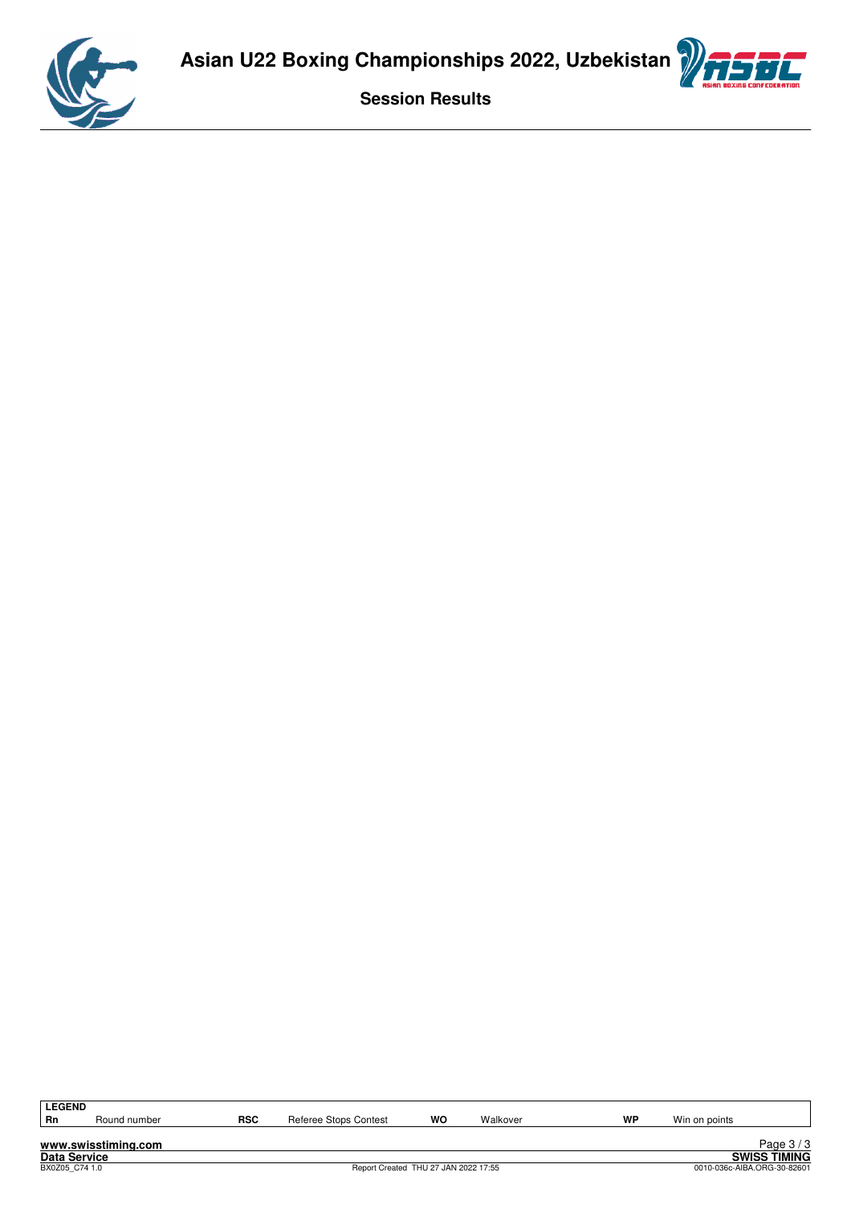**LEGEND**

| | | | | | | | |
|---|---|---|---|---|---|---|---|
| Rn | Round number | RSC | Referee Stops Contest | WO | Walkover | WP | Win on points |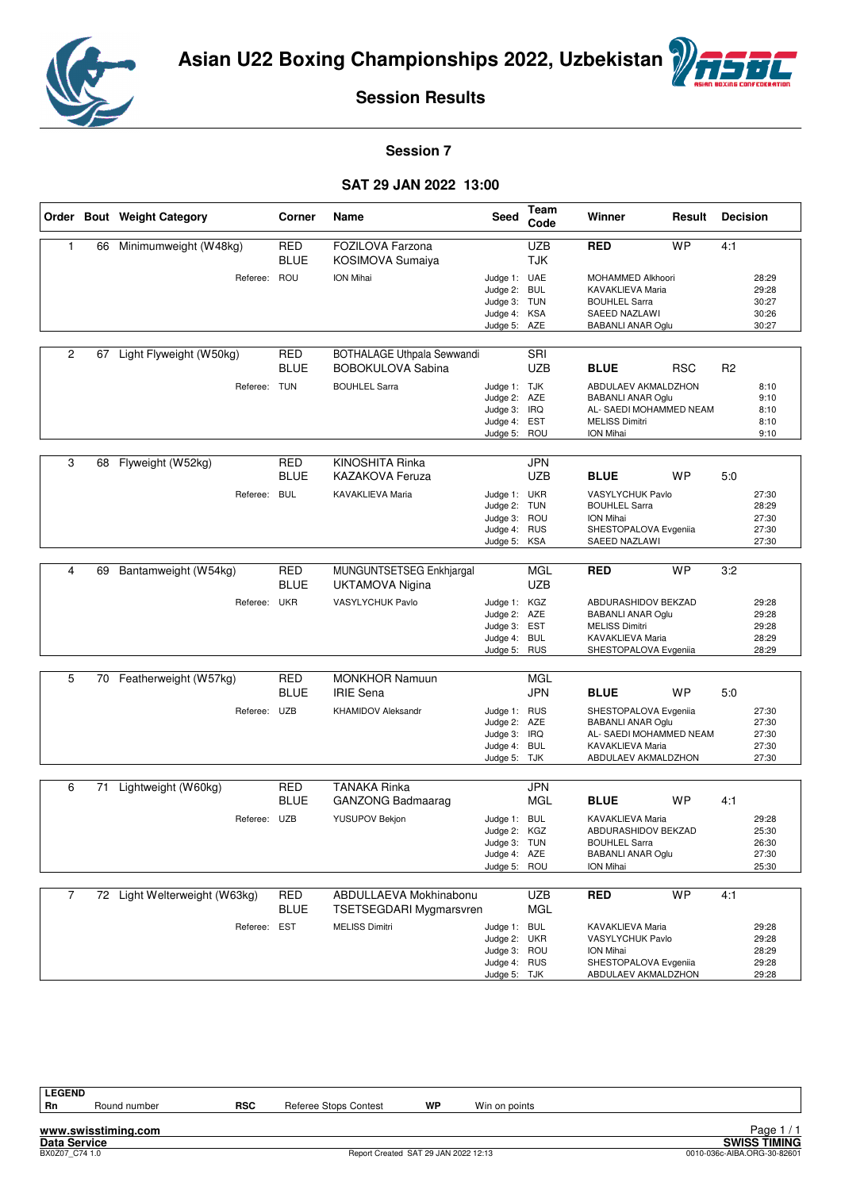# Asian U22 Boxing Championships 2022, Uzbekistan

## Session Results

### Session 7

### SAT 29 JAN 2022 13:00

| Order | Bout | Weight Category | Corner | Name | Seed | Team Code | Winner | Result | Decision |
|---|---|---|---|---|---|---|---|---|---|
| 1 | 66 | Minimumweight (W48kg) | RED | FOZILOVA Farzona | | UZB | RED | WP | 4:1 |
| | | | BLUE | KOSIMOVA Sumaiya | | TJK | | | |
| | | Referee: | ROU | ION Mihai | Judge 1: | UAE | MOHAMMED Alkhoori | | 28:29 |
| | | | | | Judge 2: | BUL | KAVAKLIEVA Maria | | 29:28 |
| | | | | | Judge 3: | TUN | BOUHLEL Sarra | | 30:27 |
| | | | | | Judge 4: | KSA | SAEED NAZLAWI | | 30:26 |
| | | | | | Judge 5: | AZE | BABANLI ANAR Oglu | | 30:27 |
| 2 | 67 | Light Flyweight (W50kg) | RED | BOTHALAGE Uthpala Sewwandi | | SRI | | | |
| | | | BLUE | BOBOKULOVA Sabina | | UZB | BLUE | RSC | R2 |
| | | Referee: | TUN | BOUHLEL Sarra | Judge 1: | TJK | ABDULAEV AKMALDZHON | | 8:10 |
| | | | | | Judge 2: | AZE | BABANLI ANAR Oglu | | 9:10 |
| | | | | | Judge 3: | IRQ | AL- SAEDI MOHAMMED NEAM | | 8:10 |
| | | | | | Judge 4: | EST | MELISS Dimitri | | 8:10 |
| | | | | | Judge 5: | ROU | ION Mihai | | 9:10 |
| 3 | 68 | Flyweight (W52kg) | RED | KINOSHITA Rinka | | JPN | | | |
| | | | BLUE | KAZAKOVA Feruza | | UZB | BLUE | WP | 5:0 |
| | | Referee: | BUL | KAVAKLIEVA Maria | Judge 1: | UKR | VASYLYCHUK Pavlo | | 27:30 |
| | | | | | Judge 2: | TUN | BOUHLEL Sarra | | 28:29 |
| | | | | | Judge 3: | ROU | ION Mihai | | 27:30 |
| | | | | | Judge 4: | RUS | SHESTOPALOVA Evgeniia | | 27:30 |
| | | | | | Judge 5: | KSA | SAEED NAZLAWI | | 27:30 |
| 4 | 69 | Bantamweight (W54kg) | RED | MUNGUNTSETSEG Enkhjargal | | MGL | RED | WP | 3:2 |
| | | | BLUE | UKTAMOVA Nigina | | UZB | | | |
| | | Referee: | UKR | VASYLYCHUK Pavlo | Judge 1: | KGZ | ABDURASHIDOV BEKZAD | | 29:28 |
| | | | | | Judge 2: | AZE | BABANLI ANAR Oglu | | 29:28 |
| | | | | | Judge 3: | EST | MELISS Dimitri | | 29:28 |
| | | | | | Judge 4: | BUL | KAVAKLIEVA Maria | | 28:29 |
| | | | | | Judge 5: | RUS | SHESTOPALOVA Evgeniia | | 28:29 |
| 5 | 70 | Featherweight (W57kg) | RED | MONKHOR Namuun | | MGL | | | |
| | | | BLUE | IRIE Sena | | JPN | BLUE | WP | 5:0 |
| | | Referee: | UZB | KHAMIDOV Aleksandr | Judge 1: | RUS | SHESTOPALOVA Evgeniia | | 27:30 |
| | | | | | Judge 2: | AZE | BABANLI ANAR Oglu | | 27:30 |
| | | | | | Judge 3: | IRQ | AL- SAEDI MOHAMMED NEAM | | 27:30 |
| | | | | | Judge 4: | BUL | KAVAKLIEVA Maria | | 27:30 |
| | | | | | Judge 5: | TJK | ABDULAEV AKMALDZHON | | 27:30 |
| 6 | 71 | Lightweight (W60kg) | RED | TANAKA Rinka | | JPN | | | |
| | | | BLUE | GANZONG Badmaarag | | MGL | BLUE | WP | 4:1 |
| | | Referee: | UZB | YUSUPOV Bekjon | Judge 1: | BUL | KAVAKLIEVA Maria | | 29:28 |
| | | | | | Judge 2: | KGZ | ABDURASHIDOV BEKZAD | | 25:30 |
| | | | | | Judge 3: | TUN | BOUHLEL Sarra | | 26:30 |
| | | | | | Judge 4: | AZE | BABANLI ANAR Oglu | | 27:30 |
| | | | | | Judge 5: | ROU | ION Mihai | | 25:30 |
| 7 | 72 | Light Welterweight (W63kg) | RED | ABDULLAEVA Mokhinabonu | | UZB | RED | WP | 4:1 |
| | | | BLUE | TSETSEGDARI Mygmarsvren | | MGL | | | |
| | | Referee: | EST | MELISS Dimitri | Judge 1: | BUL | KAVAKLIEVA Maria | | 29:28 |
| | | | | | Judge 2: | UKR | VASYLYCHUK Pavlo | | 29:28 |
| | | | | | Judge 3: | ROU | ION Mihai | | 28:29 |
| | | | | | Judge 4: | RUS | SHESTOPALOVA Evgeniia | | 29:28 |
| | | | | | Judge 5: | TJK | ABDULAEV AKMALDZHON | | 29:28 |

| LEGEND | | | | | |
|---|---|---|---|---|---|
| Rn | Round number | RSC | Referee Stops Contest | WP | Win on points |

www.swisstiming.com
Data Service
BX0Z07_C74 1.0 — Report Created SAT 29 JAN 2022 12:13 — SWISS TIMING — 0010-036c-AIBA.ORG-30-82601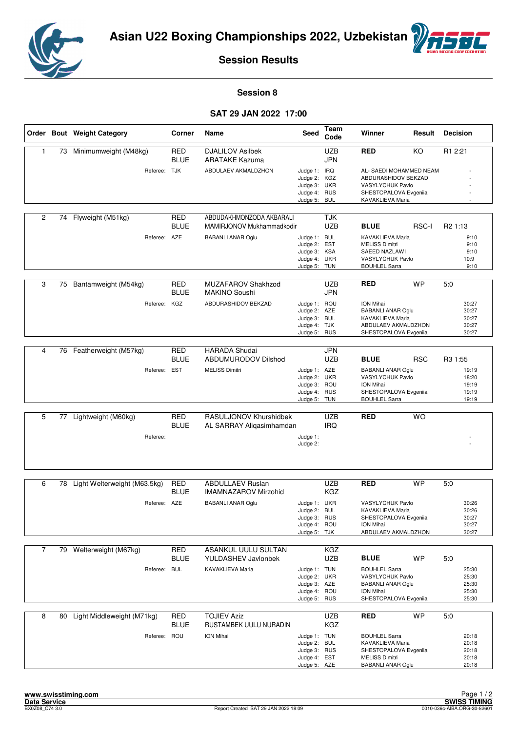# Asian U22 Boxing Championships 2022, Uzbekistan

## Session Results

### Session 8

### SAT 29 JAN 2022 17:00

| Order | Bout | Weight Category | Corner | Name | Seed | Team Code | Winner | Result | Decision |
|---|---|---|---|---|---|---|---|---|---|
| 1 | 73 | Minimumweight (M48kg) | RED | DJALILOV Asilbek | | UZB | **RED** | KO | R1 2:21 |
| | | | BLUE | ARATAKE Kazuma | | JPN | | | |
| | | Referee: | TJK | ABDULAEV AKMALDZHON | Judge 1: | IRQ | AL- SAEDI MOHAMMED NEAM | | - |
| | | | | | Judge 2: | KGZ | ABDURASHIDOV BEKZAD | | - |
| | | | | | Judge 3: | UKR | VASYLYCHUK Pavlo | | - |
| | | | | | Judge 4: | RUS | SHESTOPALOVA Evgeniia | | - |
| | | | | | Judge 5: | BUL | KAVAKLIEVA Maria | | - |
| 2 | 74 | Flyweight (M51kg) | RED | ABDUDAKHMONZODA AKBARALI | | TJK | | | |
| | | | BLUE | MAMIRJONOV Mukhammadkodir | | UZB | **BLUE** | RSC-I | R2 1:13 |
| | | Referee: | AZE | BABANLI ANAR Oglu | Judge 1: | BUL | KAVAKLIEVA Maria | | 9:10 |
| | | | | | Judge 2: | EST | MELISS Dimitri | | 9:10 |
| | | | | | Judge 3: | KSA | SAEED NAZLAWI | | 9:10 |
| | | | | | Judge 4: | UKR | VASYLYCHUK Pavlo | | 10:9 |
| | | | | | Judge 5: | TUN | BOUHLEL Sarra | | 9:10 |
| 3 | 75 | Bantamweight (M54kg) | RED | MUZAFAROV Shakhzod | | UZB | **RED** | WP | 5:0 |
| | | | BLUE | MAKINO Soushi | | JPN | | | |
| | | Referee: | KGZ | ABDURASHIDOV BEKZAD | Judge 1: | ROU | ION Mihai | | 30:27 |
| | | | | | Judge 2: | AZE | BABANLI ANAR Oglu | | 30:27 |
| | | | | | Judge 3: | BUL | KAVAKLIEVA Maria | | 30:27 |
| | | | | | Judge 4: | TJK | ABDULAEV AKMALDZHON | | 30:27 |
| | | | | | Judge 5: | RUS | SHESTOPALOVA Evgeniia | | 30:27 |
| 4 | 76 | Featherweight (M57kg) | RED | HARADA Shudai | | JPN | | | |
| | | | BLUE | ABDUMURODOV Dilshod | | UZB | **BLUE** | RSC | R3 1:55 |
| | | Referee: | EST | MELISS Dimitri | Judge 1: | AZE | BABANLI ANAR Oglu | | 19:19 |
| | | | | | Judge 2: | UKR | VASYLYCHUK Pavlo | | 18:20 |
| | | | | | Judge 3: | ROU | ION Mihai | | 19:19 |
| | | | | | Judge 4: | RUS | SHESTOPALOVA Evgeniia | | 19:19 |
| | | | | | Judge 5: | TUN | BOUHLEL Sarra | | 19:19 |
| 5 | 77 | Lightweight (M60kg) | RED | RASULJONOV Khurshidbek | | UZB | **RED** | WO | |
| | | | BLUE | AL SARRAY Aliqasimhamdan | | IRQ | | | |
| | | Referee: | | | Judge 1: | | | | - |
| | | | | | Judge 2: | | | | - |
| 6 | 78 | Light Welterweight (M63.5kg) | RED | ABDULLAEV Ruslan | | UZB | **RED** | WP | 5:0 |
| | | | BLUE | IMAMNAZAROV Mirzohid | | KGZ | | | |
| | | Referee: | AZE | BABANLI ANAR Oglu | Judge 1: | UKR | VASYLYCHUK Pavlo | | 30:26 |
| | | | | | Judge 2: | BUL | KAVAKLIEVA Maria | | 30:26 |
| | | | | | Judge 3: | RUS | SHESTOPALOVA Evgeniia | | 30:27 |
| | | | | | Judge 4: | ROU | ION Mihai | | 30:27 |
| | | | | | Judge 5: | TJK | ABDULAEV AKMALDZHON | | 30:27 |
| 7 | 79 | Welterweight (M67kg) | RED | ASANKUL UULU SULTAN | | KGZ | | | |
| | | | BLUE | YULDASHEV Javlonbek | | UZB | **BLUE** | WP | 5:0 |
| | | Referee: | BUL | KAVAKLIEVA Maria | Judge 1: | TUN | BOUHLEL Sarra | | 25:30 |
| | | | | | Judge 2: | UKR | VASYLYCHUK Pavlo | | 25:30 |
| | | | | | Judge 3: | AZE | BABANLI ANAR Oglu | | 25:30 |
| | | | | | Judge 4: | ROU | ION Mihai | | 25:30 |
| | | | | | Judge 5: | RUS | SHESTOPALOVA Evgeniia | | 25:30 |
| 8 | 80 | Light Middleweight (M71kg) | RED | TOJIEV Aziz | | UZB | **RED** | WP | 5:0 |
| | | | BLUE | RUSTAMBEK UULU NURADIN | | KGZ | | | |
| | | Referee: | ROU | ION Mihai | Judge 1: | TUN | BOUHLEL Sarra | | 20:18 |
| | | | | | Judge 2: | BUL | KAVAKLIEVA Maria | | 20:18 |
| | | | | | Judge 3: | RUS | SHESTOPALOVA Evgeniia | | 20:18 |
| | | | | | Judge 4: | EST | MELISS Dimitri | | 20:18 |
| | | | | | Judge 5: | AZE | BABANLI ANAR Oglu | | 20:18 |

www.swisstiming.com
Data Service
BX0Z08_C74 3.0

Report Created SAT 29 JAN 2022 18:09

SWISS TIMING
0010-036c-AIBA.ORG-30-82601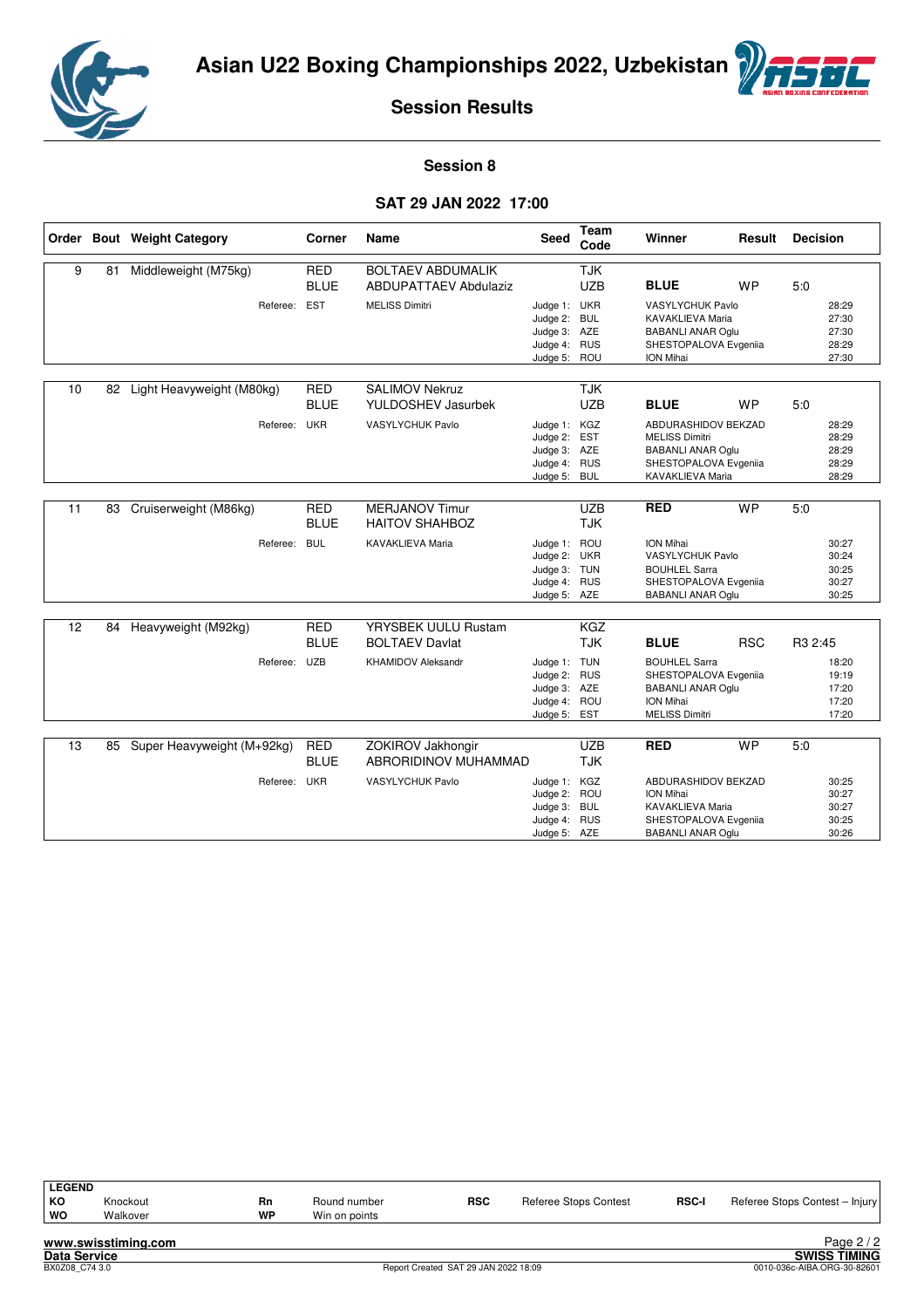# Asian U22 Boxing Championships 2022, Uzbekistan

## Session Results

### Session 8

### SAT 29 JAN 2022 17:00

| Order | Bout | Weight Category | Corner | Name | Seed | Team Code | Winner | Result | Decision |
|---|---|---|---|---|---|---|---|---|---|
| 9 | 81 | Middleweight (M75kg) | RED | BOLTAEV ABDUMALIK | | TJK | | | |
| | | | BLUE | ABDUPATTAEV Abdulaziz | | UZB | **BLUE** | WP | 5:0 |
| | | Referee: | EST | MELISS Dimitri | Judge 1: | UKR | VASYLCHUK Pavlo | | 28:29 |
| | | | | | Judge 2: | BUL | KAVAKLIEVA Maria | | 27:30 |
| | | | | | Judge 3: | AZE | BABANLI ANAR Oglu | | 27:30 |
| | | | | | Judge 4: | RUS | SHESTOPALOVA Evgeniia | | 28:29 |
| | | | | | Judge 5: | ROU | ION Mihai | | 27:30 |
| 10 | 82 | Light Heavyweight (M80kg) | RED | SALIMOV Nekruz | | TJK | | | |
| | | | BLUE | YULDOSHEV Jasurbek | | UZB | **BLUE** | WP | 5:0 |
| | | Referee: | UKR | VASYLCHUK Pavlo | Judge 1: | KGZ | ABDURASHIDOV BEKZAD | | 28:29 |
| | | | | | Judge 2: | EST | MELISS Dimitri | | 28:29 |
| | | | | | Judge 3: | AZE | BABANLI ANAR Oglu | | 28:29 |
| | | | | | Judge 4: | RUS | SHESTOPALOVA Evgeniia | | 28:29 |
| | | | | | Judge 5: | BUL | KAVAKLIEVA Maria | | 28:29 |
| 11 | 83 | Cruiserweight (M86kg) | RED | MERJANOV Timur | | UZB | **RED** | WP | 5:0 |
| | | | BLUE | HAITOV SHAHBOZ | | TJK | | | |
| | | Referee: | BUL | KAVAKLIEVA Maria | Judge 1: | ROU | ION Mihai | | 30:27 |
| | | | | | Judge 2: | UKR | VASYLCHUK Pavlo | | 30:24 |
| | | | | | Judge 3: | TUN | BOUHLEL Sarra | | 30:25 |
| | | | | | Judge 4: | RUS | SHESTOPALOVA Evgeniia | | 30:27 |
| | | | | | Judge 5: | AZE | BABANLI ANAR Oglu | | 30:25 |
| 12 | 84 | Heavyweight (M92kg) | RED | YRYSBEK UULU Rustam | | KGZ | | | |
| | | | BLUE | BOLTAEV Davlat | | TJK | **BLUE** | RSC | R3 2:45 |
| | | Referee: | UZB | KHAMIDOV Aleksandr | Judge 1: | TUN | BOUHLEL Sarra | | 18:20 |
| | | | | | Judge 2: | RUS | SHESTOPALOVA Evgeniia | | 19:19 |
| | | | | | Judge 3: | AZE | BABANLI ANAR Oglu | | 17:20 |
| | | | | | Judge 4: | ROU | ION Mihai | | 17:20 |
| | | | | | Judge 5: | EST | MELISS Dimitri | | 17:20 |
| 13 | 85 | Super Heavyweight (M+92kg) | RED | ZOKIROV Jakhongir | | UZB | **RED** | WP | 5:0 |
| | | | BLUE | ABRORIDINOV MUHAMMAD | | TJK | | | |
| | | Referee: | UKR | VASYLCHUK Pavlo | Judge 1: | KGZ | ABDURASHIDOV BEKZAD | | 30:25 |
| | | | | | Judge 2: | ROU | ION Mihai | | 30:27 |
| | | | | | Judge 3: | BUL | KAVAKLIEVA Maria | | 30:27 |
| | | | | | Judge 4: | RUS | SHESTOPALOVA Evgeniia | | 30:25 |
| | | | | | Judge 5: | AZE | BABANLI ANAR Oglu | | 30:26 |

| LEGEND | | | | | | | |
|---|---|---|---|---|---|---|---|
| KO | Knockout | Rn | Round number | RSC | Referee Stops Contest | RSC-I | Referee Stops Contest – Injury |
| WO | Walkover | WP | Win on points | | | | |

www.swisstiming.com
Data Service
BX0Z08_C74 3.0
Report Created SAT 29 JAN 2022 18:09
SWISS TIMING
0010-036c-AIBA.ORG-30-82601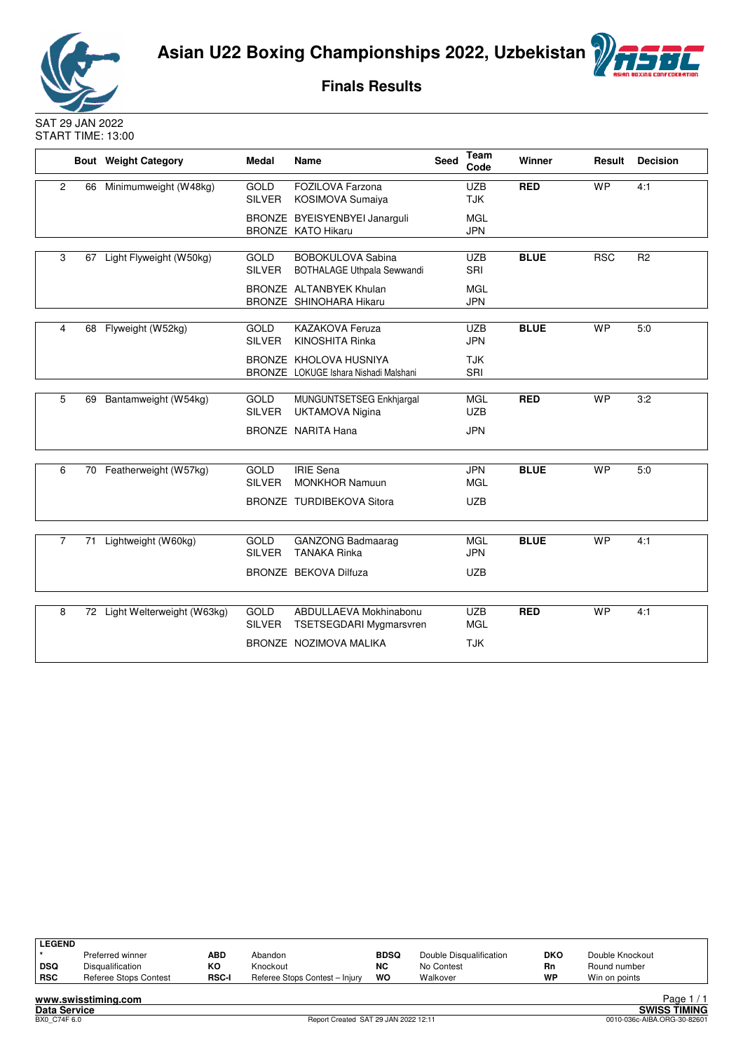# Asian U22 Boxing Championships 2022, Uzbekistan

## Finals Results

SAT 29 JAN 2022
START TIME: 13:00

| | Bout | Weight Category | Medal | Name | Seed | Team Code | Winner | Result | Decision |
|---|---|---|---|---|---|---|---|---|---|
| 2 | 66 | Minimumweight (W48kg) | GOLD | FOZILOVA Farzona | | UZB | RED | WP | 4:1 |
| | | | SILVER | KOSIMOVA Sumaiya | | TJK | | | |
| | | | BRONZE | BYEISYENBYEI Janarguli | | MGL | | | |
| | | | BRONZE | KATO Hikaru | | JPN | | | |
| 3 | 67 | Light Flyweight (W50kg) | GOLD | BOBOKULOVA Sabina | | UZB | BLUE | RSC | R2 |
| | | | SILVER | BOTHALAGE Uthpala Sewwandi | | SRI | | | |
| | | | BRONZE | ALTANBYEK Khulan | | MGL | | | |
| | | | BRONZE | SHINOHARA Hikaru | | JPN | | | |
| 4 | 68 | Flyweight (W52kg) | GOLD | KAZAKOVA Feruza | | UZB | BLUE | WP | 5:0 |
| | | | SILVER | KINOSHITA Rinka | | JPN | | | |
| | | | BRONZE | KHOLOVA HUSNIYA | | TJK | | | |
| | | | BRONZE | LOKUGE Ishara Nishadi Malshani | | SRI | | | |
| 5 | 69 | Bantamweight (W54kg) | GOLD | MUNGUNTSETSEG Enkhjargal | | MGL | RED | WP | 3:2 |
| | | | SILVER | UKTAMOVA Nigina | | UZB | | | |
| | | | BRONZE | NARITA Hana | | JPN | | | |
| 6 | 70 | Featherweight (W57kg) | GOLD | IRIE Sena | | JPN | BLUE | WP | 5:0 |
| | | | SILVER | MONKHOR Namuun | | MGL | | | |
| | | | BRONZE | TURDIBEKOVA Sitora | | UZB | | | |
| 7 | 71 | Lightweight (W60kg) | GOLD | GANZONG Badmaarag | | MGL | BLUE | WP | 4:1 |
| | | | SILVER | TANAKA Rinka | | JPN | | | |
| | | | BRONZE | BEKOVA Dilfuza | | UZB | | | |
| 8 | 72 | Light Welterweight (W63kg) | GOLD | ABDULLAEVA Mokhinabonu | | UZB | RED | WP | 4:1 |
| | | | SILVER | TSETSEGDARI Mygmarsvren | | MGL | | | |
| | | | BRONZE | NOZIMOVA MALIKA | | TJK | | | |

| LEGEND | | | | | | | |
|---|---|---|---|---|---|---|---|
| * | Preferred winner | ABD | Abandon | BDSQ | Double Disqualification | DKO | Double Knockout |
| DSQ | Disqualification | KO | Knockout | NC | No Contest | Rn | Round number |
| RSC | Referee Stops Contest | RSC-I | Referee Stops Contest – Injury | WO | Walkover | WP | Win on points |

www.swisstiming.com
Data Service
BX0_C74F 6.0
Report Created SAT 29 JAN 2022 12:11
SWISS TIMING
0010-036c-AIBA.ORG-30-82601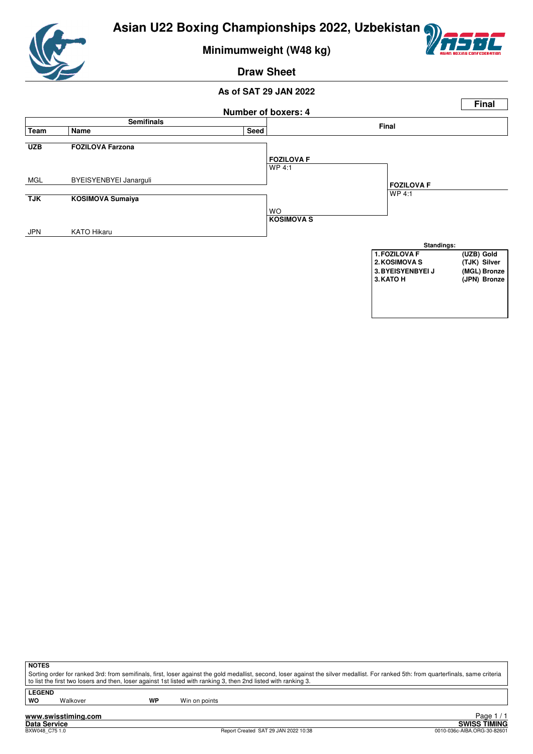# Asian U22 Boxing Championships 2022, Uzbekistan

## Minimumweight (W48 kg)

## Draw Sheet

**As of SAT 29 JAN 2022**

**Final**

**Number of boxers: 4**

| Team | Name | Seed | Semifinals result | Final result |
|---|---|---|---|---|
| **UZB** | **FOZILOVA Farzona** | | **FOZILOVA F** WP 4:1 | **FOZILOVA F** WP 4:1 |
| MGL | BYEISYENBYEI Janarguli | | | |
| **TJK** | **KOSIMOVA Sumaiya** | | WO **KOSIMOVA S** | |
| JPN | KATO Hikaru | | | |

**Standings:**

| Rank | Name | Team | Medal |
|---|---|---|---|
| 1. | FOZILOVA F | (UZB) | Gold |
| 2. | KOSIMOVA S | (TJK) | Silver |
| 3. | BYEISYENBYEI J | (MGL) | Bronze |
| 3. | KATO H | (JPN) | Bronze |

**NOTES**

Sorting order for ranked 3rd: from semifinals, first, loser against the gold medallist, second, loser against the silver medallist. For ranked 5th: from quarterfinals, same criteria to list the first two losers and then, loser against 1st listed with ranking 3, then 2nd listed with ranking 3.

**LEGEND**

**WO** Walkover  **WP** Win on points

www.swisstiming.com
Data Service  SWISS TIMING
BXW048_C75 1.0  Report Created SAT 29 JAN 2022 10:38  0010-036c-AIBA.ORG-30-82601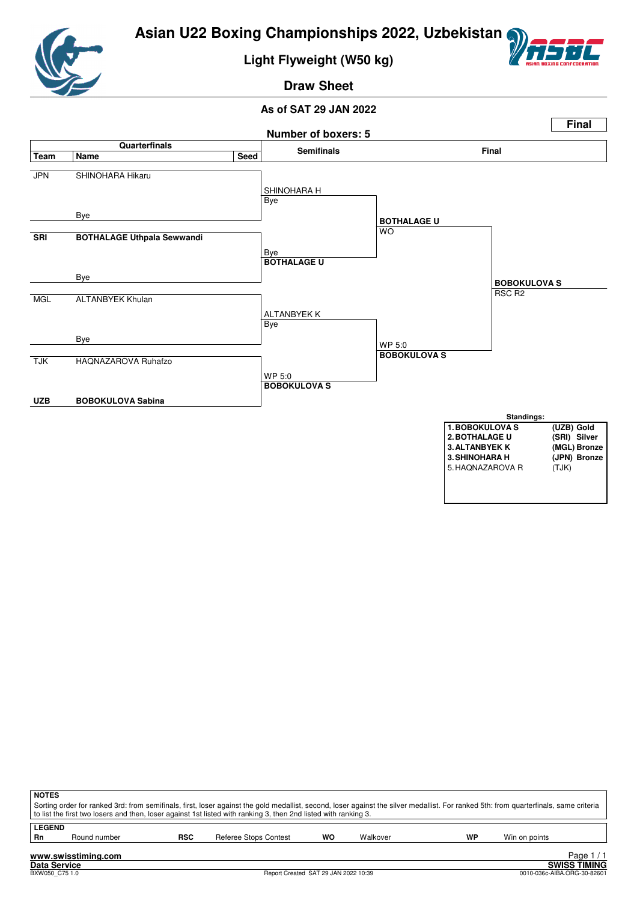# Asian U22 Boxing Championships 2022, Uzbekistan

## Light Flyweight (W50 kg)

### Draw Sheet

**As of SAT 29 JAN 2022**

**Final**

**Number of boxers: 5**

| Team | Name | Seed | Semifinals | Final | |
|---|---|---|---|---|---|
| JPN | SHINOHARA Hikaru | | SHINOHARA H<br>Bye | | |
| | Bye | | | **BOTHALAGE U**<br>WO | |
| **SRI** | **BOTHALAGE Uthpala Sewwandi** | | Bye<br>**BOTHALAGE U** | | |
| | Bye | | | | **BOBOKULOVA S**<br>RSC R2 |
| MGL | ALTANBYEK Khulan | | ALTANBYEK K<br>Bye | | |
| | Bye | | | WP 5:0<br>**BOBOKULOVA S** | |
| TJK | HAQNAZAROVA Ruhafzo | | WP 5:0<br>**BOBOKULOVA S** | | |
| **UZB** | **BOBOKULOVA Sabina** | | | | |

**Standings:**

| Rank | Name | Team | Medal |
|---|---|---|---|
| **1.** | **BOBOKULOVA S** | **(UZB)** | **Gold** |
| **2.** | **BOTHALAGE U** | **(SRI)** | **Silver** |
| **3.** | **ALTANBYEK K** | **(MGL)** | **Bronze** |
| **3.** | **SHINOHARA H** | **(JPN)** | **Bronze** |
| 5. | HAQNAZAROVA R | (TJK) | |

**NOTES**

Sorting order for ranked 3rd: from semifinals, first, loser against the gold medallist, second, loser against the silver medallist. For ranked 5th: from quarterfinals, same criteria to list the first two losers and then, loser against 1st listed with ranking 3, then 2nd listed with ranking 3.

**LEGEND**

| | | | | | | | |
|---|---|---|---|---|---|---|---|
| **Rn** | Round number | **RSC** | Referee Stops Contest | **WO** | Walkover | **WP** | Win on points |

**www.swisstiming.com**
**Data Service** — **SWISS TIMING**
BXW050_C75 1.0 — Report Created SAT 29 JAN 2022 10:39 — 0010-036c-AIBA.ORG-30-82601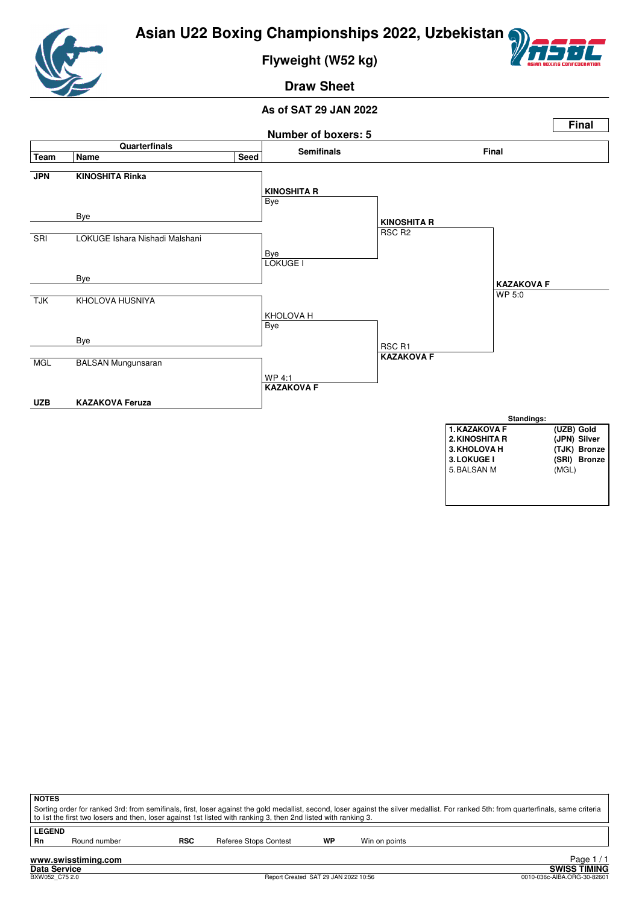# Asian U22 Boxing Championships 2022, Uzbekistan

## Flyweight (W52 kg)

## Draw Sheet

**As of SAT 29 JAN 2022**

**Final**

**Number of boxers: 5**

### Quarterfinals

| Team | Name | Seed |
|---|---|---|
| **JPN** | **KINOSHITA Rinka** | |
| | Bye | |
| SRI | LOKUGE Ishara Nishadi Malshani | |
| | Bye | |
| TJK | KHOLOVA HUSNIYA | |
| | Bye | |
| MGL | BALSAN Mungunsaran | |
| **UZB** | **KAZAKOVA Feruza** | |

### Semifinals

| Bout | Winner | Result |
|---|---|---|
| KINOSHITA Rinka vs Bye | **KINOSHITA R** | Bye |
| LOKUGE Ishara Nishadi Malshani vs Bye | LOKUGE I | Bye |
| KHOLOVA HUSNIYA vs Bye | KHOLOVA H | Bye |
| BALSAN Mungunsaran vs KAZAKOVA Feruza | **KAZAKOVA F** | WP 4:1 |

### Final

| Bout | Winner | Result |
|---|---|---|
| KINOSHITA R vs LOKUGE I | **KINOSHITA R** | RSC R2 |
| KHOLOVA H vs KAZAKOVA F | **KAZAKOVA F** | RSC R1 |
| KINOSHITA R vs KAZAKOVA F | **KAZAKOVA F** | WP 5:0 |

**Standings:**

| | Name | Team | Medal |
|---|---|---|---|
| **1.** | **KAZAKOVA F** | **(UZB)** | **Gold** |
| **2.** | **KINOSHITA R** | **(JPN)** | **Silver** |
| **3.** | **KHOLOVA H** | **(TJK)** | **Bronze** |
| **3.** | **LOKUGE I** | **(SRI)** | **Bronze** |
| 5. | BALSAN M | (MGL) | |

**NOTES**

Sorting order for ranked 3rd: from semifinals, first, loser against the gold medallist, second, loser against the silver medallist. For ranked 5th: from quarterfinals, same criteria to list the first two losers and then, loser against 1st listed with ranking 3, then 2nd listed with ranking 3.

**LEGEND**

| Rn | Round number | RSC | Referee Stops Contest | WP | Win on points |
|---|---|---|---|---|---|

www.swisstiming.com
Data Service
BXW052_C75 2.0
Report Created SAT 29 JAN 2022 10:56
SWISS TIMING
0010-036c-AIBA.ORG-30-82601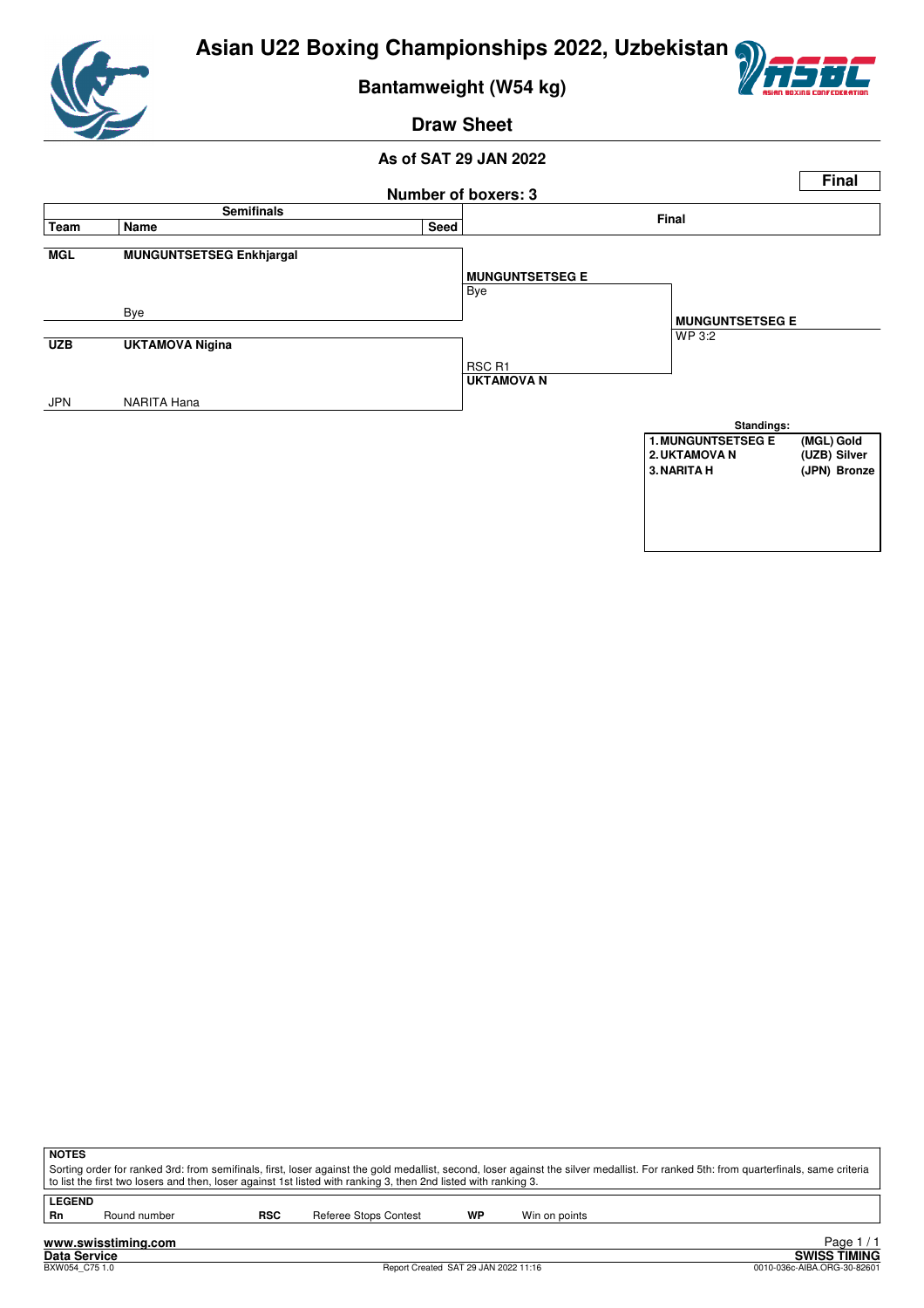# Asian U22 Boxing Championships 2022, Uzbekistan

## Bantamweight (W54 kg)

### Draw Sheet

**As of SAT 29 JAN 2022**

**Final**

**Number of boxers: 3**

| Team | Name | Seed | Final | |
|---|---|---|---|---|
| **MGL** | **MUNGUNTSETSEG Enkhjargal** | | **MUNGUNTSETSEG E** Bye | |
| | Bye | | | **MUNGUNTSETSEG E** WP 3:2 |
| **UZB** | **UKTAMOVA Nigina** | | RSC R1 **UKTAMOVA N** | |
| JPN | NARITA Hana | | | |

**Standings:**

| | |
|---|---|
| **1. MUNGUNTSETSEG E** | **(MGL) Gold** |
| **2. UKTAMOVA N** | **(UZB) Silver** |
| **3. NARITA H** | **(JPN) Bronze** |

**NOTES**

Sorting order for ranked 3rd: from semifinals, first, loser against the gold medallist, second, loser against the silver medallist. For ranked 5th: from quarterfinals, same criteria to list the first two losers and then, loser against 1st listed with ranking 3, then 2nd listed with ranking 3.

**LEGEND**

| | | | | | |
|---|---|---|---|---|---|
| **Rn** | Round number | **RSC** | Referee Stops Contest | **WP** | Win on points |

www.swisstiming.com

Data Service — SWISS TIMING

BXW054_C75 1.0 — Report Created SAT 29 JAN 2022 11:16 — 0010-036c-AIBA.ORG-30-82601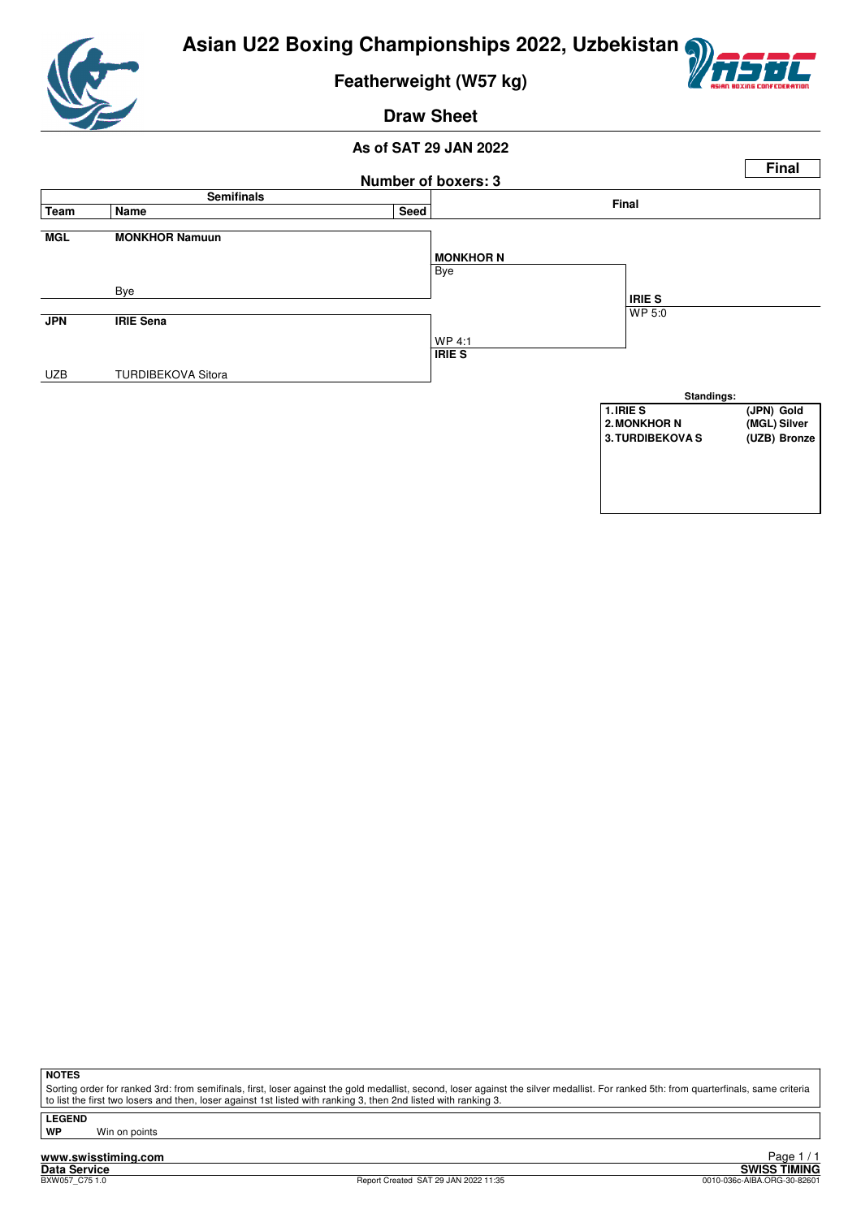# Asian U22 Boxing Championships 2022, Uzbekistan

## Featherweight (W57 kg)

### Draw Sheet

**As of SAT 29 JAN 2022**

**Final**

**Number of boxers: 3**

| Team | Name | Seed | Semifinals | Final |
|---|---|---|---|---|
| MGL | **MONKHOR Namuun** | | **MONKHOR N** Bye | |
| | Bye | | | **IRIE S** WP 5:0 |
| JPN | **IRIE Sena** | | WP 4:1 **IRIE S** | |
| UZB | TURDIBEKOVA Sitora | | | |

**Standings:**

| | | |
|---|---|---|
| 1. | IRIE S | (JPN) Gold |
| 2. | MONKHOR N | (MGL) Silver |
| 3. | TURDIBEKOVA S | (UZB) Bronze |

**NOTES**

Sorting order for ranked 3rd: from semifinals, first, loser against the gold medallist, second, loser against the silver medallist. For ranked 5th: from quarterfinals, same criteria to list the first two losers and then, loser against 1st listed with ranking 3, then 2nd listed with ranking 3.

**LEGEND**

**WP** Win on points

www.swisstiming.com

Data Service

BXW057_C75 1.0

Report Created SAT 29 JAN 2022 11:35

SWISS TIMING

0010-036c-AIBA.ORG-30-82601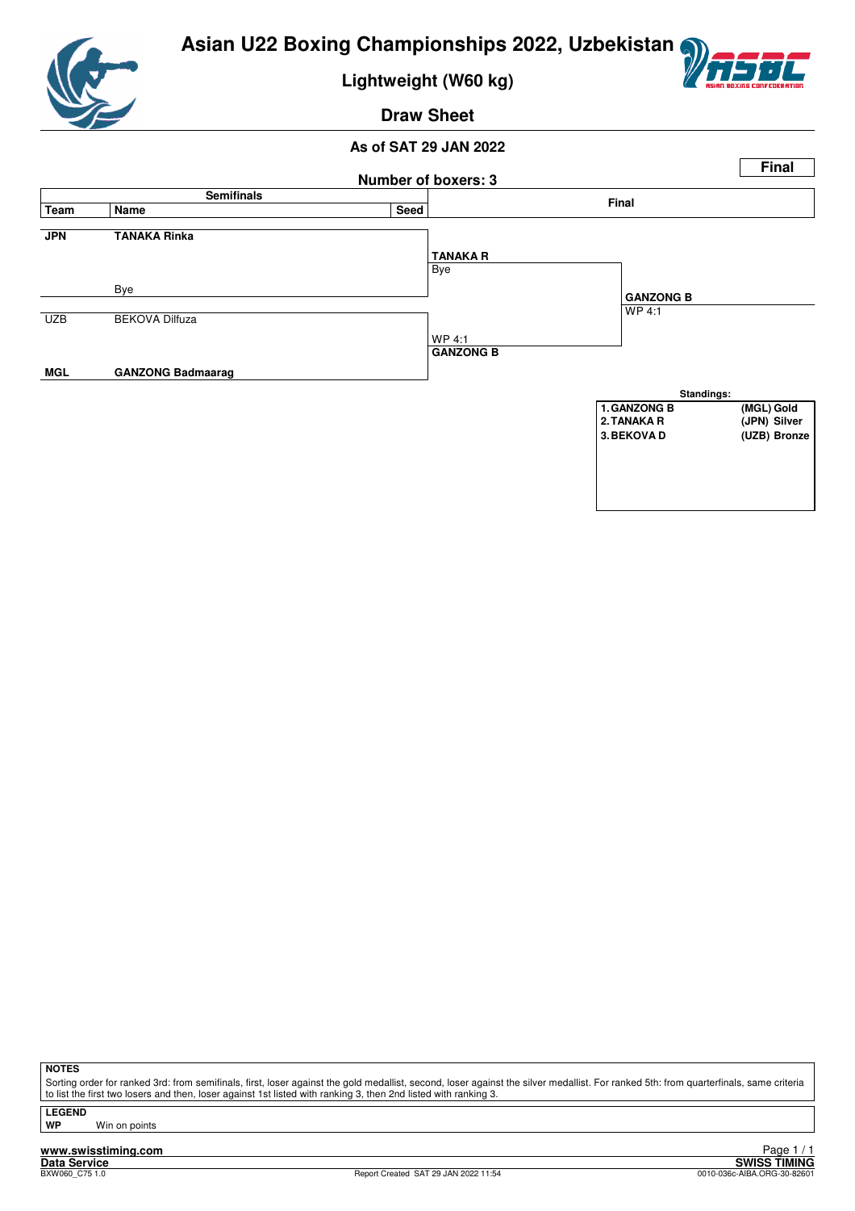# Asian U22 Boxing Championships 2022, Uzbekistan

## Lightweight (W60 kg)

## Draw Sheet

### As of SAT 29 JAN 2022

**Final**

**Number of boxers: 3**

| Semifinals | | | Final | |
|---|---|---|---|---|
| **Team** | **Name** | **Seed** | | |
| **JPN** | **TANAKA Rinka** | | **TANAKA R** Bye | |
| | Bye | | | **GANZONG B** WP 4:1 |
| UZB | BEKOVA Dilfuza | | WP 4:1 **GANZONG B** | |
| **MGL** | **GANZONG Badmaarag** | | | |

**Standings:**

| | | |
|---|---|---|
| 1. GANZONG B | (MGL) | Gold |
| 2. TANAKA R | (JPN) | Silver |
| 3. BEKOVA D | (UZB) | Bronze |

**NOTES**

Sorting order for ranked 3rd: from semifinals, first, loser against the gold medallist, second, loser against the silver medallist. For ranked 5th: from quarterfinals, same criteria to list the first two losers and then, loser against 1st listed with ranking 3, then 2nd listed with ranking 3.

**LEGEND**

**WP** Win on points

www.swisstiming.com

Data Service — SWISS TIMING

BXW060_C75 1.0 — Report Created SAT 29 JAN 2022 11:54 — 0010-036c-AIBA.ORG-30-82601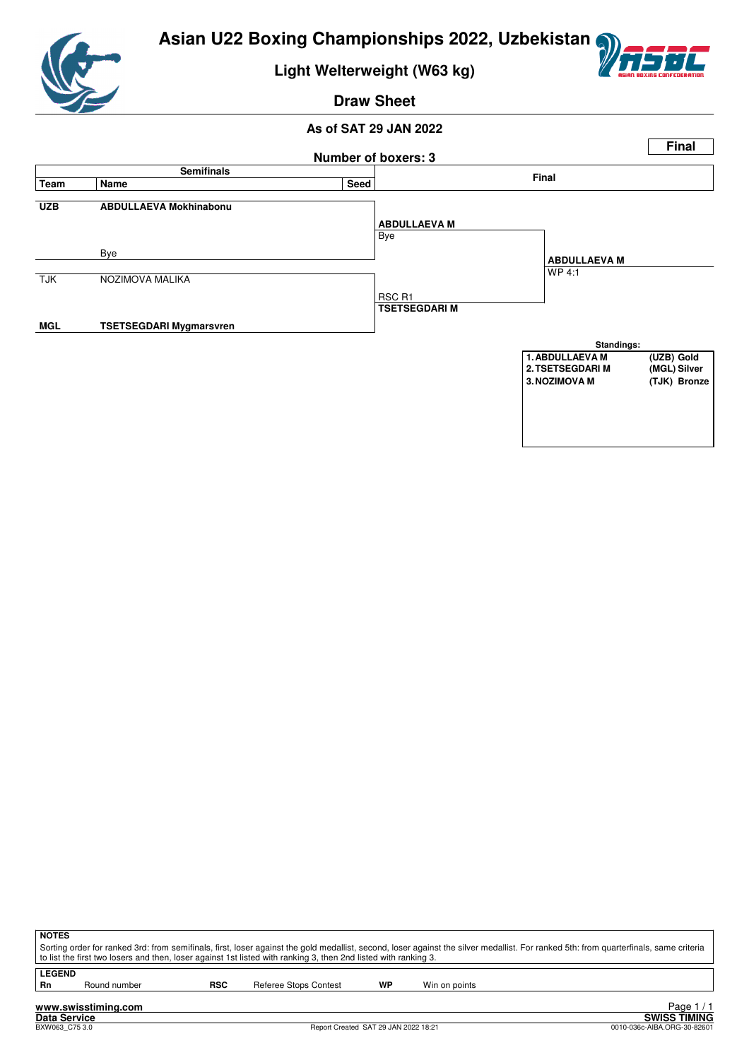# Asian U22 Boxing Championships 2022, Uzbekistan

## Light Welterweight (W63 kg)

### Draw Sheet

**As of SAT 29 JAN 2022**

**Final**

**Number of boxers: 3**

| Team | Name | Seed | Semifinals | Final |
|---|---|---|---|---|
| **UZB** | **ABDULLAEVA Mokhinabonu** | | **ABDULLAEVA M** Bye | **ABDULLAEVA M** WP 4:1 |
| | Bye | | | |
| TJK | NOZIMOVA MALIKA | | RSC R1 **TSETSEGDARI M** | |
| **MGL** | **TSETSEGDARI Mygmarsvren** | | | |

**Standings:**

| | | |
|---|---|---|
| 1. ABDULLAEVA M | (UZB) | Gold |
| 2. TSETSEGDARI M | (MGL) | Silver |
| 3. NOZIMOVA M | (TJK) | Bronze |

**NOTES**

Sorting order for ranked 3rd: from semifinals, first, loser against the gold medallist, second, loser against the silver medallist. For ranked 5th: from quarterfinals, same criteria to list the first two losers and then, loser against 1st listed with ranking 3, then 2nd listed with ranking 3.

**LEGEND**

| | | | | | |
|---|---|---|---|---|---|
| **Rn** | Round number | **RSC** | Referee Stops Contest | **WP** | Win on points |

www.swisstiming.com
Data Service — SWISS TIMING
BXW063_C75 3.0 — Report Created SAT 29 JAN 2022 18:21 — 0010-036c-AIBA.ORG-30-82601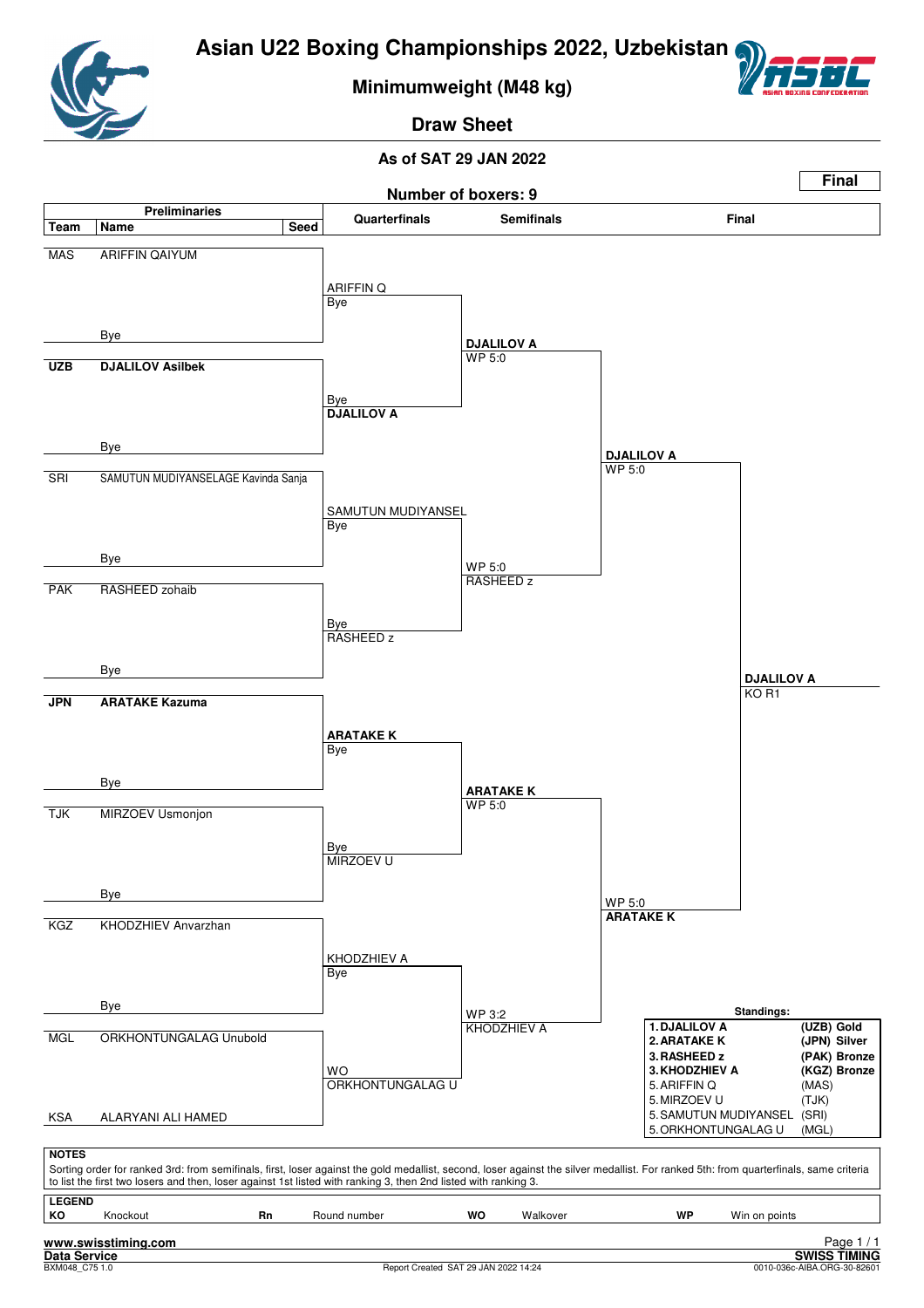# Asian U22 Boxing Championships 2022, Uzbekistan

## Minimumweight (M48 kg)

### Draw Sheet

**As of SAT 29 JAN 2022**

**Final**

**Number of boxers: 9**

| Team | Name | Seed | Quarterfinals | Semifinals | Final | |
|---|---|---|---|---|---|---|
| MAS | ARIFFIN QAIYUM | | ARIFFIN Q | | | |
| | Bye | | Bye | **DJALILOV A** | | |
| **UZB** | **DJALILOV Asilbek** | | Bye | WP 5:0 | | |
| | Bye | | **DJALILOV A** | | **DJALILOV A** | |
| SRI | SAMUTUN MUDIYANSELAGE Kavinda Sanja | | SAMUTUN MUDIYANSEL | | WP 5:0 | |
| | Bye | | Bye | WP 5:0 | | |
| PAK | RASHEED zohaib | | Bye | RASHEED z | | |
| | Bye | | RASHEED z | | | **DJALILOV A** |
| **JPN** | **ARATAKE Kazuma** | | **ARATAKE K** | | | KO R1 |
| | Bye | | Bye | **ARATAKE K** | | |
| TJK | MIRZOEV Usmonjon | | Bye | WP 5:0 | | |
| | Bye | | MIRZOEV U | | WP 5:0 | |
| KGZ | KHODZHIEV Anvarzhan | | KHODZHIEV A | | **ARATAKE K** | |
| | Bye | | Bye | WP 3:2 | | |
| MGL | ORKHONTUNGALAG Unubold | | WO | KHODZHIEV A | | |
| KSA | ALARYANI ALI HAMED | | ORKHONTUNGALAG U | | | |

**Standings:**

| Rank | Name | Team / Medal |
|---|---|---|
| 1. | **DJALILOV A** | **(UZB) Gold** |
| 2. | **ARATAKE K** | **(JPN) Silver** |
| 3. | **RASHEED z** | **(PAK) Bronze** |
| 3. | **KHODZHIEV A** | **(KGZ) Bronze** |
| 5. | ARIFFIN Q | (MAS) |
| 5. | MIRZOEV U | (TJK) |
| 5. | SAMUTUN MUDIYANSEL | (SRI) |
| 5. | ORKHONTUNGALAG U | (MGL) |

**NOTES**

Sorting order for ranked 3rd: from semifinals, first, loser against the gold medallist, second, loser against the silver medallist. For ranked 5th: from quarterfinals, same criteria to list the first two losers and then, loser against 1st listed with ranking 3, then 2nd listed with ranking 3.

**LEGEND**

| | | | | | | | |
|---|---|---|---|---|---|---|---|
| **KO** | Knockout | **Rn** | Round number | **WO** | Walkover | **WP** | Win on points |

www.swisstiming.com
Data Service
BXM048_C75 1.0
Report Created SAT 29 JAN 2022 14:24
SWISS TIMING
0010-036c-AIBA.ORG-30-82601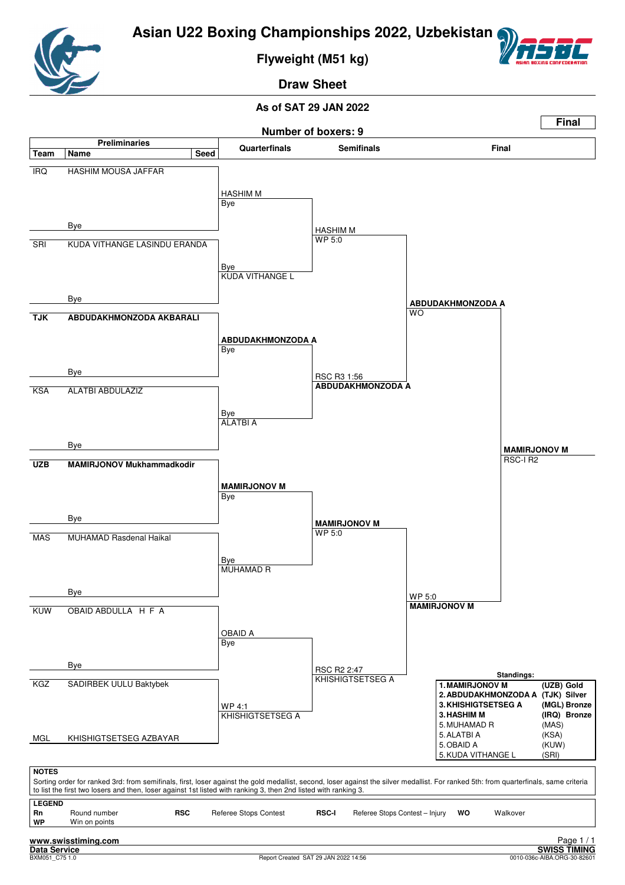# Asian U22 Boxing Championships 2022, Uzbekistan

## Flyweight (M51 kg)

### Draw Sheet

**As of SAT 29 JAN 2022**

**Final**

**Number of boxers: 9**

| Team | Name | Seed | Quarterfinals | Semifinals | Final |
|---|---|---|---|---|---|
| IRQ | HASHIM MOUSA JAFFAR | | HASHIM M (Bye) | HASHIM M (WP 5:0) | |
| | Bye | | | | |
| SRI | KUDA VITHANGE LASINDU ERANDA | | KUDA VITHANGE L (Bye) | | |
| | Bye | | | | ABDUDAKHMONZODA A (WO) |
| TJK | **ABDUDAKHMONZODA AKBARALI** | | **ABDUDAKHMONZODA A** (Bye) | **ABDUDAKHMONZODA A** (RSC R3 1:56) | |
| | Bye | | | | |
| KSA | ALATBI ABDULAZIZ | | ALATBI A (Bye) | | |
| | Bye | | | | **MAMIRJONOV M** (RSC-I R2) |
| UZB | **MAMIRJONOV Mukhammadkodir** | | **MAMIRJONOV M** (Bye) | **MAMIRJONOV M** (WP 5:0) | |
| | Bye | | | | |
| MAS | MUHAMAD Rasdenal Haikal | | MUHAMAD R (Bye) | | |
| | Bye | | | | **MAMIRJONOV M** (WP 5:0) |
| KUW | OBAID ABDULLA H F A | | OBAID A (Bye) | KHISHIGTSETSEG A (RSC R2 2:47) | |
| | Bye | | | | |
| KGZ | SADIRBEK UULU Baktybek | | KHISHIGTSETSEG A (WP 4:1) | | |
| MGL | KHISHIGTSETSEG AZBAYAR | | | | |

**Standings:**

| Rank | Name | Team | Medal |
|---|---|---|---|
| 1. | **MAMIRJONOV M** | **(UZB)** | **Gold** |
| 2. | **ABDUDAKHMONZODA A** | **(TJK)** | **Silver** |
| 3. | **KHISHIGTSETSEG A** | **(MGL)** | **Bronze** |
| 3. | **HASHIM M** | **(IRQ)** | **Bronze** |
| 5. | MUHAMAD R | (MAS) | |
| 5. | ALATBI A | (KSA) | |
| 5. | OBAID A | (KUW) | |
| 5. | KUDA VITHANGE L | (SRI) | |

**NOTES**

Sorting order for ranked 3rd: from semifinals, first, loser against the gold medallist, second, loser against the silver medallist. For ranked 5th: from quarterfinals, same criteria to list the first two losers and then, loser against 1st listed with ranking 3, then 2nd listed with ranking 3.

**LEGEND**

| | | | | | | | |
|---|---|---|---|---|---|---|---|
| **Rn** | Round number | **RSC** | Referee Stops Contest | **RSC-I** | Referee Stops Contest – Injury | **WO** | Walkover |
| **WP** | Win on points | | | | | | |

www.swisstiming.com
Data Service
BXM051_C75 1.0 — Report Created SAT 29 JAN 2022 14:56 — SWISS TIMING 0010-036c-AIBA.ORG-30-82601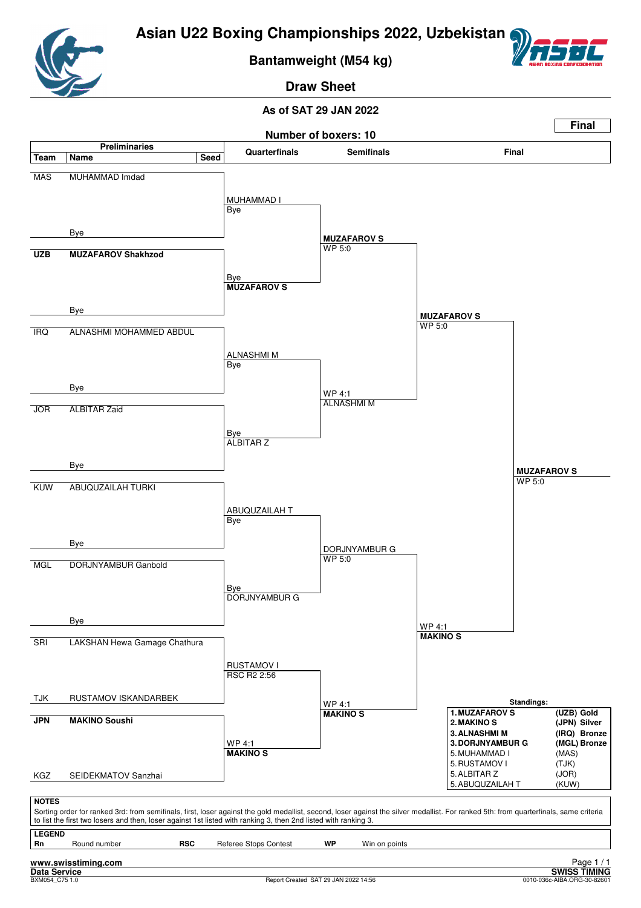# Asian U22 Boxing Championships 2022, Uzbekistan

## Bantamweight (M54 kg)

## Draw Sheet

**As of SAT 29 JAN 2022**

**Final**

**Number of boxers: 10**

### Preliminaries

| Team | Name | Seed |
|---|---|---|
| MAS | MUHAMMAD Imdad | |
| | Bye | |
| **UZB** | **MUZAFAROV Shakhzod** | |
| | Bye | |
| IRQ | ALNASHMI MOHAMMED ABDUL | |
| | Bye | |
| JOR | ALBITAR Zaid | |
| | Bye | |
| KUW | ABUQUZAILAH TURKI | |
| | Bye | |
| MGL | DORJNYAMBUR Ganbold | |
| | Bye | |
| SRI | LAKSHAN Hewa Gamage Chathura | |
| TJK | RUSTAMOV ISKANDARBEK | |
| **JPN** | **MAKINO Soushi** | |
| KGZ | SEIDEKMATOV Sanzhai | |

### Quarterfinals

| Winner | Result |
|---|---|
| MUHAMMAD I | Bye |
| **MUZAFAROV S** | Bye |
| ALNASHMI M | Bye |
| ALBITAR Z | Bye |
| ABUQUZAILAH T | Bye |
| DORJNYAMBUR G | Bye |
| RUSTAMOV I | RSC R2 2:56 |
| **MAKINO S** | WP 4:1 |

### Semifinals

| Winner | Result |
|---|---|
| **MUZAFAROV S** | WP 5:0 |
| ALNASHMI M | WP 4:1 |
| DORJNYAMBUR G | WP 5:0 |
| **MAKINO S** | WP 4:1 |

### Final

| Winner | Result |
|---|---|
| **MUZAFAROV S** | WP 5:0 |
| **MAKINO S** | WP 4:1 |

**Final winner: MUZAFAROV S** — WP 5:0

### Standings:

| Rank | Name | Team | Medal |
|---|---|---|---|
| **1.** | **MUZAFAROV S** | **(UZB)** | **Gold** |
| **2.** | **MAKINO S** | **(JPN)** | **Silver** |
| **3.** | **ALNASHMI M** | **(IRQ)** | **Bronze** |
| **3.** | **DORJNYAMBUR G** | **(MGL)** | **Bronze** |
| 5. | MUHAMMAD I | (MAS) | |
| 5. | RUSTAMOV I | (TJK) | |
| 5. | ALBITAR Z | (JOR) | |
| 5. | ABUQUZAILAH T | (KUW) | |

**NOTES**

Sorting order for ranked 3rd: from semifinals, first, loser against the gold medallist, second, loser against the silver medallist. For ranked 5th: from quarterfinals, same criteria to list the first two losers and then, loser against 1st listed with ranking 3, then 2nd listed with ranking 3.

**LEGEND**

| | | | | | |
|---|---|---|---|---|---|
| **Rn** | Round number | **RSC** | Referee Stops Contest | **WP** | Win on points |

www.swisstiming.com

Data Service

BXM054_C75 1.0 — Report Created SAT 29 JAN 2022 14:56 — SWISS TIMING — 0010-036c-AIBA.ORG-30-82601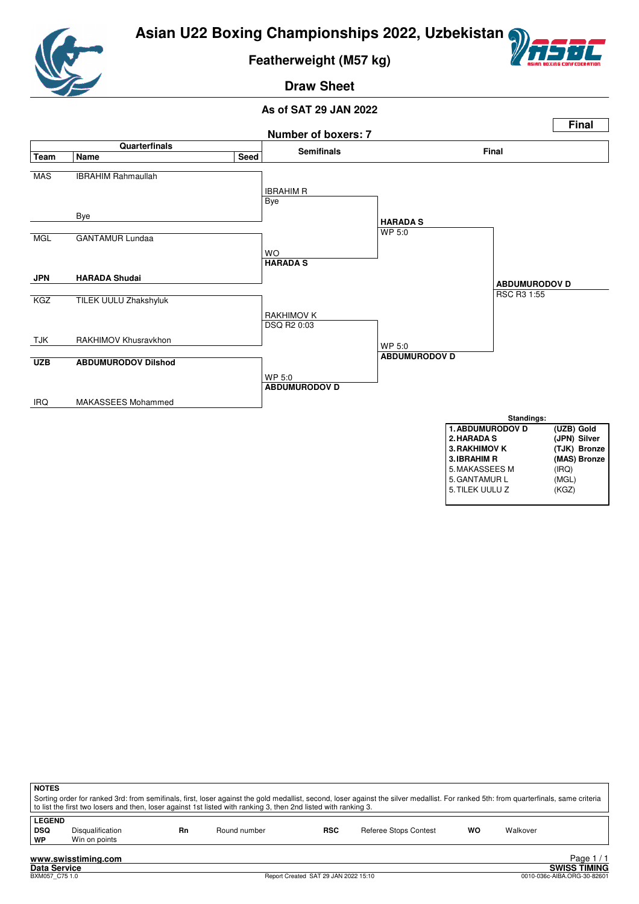# Asian U22 Boxing Championships 2022, Uzbekistan

## Featherweight (M57 kg)

### Draw Sheet

**As of SAT 29 JAN 2022**

**Final**

Number of boxers: 7

| Quarterfinals | | | Semifinals | Final | |
|---|---|---|---|---|---|
| **Team** | **Name** | **Seed** | | | |
| MAS | IBRAHIM Rahmaullah | | IBRAHIM R<br>Bye | | |
| | Bye | | | HARADA S<br>WP 5:0 | |
| MGL | GANTAMUR Lundaa | | WO<br>**HARADA S** | | |
| **JPN** | **HARADA Shudai** | | | | **ABDUMURODOV D**<br>RSC R3 1:55 |
| KGZ | TILEK UULU Zhakshyluk | | RAKHIMOV K<br>DSQ R2 0:03 | | |
| TJK | RAKHIMOV Khusravkhon | | | WP 5:0<br>**ABDUMURODOV D** | |
| **UZB** | **ABDUMURODOV Dilshod** | | WP 5:0<br>**ABDUMURODOV D** | | |
| IRQ | MAKASSEES Mohammed | | | | |

**Standings:**

| | |
|---|---|
| **1. ABDUMURODOV D** | **(UZB) Gold** |
| **2. HARADA S** | **(JPN) Silver** |
| **3. RAKHIMOV K** | **(TJK) Bronze** |
| **3. IBRAHIM R** | **(MAS) Bronze** |
| 5. MAKASSEES M | (IRQ) |
| 5. GANTAMUR L | (MGL) |
| 5. TILEK UULU Z | (KGZ) |

**NOTES**

Sorting order for ranked 3rd: from semifinals, first, loser against the gold medallist, second, loser against the silver medallist. For ranked 5th: from quarterfinals, same criteria to list the first two losers and then, loser against 1st listed with ranking 3, then 2nd listed with ranking 3.

**LEGEND**

| | | | | | | | |
|---|---|---|---|---|---|---|---|
| **DSQ** | Disqualification | **Rn** | Round number | **RSC** | Referee Stops Contest | **WO** | Walkover |
| **WP** | Win on points | | | | | | |

www.swisstiming.com
Data Service
BXM057_C75 1.0 — Report Created SAT 29 JAN 2022 15:10 — SWISS TIMING — 0010-036c-AIBA.ORG-30-82601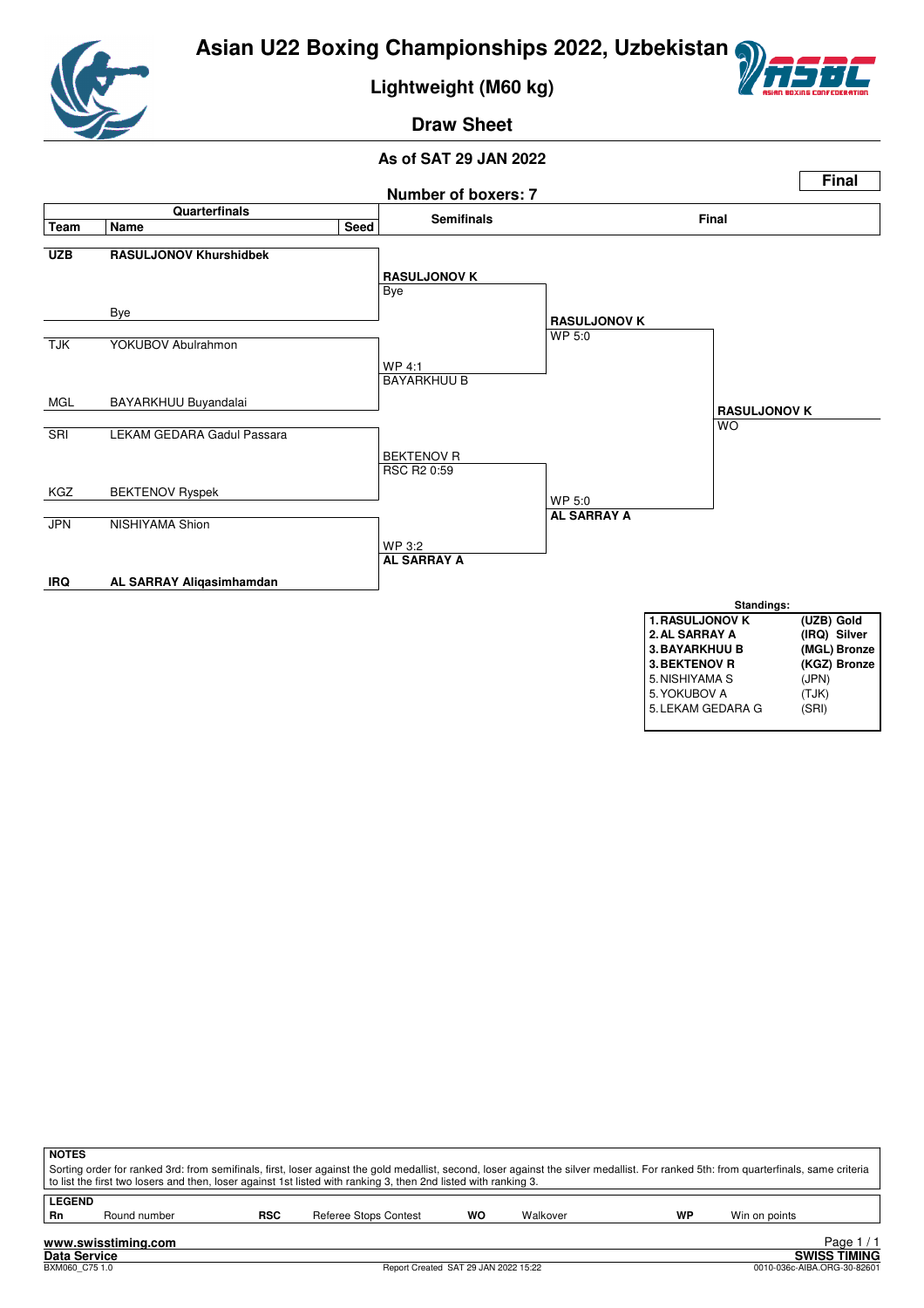# Asian U22 Boxing Championships 2022, Uzbekistan

## Lightweight (M60 kg)

### Draw Sheet

**As of SAT 29 JAN 2022**

**Final**

**Number of boxers: 7**

| Team | Name | Seed | Semifinals | Final |
|---|---|---|---|---|
| **UZB** | **RASULJONOV Khurshidbek** | | | |
| | Bye | | **RASULJONOV K** Bye | |
| TJK | YOKUBOV Abulrahmon | | | **RASULJONOV K** WP 5:0 |
| MGL | BAYARKHUU Buyandalai | | WP 4:1 BAYARKHUU B | |
| SRI | LEKAM GEDARA Gadul Passara | | | |
| KGZ | BEKTENOV Ryspek | | BEKTENOV R RSC R2 0:59 | |
| JPN | NISHIYAMA Shion | | | WP 5:0 **AL SARRAY A** |
| **IRQ** | **AL SARRAY Aliqasimhamdan** | | WP 3:2 **AL SARRAY A** | |

Final winner: **RASULJONOV K** WO

**Standings:**

| | | |
|---|---|---|
| **1.** | **RASULJONOV K** | **(UZB) Gold** |
| **2.** | **AL SARRAY A** | **(IRQ) Silver** |
| **3.** | **BAYARKHUU B** | **(MGL) Bronze** |
| **3.** | **BEKTENOV R** | **(KGZ) Bronze** |
| 5. | NISHIYAMA S | (JPN) |
| 5. | YOKUBOV A | (TJK) |
| 5. | LEKAM GEDARA G | (SRI) |

**NOTES**

Sorting order for ranked 3rd: from semifinals, first, loser against the gold medallist, second, loser against the silver medallist. For ranked 5th: from quarterfinals, same criteria to list the first two losers and then, loser against 1st listed with ranking 3, then 2nd listed with ranking 3.

**LEGEND**

| | | | | | | | |
|---|---|---|---|---|---|---|---|
| **Rn** | Round number | **RSC** | Referee Stops Contest | **WO** | Walkover | **WP** | Win on points |

www.swisstiming.com
Data Service
BXM060_C75 1.0 — Report Created SAT 29 JAN 2022 15:22 — SWISS TIMING — 0010-036c-AIBA.ORG-30-82601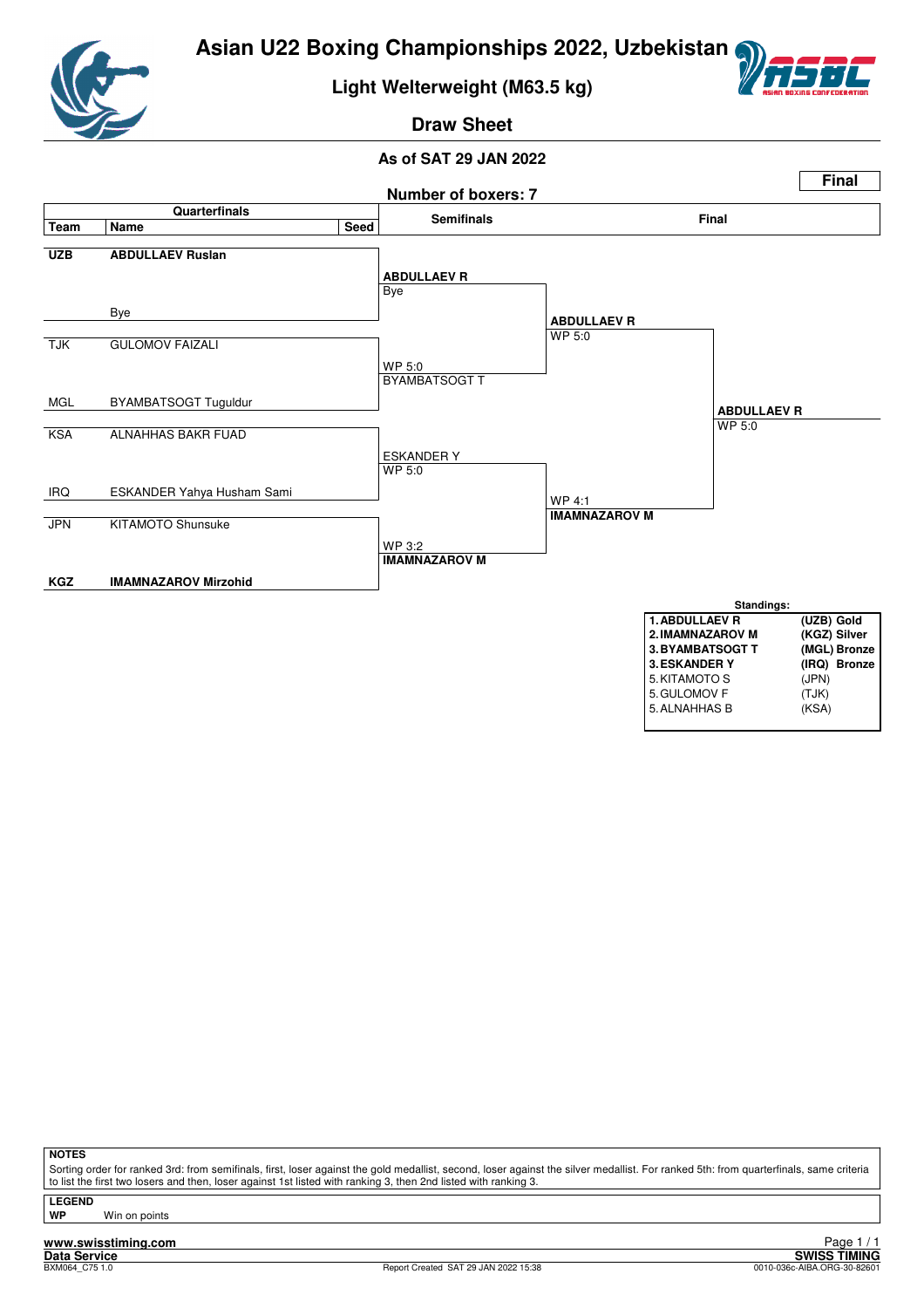# Asian U22 Boxing Championships 2022, Uzbekistan

## Light Welterweight (M63.5 kg)

### Draw Sheet

**As of SAT 29 JAN 2022**

**Final**

**Number of boxers: 7**

| Team | Name | Seed | Semifinals | Final | |
|---|---|---|---|---|---|
| **UZB** | **ABDULLAEV Ruslan** | | **ABDULLAEV R** Bye | **ABDULLAEV R** WP 5:0 | **ABDULLAEV R** WP 5:0 |
| | Bye | | | | |
| TJK | GULOMOV FAIZALI | | WP 5:0 BYAMBATSOGT T | | |
| MGL | BYAMBATSOGT Tuguldur | | | | |
| KSA | ALNAHHAS BAKR FUAD | | ESKANDER Y WP 5:0 | WP 4:1 **IMAMNAZAROV M** | |
| IRQ | ESKANDER Yahya Husham Sami | | | | |
| JPN | KITAMOTO Shunsuke | | WP 3:2 **IMAMNAZAROV M** | | |
| **KGZ** | **IMAMNAZAROV Mirzohid** | | | | |

**Standings:**

| | |
|---|---|
| **1. ABDULLAEV R** | **(UZB) Gold** |
| **2. IMAMNAZAROV M** | **(KGZ) Silver** |
| **3. BYAMBATSOGT T** | **(MGL) Bronze** |
| **3. ESKANDER Y** | **(IRQ) Bronze** |
| 5. KITAMOTO S | (JPN) |
| 5. GULOMOV F | (TJK) |
| 5. ALNAHHAS B | (KSA) |

**NOTES**

Sorting order for ranked 3rd: from semifinals, first, loser against the gold medallist, second, loser against the silver medallist. For ranked 5th: from quarterfinals, same criteria to list the first two losers and then, loser against 1st listed with ranking 3, then 2nd listed with ranking 3.

**LEGEND**

**WP** Win on points

**www.swisstiming.com**
**Data Service** **SWISS TIMING**
BXM064_C75 1.0 Report Created SAT 29 JAN 2022 15:38 0010-036c-AIBA.ORG-30-82601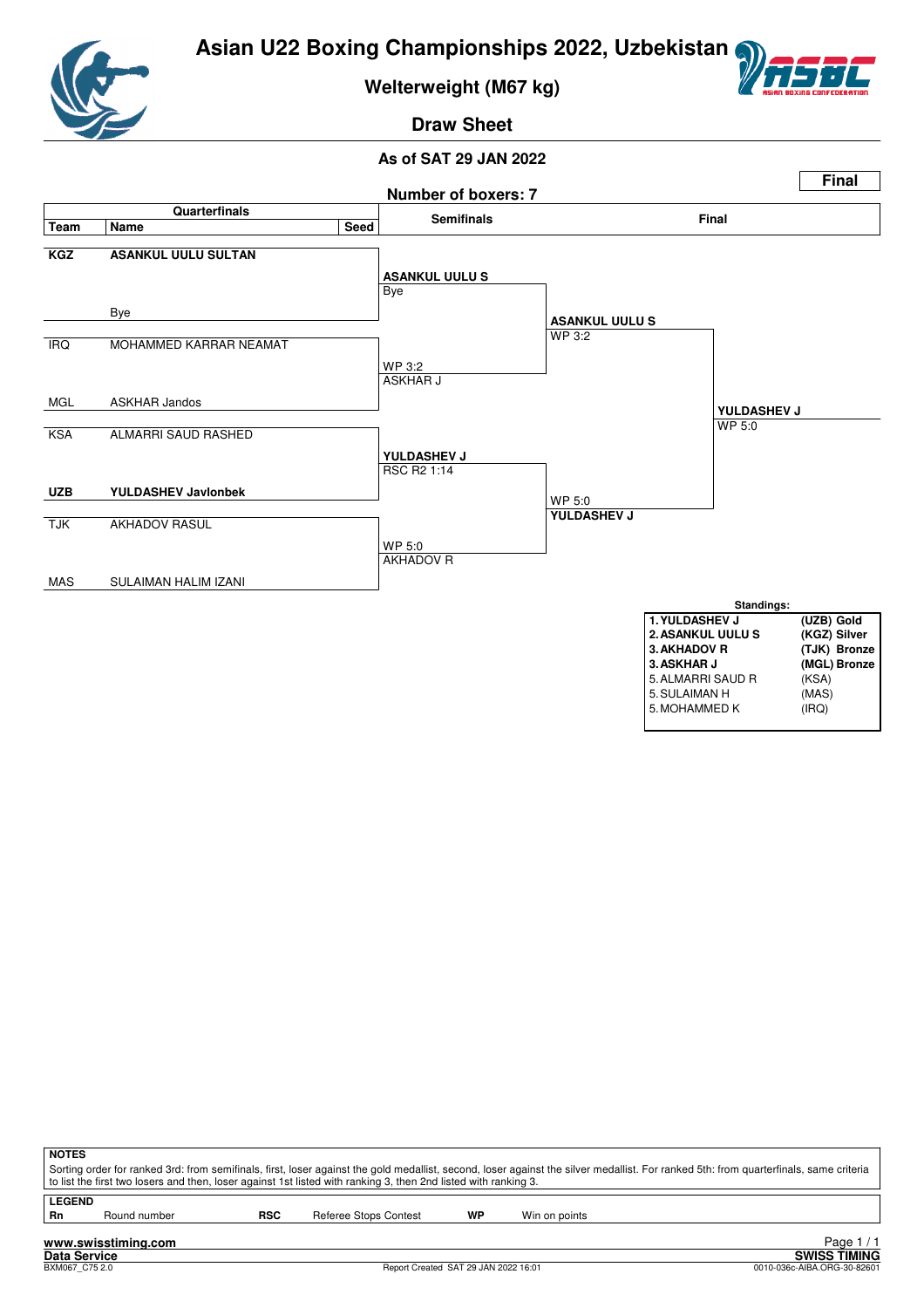# Asian U22 Boxing Championships 2022, Uzbekistan

## Welterweight (M67 kg)

### Draw Sheet

**As of SAT 29 JAN 2022**

**Final**

**Number of boxers: 7**

| Team | Name | Seed | Semifinals | Final | |
|---|---|---|---|---|---|
| **KGZ** | **ASANKUL UULU SULTAN** | | **ASANKUL UULU S** Bye | | |
| | Bye | | | **ASANKUL UULU S** WP 3:2 | |
| IRQ | MOHAMMED KARRAR NEAMAT | | WP 3:2 ASKHAR J | | |
| MGL | ASKHAR Jandos | | | | **YULDASHEV J** WP 5:0 |
| KSA | ALMARRI SAUD RASHED | | **YULDASHEV J** RSC R2 1:14 | | |
| **UZB** | **YULDASHEV Javlonbek** | | | WP 5:0 **YULDASHEV J** | |
| TJK | AKHADOV RASUL | | WP 5:0 AKHADOV R | | |
| MAS | SULAIMAN HALIM IZANI | | | | |

**Standings:**

| | |
|---|---|
| **1. YULDASHEV J** | **(UZB) Gold** |
| **2. ASANKUL UULU S** | **(KGZ) Silver** |
| **3. AKHADOV R** | **(TJK) Bronze** |
| **3. ASKHAR J** | **(MGL) Bronze** |
| 5. ALMARRI SAUD R | (KSA) |
| 5. SULAIMAN H | (MAS) |
| 5. MOHAMMED K | (IRQ) |

**NOTES**

Sorting order for ranked 3rd: from semifinals, first, loser against the gold medallist, second, loser against the silver medallist. For ranked 5th: from quarterfinals, same criteria to list the first two losers and then, loser against 1st listed with ranking 3, then 2nd listed with ranking 3.

**LEGEND**

| | | | | | |
|---|---|---|---|---|---|
| **Rn** | Round number | **RSC** | Referee Stops Contest | **WP** | Win on points |

www.swisstiming.com
Data Service
BXM067_C75 2.0 — Report Created SAT 29 JAN 2022 16:01 — SWISS TIMING — 0010-036c-AIBA.ORG-30-82601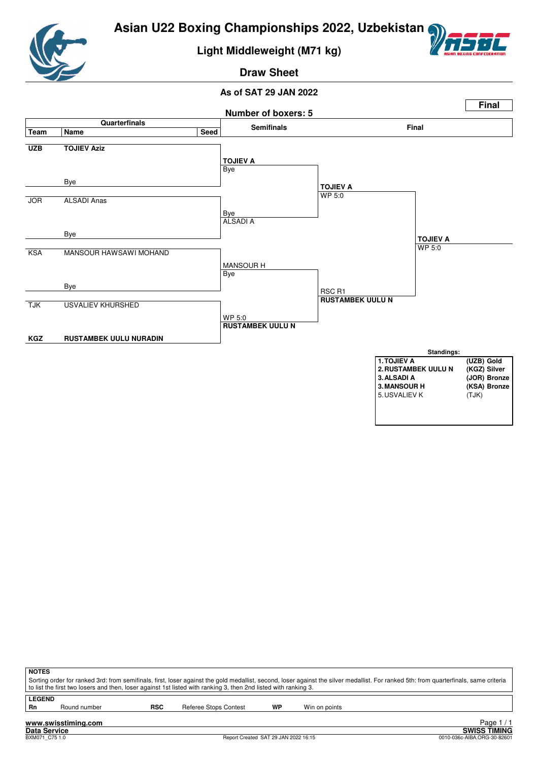# Asian U22 Boxing Championships 2022, Uzbekistan

## Light Middleweight (M71 kg)

### Draw Sheet

**As of SAT 29 JAN 2022**

**Final**

**Number of boxers: 5**

| Team | Name | Seed | Semifinals | Final | |
|---|---|---|---|---|---|
| **UZB** | **TOJIEV Aziz** | | **TOJIEV A** Bye | **TOJIEV A** WP 5:0 | **TOJIEV A** WP 5:0 |
| | Bye | | | | |
| JOR | ALSADI Anas | | Bye **ALSADI A** | | |
| | Bye | | | | |
| KSA | MANSOUR HAWSAWI MOHAND | | MANSOUR H Bye | RSC R1 **RUSTAMBEK UULU N** | |
| | Bye | | | | |
| TJK | USVALIEV KHURSHED | | WP 5:0 **RUSTAMBEK UULU N** | | |
| **KGZ** | **RUSTAMBEK UULU NURADIN** | | | | |

**Standings:**

| | |
|---|---|
| **1. TOJIEV A** | **(UZB) Gold** |
| **2. RUSTAMBEK UULU N** | **(KGZ) Silver** |
| **3. ALSADI A** | **(JOR) Bronze** |
| **3. MANSOUR H** | **(KSA) Bronze** |
| 5. USVALIEV K | (TJK) |

**NOTES**

Sorting order for ranked 3rd: from semifinals, first, loser against the gold medallist, second, loser against the silver medallist. For ranked 5th: from quarterfinals, same criteria to list the first two losers and then, loser against 1st listed with ranking 3, then 2nd listed with ranking 3.

**LEGEND**

| | | | | | |
|---|---|---|---|---|---|
| **Rn** | Round number | **RSC** | Referee Stops Contest | **WP** | Win on points |

**www.swisstiming.com**

**Data Service** — **SWISS TIMING**

BXM071_C75 1.0 — Report Created SAT 29 JAN 2022 16:15 — 0010-036c-AIBA.ORG-30-82601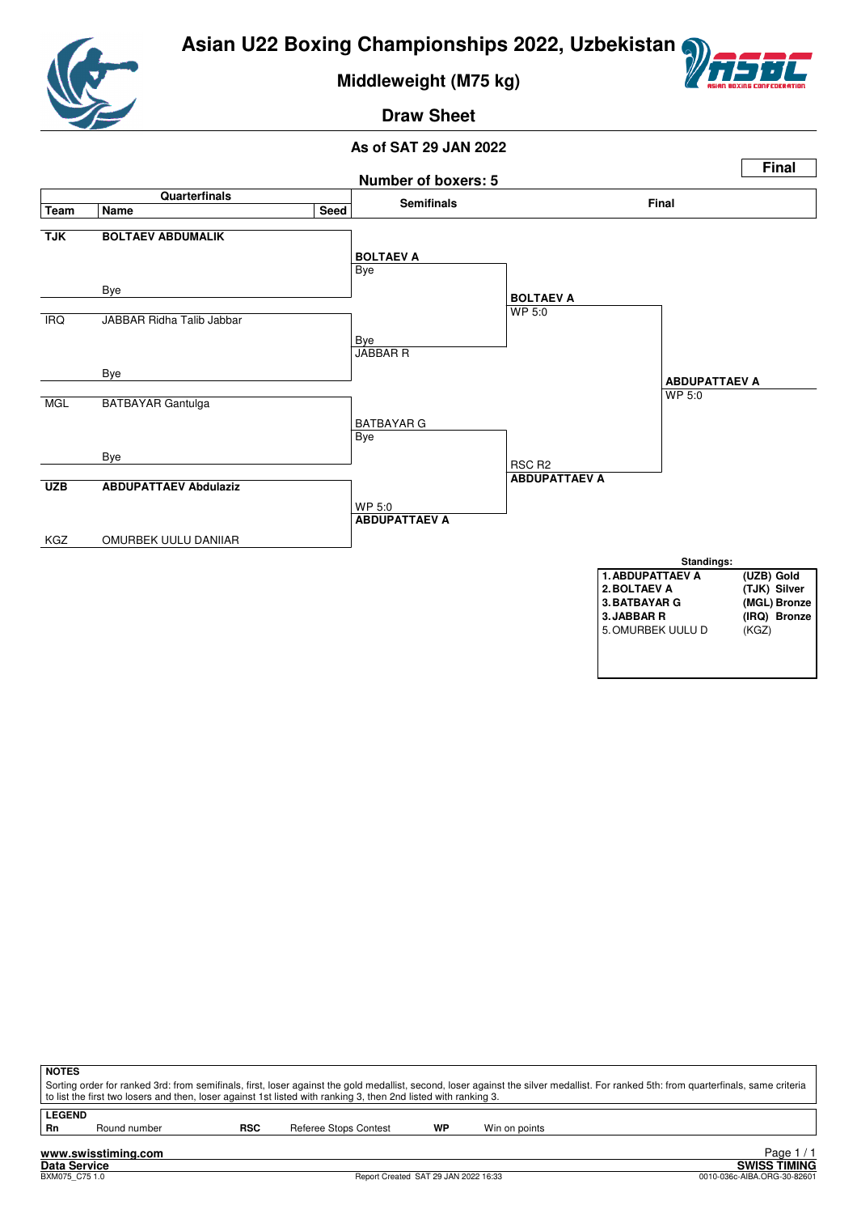# Asian U22 Boxing Championships 2022, Uzbekistan

## Middleweight (M75 kg)

### Draw Sheet

**As of SAT 29 JAN 2022**

**Final**

**Number of boxers: 5**

| Team | Name | Seed | Semifinals | | Final | |
|---|---|---|---|---|---|---|
| **TJK** | **BOLTAEV ABDUMALIK** | | | | | |
| | | | **BOLTAEV A** | | | |
| | | | Bye | | | |
| | Bye | | | | | |
| | | | | **BOLTAEV A** | | |
| | | | | WP 5:0 | | |
| IRQ | JABBAR Ridha Talib Jabbar | | | | | |
| | | | Bye | | | |
| | | | JABBAR R | | | |
| | Bye | | | | | |
| | | | | | **ABDUPATTAEV A** | |
| | | | | | WP 5:0 | |
| MGL | BATBAYAR Gantulga | | | | | |
| | | | BATBAYAR G | | | |
| | | | Bye | | | |
| | Bye | | | | | |
| | | | | RSC R2 | | |
| | | | | **ABDUPATTAEV A** | | |
| **UZB** | **ABDUPATTAEV Abdulaziz** | | | | | |
| | | | WP 5:0 | | | |
| | | | **ABDUPATTAEV A** | | | |
| KGZ | OMURBEK UULU DANIIAR | | | | | |

**Standings:**

| Rank | Name | Team / Medal |
|---|---|---|
| **1.** | **ABDUPATTAEV A** | **(UZB) Gold** |
| **2.** | **BOLTAEV A** | **(TJK) Silver** |
| **3.** | **BATBAYAR G** | **(MGL) Bronze** |
| **3.** | **JABBAR R** | **(IRQ) Bronze** |
| 5. | OMURBEK UULU D | (KGZ) |

**NOTES**

Sorting order for ranked 3rd: from semifinals, first, loser against the gold medallist, second, loser against the silver medallist. For ranked 5th: from quarterfinals, same criteria to list the first two losers and then, loser against 1st listed with ranking 3, then 2nd listed with ranking 3.

**LEGEND**

| | | | | | |
|---|---|---|---|---|---|
| **Rn** | Round number | **RSC** | Referee Stops Contest | **WP** | Win on points |

www.swisstiming.com
Data Service
BXM075_C75 1.0
Report Created SAT 29 JAN 2022 16:33
SWISS TIMING
0010-036c-AIBA.ORG-30-82601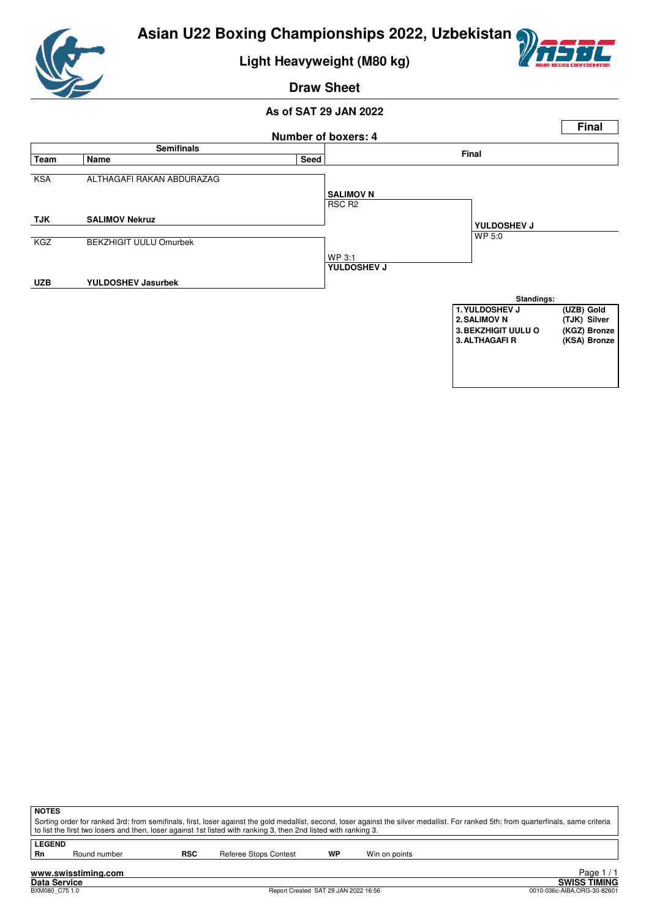# Asian U22 Boxing Championships 2022, Uzbekistan

## Light Heavyweight (M80 kg)

### Draw Sheet

**As of SAT 29 JAN 2022**

**Final**

**Number of boxers: 4**

| Team | Name | Seed | Semifinals result | Final result |
|---|---|---|---|---|
| KSA | ALTHAGAFI RAKAN ABDURAZAG | | **SALIMOV N** RSC R2 | |
| **TJK** | **SALIMOV Nekruz** | | | **YULDOSHEV J** WP 5:0 |
| KGZ | BEKZHIGIT UULU Omurbek | | WP 3:1 **YULDOSHEV J** | |
| **UZB** | **YULDOSHEV Jasurbek** | | | |

**Standings:**

| Rank | Name | Team | Medal |
|---|---|---|---|
| 1. | YULDOSHEV J | (UZB) | Gold |
| 2. | SALIMOV N | (TJK) | Silver |
| 3. | BEKZHIGIT UULU O | (KGZ) | Bronze |
| 3. | ALTHAGAFI R | (KSA) | Bronze |

**NOTES**

Sorting order for ranked 3rd: from semifinals, first, loser against the gold medallist, second, loser against the silver medallist. For ranked 5th: from quarterfinals, same criteria to list the first two losers and then, loser against 1st listed with ranking 3, then 2nd listed with ranking 3.

**LEGEND**

| | | | | | |
|---|---|---|---|---|---|
| **Rn** | Round number | **RSC** | Referee Stops Contest | **WP** | Win on points |

www.swisstiming.com

Data Service

BXM080_C75 1.0 — Report Created SAT 29 JAN 2022 16:56 — SWISS TIMING — 0010-036c-AIBA.ORG-30-82601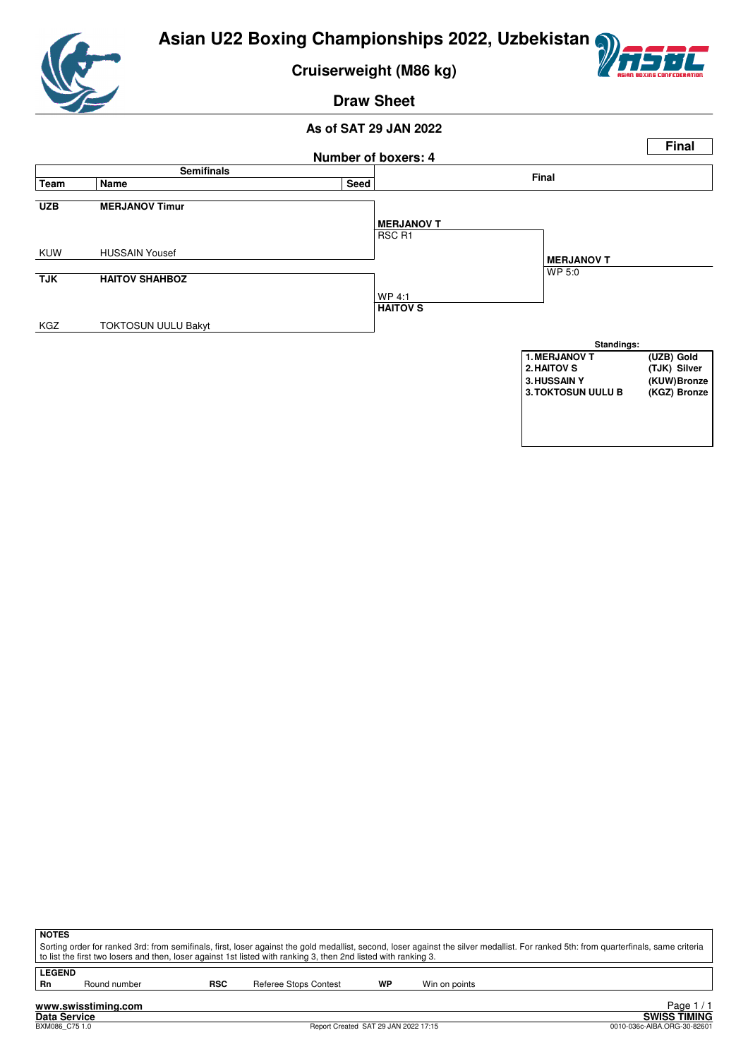# Asian U22 Boxing Championships 2022, Uzbekistan

## Cruiserweight (M86 kg)

### Draw Sheet

**As of SAT 29 JAN 2022**

**Final**

**Number of boxers: 4**

| Team | Name | Seed | Semifinals | Final |
|---|---|---|---|---|
| **UZB** | **MERJANOV Timur** | | **MERJANOV T** RSC R1 | |
| KUW | HUSSAIN Yousef | | | **MERJANOV T** WP 5:0 |
| **TJK** | **HAITOV SHAHBOZ** | | WP 4:1 **HAITOV S** | |
| KGZ | TOKTOSUN UULU Bakyt | | | |

**Standings:**

| Rank | Name | Team / Medal |
|---|---|---|
| 1. | MERJANOV T | (UZB) Gold |
| 2. | HAITOV S | (TJK) Silver |
| 3. | HUSSAIN Y | (KUW) Bronze |
| 3. | TOKTOSUN UULU B | (KGZ) Bronze |

**NOTES**

Sorting order for ranked 3rd: from semifinals, first, loser against the gold medallist, second, loser against the silver medallist. For ranked 5th: from quarterfinals, same criteria to list the first two losers and then, loser against 1st listed with ranking 3, then 2nd listed with ranking 3.

**LEGEND**

| | | | | | |
|---|---|---|---|---|---|
| **Rn** | Round number | **RSC** | Referee Stops Contest | **WP** | Win on points |

www.swisstiming.com

Data Service — SWISS TIMING

BXM086_C75 1.0 — Report Created SAT 29 JAN 2022 17:15 — 0010-036c-AIBA.ORG-30-82601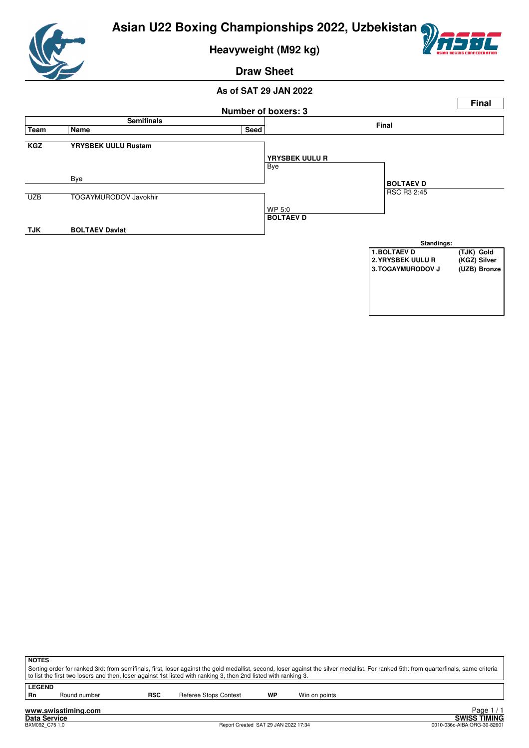# Asian U22 Boxing Championships 2022, Uzbekistan

## Heavyweight (M92 kg)

## Draw Sheet

**As of SAT 29 JAN 2022**

**Final**

**Number of boxers: 3**

| Team | Name | Seed | Semifinals result | Final |
|---|---|---|---|---|
| **KGZ** | **YRYSBEK UULU Rustam** | | **YRYSBEK UULU R** Bye | **BOLTAEV D** RSC R3 2:45 |
| | Bye | | | |
| UZB | TOGAYMURODOV Javokhir | | WP 5:0 **BOLTAEV D** | |
| **TJK** | **BOLTAEV Davlat** | | | |

**Standings:**

| | | |
|---|---|---|
| **1. BOLTAEV D** | **(TJK)** | **Gold** |
| **2. YRYSBEK UULU R** | **(KGZ)** | **Silver** |
| **3. TOGAYMURODOV J** | **(UZB)** | **Bronze** |

**NOTES**

Sorting order for ranked 3rd: from semifinals, first, loser against the gold medallist, second, loser against the silver medallist. For ranked 5th: from quarterfinals, same criteria to list the first two losers and then, loser against 1st listed with ranking 3, then 2nd listed with ranking 3.

**LEGEND**

| | | | | | |
|---|---|---|---|---|---|
| **Rn** | Round number | **RSC** | Referee Stops Contest | **WP** | Win on points |

**www.swisstiming.com**

**Data Service** — **SWISS TIMING**

BXM092_C75 1.0 — Report Created SAT 29 JAN 2022 17:34 — 0010-036c-AIBA.ORG-30-82601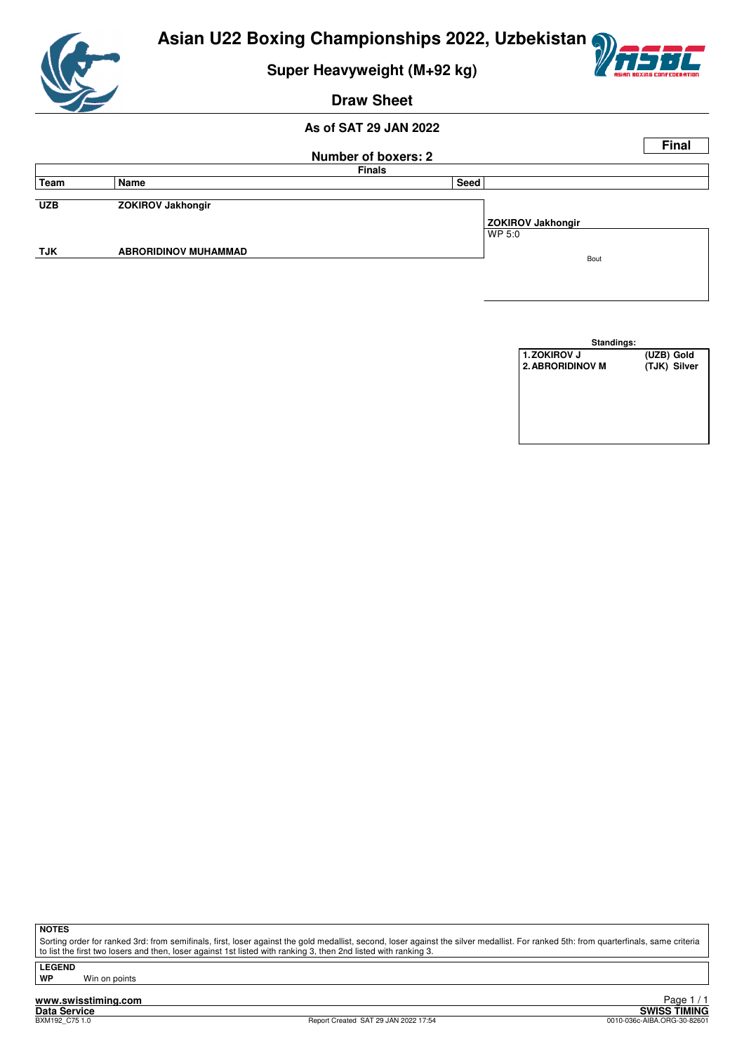# Asian U22 Boxing Championships 2022, Uzbekistan

## Super Heavyweight (M+92 kg)

### Draw Sheet

**As of SAT 29 JAN 2022**

**Final**

**Number of boxers: 2**

**Finals**

| Team | Name | Seed | |
|---|---|---|---|
| UZB | ZOKIROV Jakhongir | | **ZOKIROV Jakhongir** WP 5:0 |
| TJK | ABRORIDINOV MUHAMMAD | | Bout |

**Standings:**

| | |
|---|---|
| 1. ZOKIROV J | (UZB) Gold |
| 2. ABRORIDINOV M | (TJK) Silver |

**NOTES**

Sorting order for ranked 3rd: from semifinals, first, loser against the gold medallist, second, loser against the silver medallist. For ranked 5th: from quarterfinals, same criteria to list the first two losers and then, loser against 1st listed with ranking 3, then 2nd listed with ranking 3.

**LEGEND**

**WP** Win on points

www.swisstiming.com
Data Service
BXM192_C75 1.0
Report Created SAT 29 JAN 2022 17:54
SWISS TIMING
0010-036c-AIBA.ORG-30-82601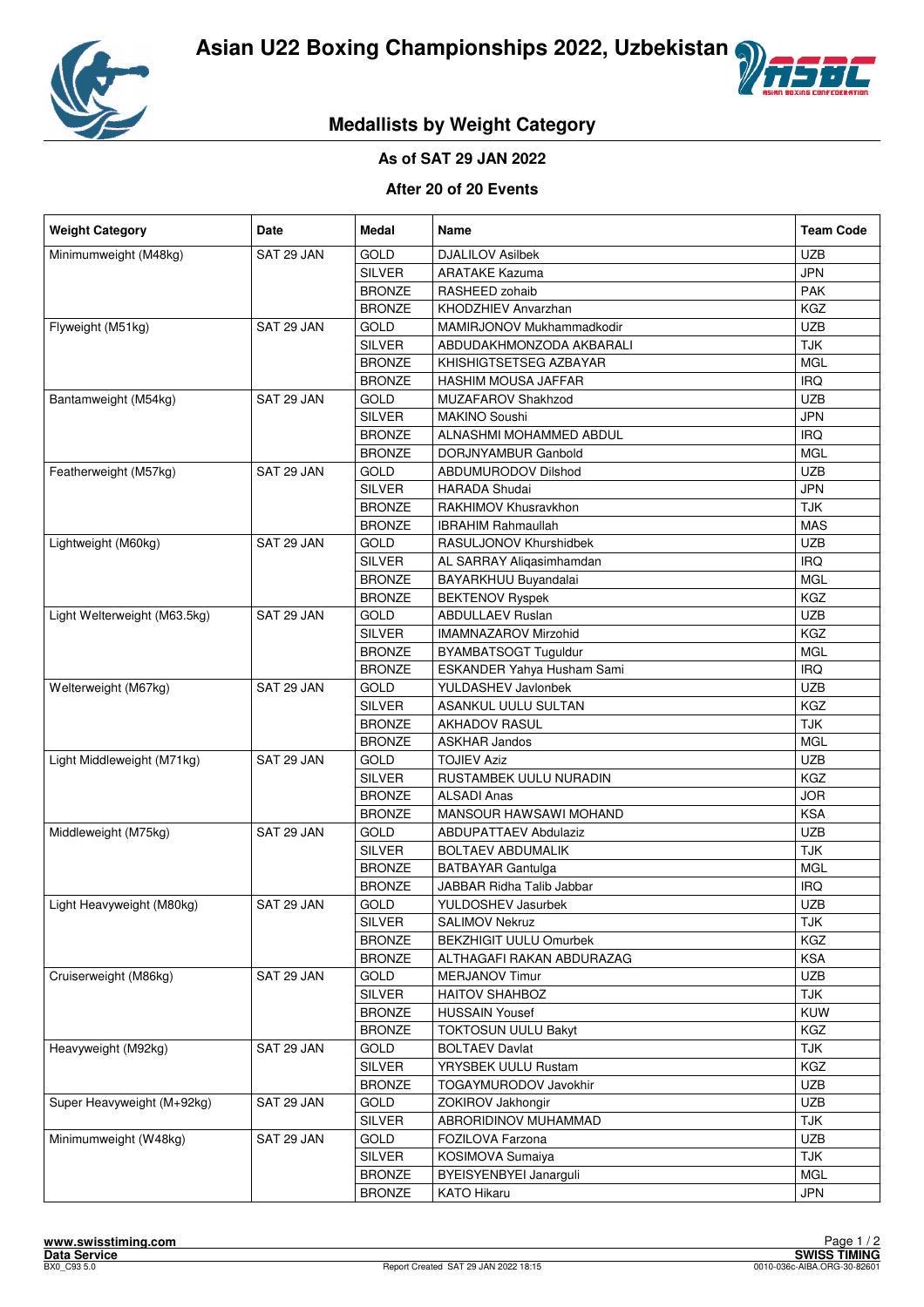# Asian U22 Boxing Championships 2022, Uzbekistan

## Medallists by Weight Category

**As of SAT 29 JAN 2022**

**After 20 of 20 Events**

| Weight Category | Date | Medal | Name | Team Code |
|---|---|---|---|---|
| Minimumweight (M48kg) | SAT 29 JAN | GOLD | DJALILOV Asilbek | UZB |
| | | SILVER | ARATAKE Kazuma | JPN |
| | | BRONZE | RASHEED zohaib | PAK |
| | | BRONZE | KHODZHIEV Anvarzhan | KGZ |
| Flyweight (M51kg) | SAT 29 JAN | GOLD | MAMIRJONOV Mukhammadkodir | UZB |
| | | SILVER | ABDUDAKHMONZODA AKBARALI | TJK |
| | | BRONZE | KHISHIGTSETSEG AZBAYAR | MGL |
| | | BRONZE | HASHIM MOUSA JAFFAR | IRQ |
| Bantamweight (M54kg) | SAT 29 JAN | GOLD | MUZAFAROV Shakhzod | UZB |
| | | SILVER | MAKINO Soushi | JPN |
| | | BRONZE | ALNASHMI MOHAMMED ABDUL | IRQ |
| | | BRONZE | DORJNYAMBUR Ganbold | MGL |
| Featherweight (M57kg) | SAT 29 JAN | GOLD | ABDUMURODOV Dilshod | UZB |
| | | SILVER | HARADA Shudai | JPN |
| | | BRONZE | RAKHIMOV Khusravkhon | TJK |
| | | BRONZE | IBRAHIM Rahmaullah | MAS |
| Lightweight (M60kg) | SAT 29 JAN | GOLD | RASULJONOV Khurshidbek | UZB |
| | | SILVER | AL SARRAY Aliqasimhamdan | IRQ |
| | | BRONZE | BAYARKHUU Buyandalai | MGL |
| | | BRONZE | BEKTENOV Ryspek | KGZ |
| Light Welterweight (M63.5kg) | SAT 29 JAN | GOLD | ABDULLAEV Ruslan | UZB |
| | | SILVER | IMAMNAZAROV Mirzohid | KGZ |
| | | BRONZE | BYAMBATSOGT Tuguldur | MGL |
| | | BRONZE | ESKANDER Yahya Husham Sami | IRQ |
| Welterweight (M67kg) | SAT 29 JAN | GOLD | YULDASHEV Javlonbek | UZB |
| | | SILVER | ASANKUL UULU SULTAN | KGZ |
| | | BRONZE | AKHADOV RASUL | TJK |
| | | BRONZE | ASKHAR Jandos | MGL |
| Light Middleweight (M71kg) | SAT 29 JAN | GOLD | TOJIEV Aziz | UZB |
| | | SILVER | RUSTAMBEK UULU NURADIN | KGZ |
| | | BRONZE | ALSADI Anas | JOR |
| | | BRONZE | MANSOUR HAWSAWI MOHAND | KSA |
| Middleweight (M75kg) | SAT 29 JAN | GOLD | ABDUPATTAEV Abdulaziz | UZB |
| | | SILVER | BOLTAEV ABDUMALIK | TJK |
| | | BRONZE | BATBAYAR Gantulga | MGL |
| | | BRONZE | JABBAR Ridha Talib Jabbar | IRQ |
| Light Heavyweight (M80kg) | SAT 29 JAN | GOLD | YULDOSHEV Jasurbek | UZB |
| | | SILVER | SALIMOV Nekruz | TJK |
| | | BRONZE | BEKZHIGIT UULU Omurbek | KGZ |
| | | BRONZE | ALTHAGAFI RAKAN ABDURAZAG | KSA |
| Cruiserweight (M86kg) | SAT 29 JAN | GOLD | MERJANOV Timur | UZB |
| | | SILVER | HAITOV SHAHBOZ | TJK |
| | | BRONZE | HUSSAIN Yousef | KUW |
| | | BRONZE | TOKTOSUN UULU Bakyt | KGZ |
| Heavyweight (M92kg) | SAT 29 JAN | GOLD | BOLTAEV Davlat | TJK |
| | | SILVER | YRYSBEK UULU Rustam | KGZ |
| | | BRONZE | TOGAYMURODOV Javokhir | UZB |
| Super Heavyweight (M+92kg) | SAT 29 JAN | GOLD | ZOKIROV Jakhongir | UZB |
| | | SILVER | ABRORIDINOV MUHAMMAD | TJK |
| Minimumweight (W48kg) | SAT 29 JAN | GOLD | FOZILOVA Farzona | UZB |
| | | SILVER | KOSIMOVA Sumaiya | TJK |
| | | BRONZE | BYEISYENBYEI Janarguli | MGL |
| | | BRONZE | KATO Hikaru | JPN |

www.swisstiming.com
Data Service
BX0_C93 5.0

Report Created SAT 29 JAN 2022 18:15

SWISS TIMING
0010-036c-AIBA.ORG-30-82601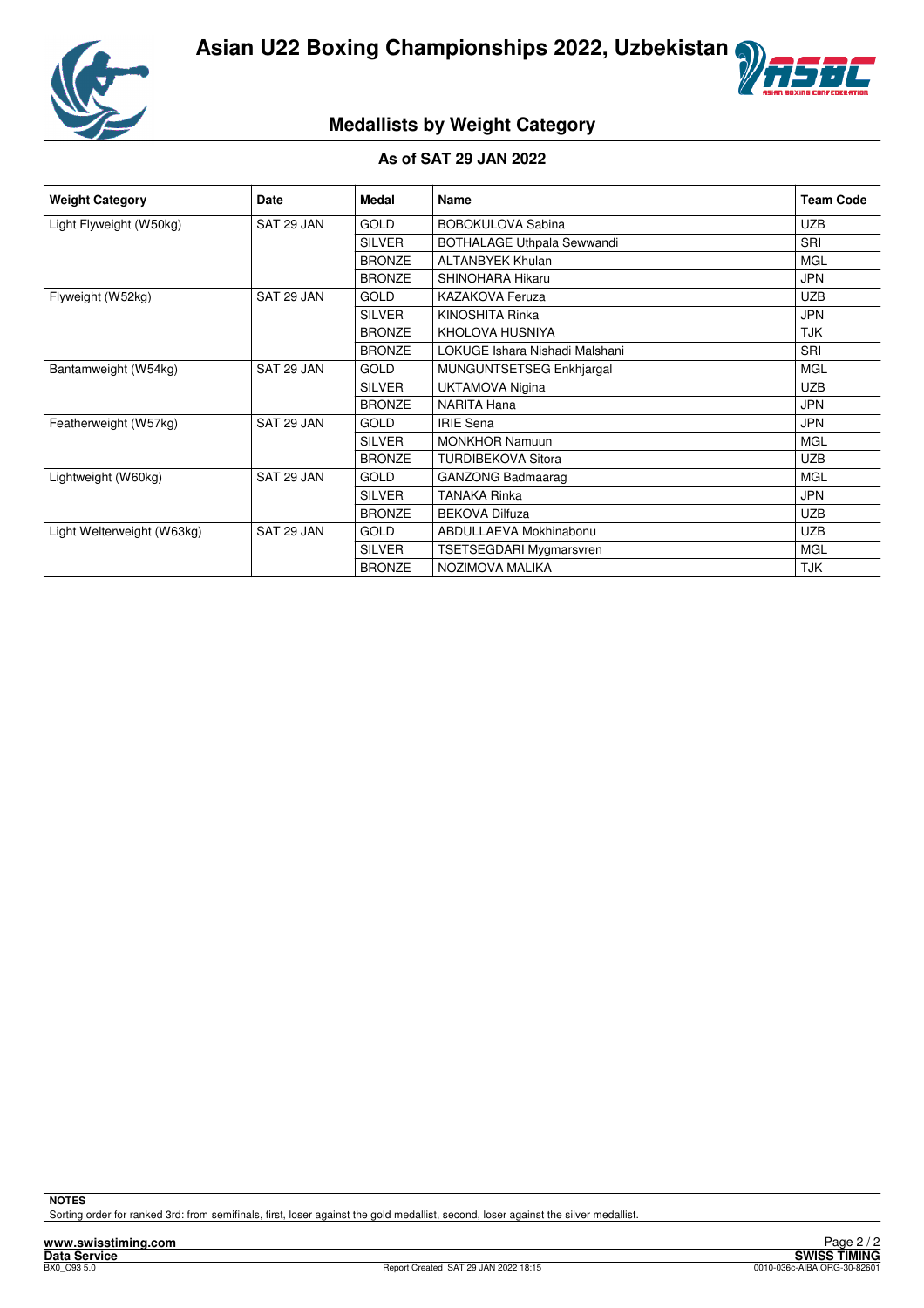# Asian U22 Boxing Championships 2022, Uzbekistan

## Medallists by Weight Category

### As of SAT 29 JAN 2022

| Weight Category | Date | Medal | Name | Team Code |
|---|---|---|---|---|
| Light Flyweight (W50kg) | SAT 29 JAN | GOLD | BOBOKULOVA Sabina | UZB |
| | | SILVER | BOTHALAGE Uthpala Sewwandi | SRI |
| | | BRONZE | ALTANBYEK Khulan | MGL |
| | | BRONZE | SHINOHARA Hikaru | JPN |
| Flyweight (W52kg) | SAT 29 JAN | GOLD | KAZAKOVA Feruza | UZB |
| | | SILVER | KINOSHITA Rinka | JPN |
| | | BRONZE | KHOLOVA HUSNIYA | TJK |
| | | BRONZE | LOKUGE Ishara Nishadi Malshani | SRI |
| Bantamweight (W54kg) | SAT 29 JAN | GOLD | MUNGUNTSETSEG Enkhjargal | MGL |
| | | SILVER | UKTAMOVA Nigina | UZB |
| | | BRONZE | NARITA Hana | JPN |
| Featherweight (W57kg) | SAT 29 JAN | GOLD | IRIE Sena | JPN |
| | | SILVER | MONKHOR Namuun | MGL |
| | | BRONZE | TURDIBEKOVA Sitora | UZB |
| Lightweight (W60kg) | SAT 29 JAN | GOLD | GANZONG Badmaarag | MGL |
| | | SILVER | TANAKA Rinka | JPN |
| | | BRONZE | BEKOVA Dilfuza | UZB |
| Light Welterweight (W63kg) | SAT 29 JAN | GOLD | ABDULLAEVA Mokhinabonu | UZB |
| | | SILVER | TSETSEGDARI Mygmarsvren | MGL |
| | | BRONZE | NOZIMOVA MALIKA | TJK |

**NOTES**

Sorting order for ranked 3rd: from semifinals, first, loser against the gold medallist, second, loser against the silver medallist.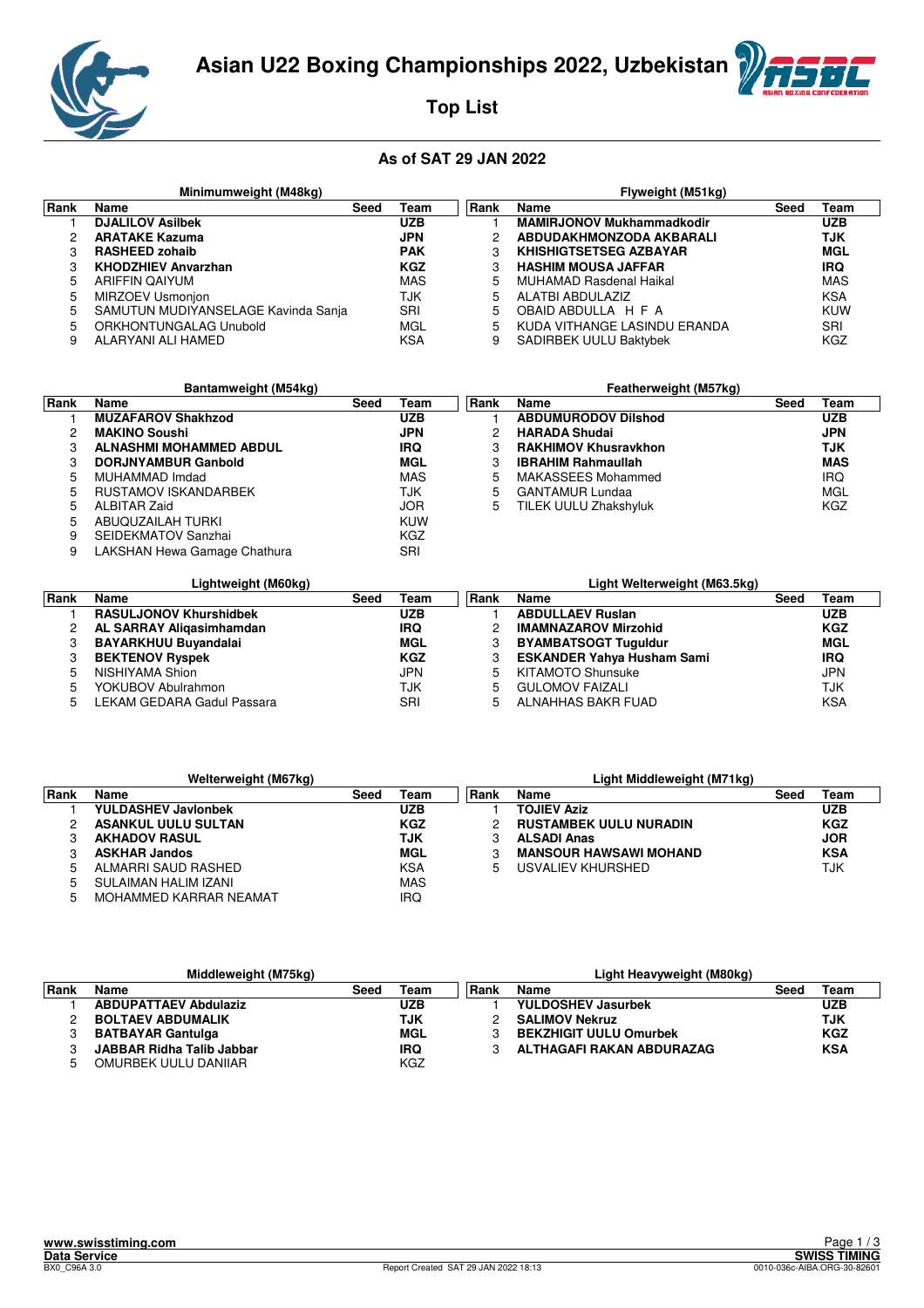# Asian U22 Boxing Championships 2022, Uzbekistan

## Top List

### As of SAT 29 JAN 2022

**Minimumweight (M48kg)**

| Rank | Name | Seed | Team |
|---|---|---|---|
| 1 | **DJALILOV Asilbek** | | **UZB** |
| 2 | **ARATAKE Kazuma** | | **JPN** |
| 3 | **RASHEED zohaib** | | **PAK** |
| 3 | **KHODZHIEV Anvarzhan** | | **KGZ** |
| 5 | ARIFFIN QAIYUM | | MAS |
| 5 | MIRZOEV Usmonjon | | TJK |
| 5 | SAMUTUN MUDIYANSELAGE Kavinda Sanja | | SRI |
| 5 | ORKHONTUNGALAG Unubold | | MGL |
| 9 | ALARYANI ALI HAMED | | KSA |

**Flyweight (M51kg)**

| Rank | Name | Seed | Team |
|---|---|---|---|
| 1 | **MAMIRJONOV Mukhammadkodir** | | **UZB** |
| 2 | **ABDUDAKHMONZODA AKBARALI** | | **TJK** |
| 3 | **KHISHIGTSETSEG AZBAYAR** | | **MGL** |
| 3 | **HASHIM MOUSA JAFFAR** | | **IRQ** |
| 5 | MUHAMAD Rasdenal Haikal | | MAS |
| 5 | ALATBI ABDULAZIZ | | KSA |
| 5 | OBAID ABDULLA H F A | | KUW |
| 5 | KUDA VITHANGE LASINDU ERANDA | | SRI |
| 9 | SADIRBEK UULU Baktybek | | KGZ |

**Bantamweight (M54kg)**

| Rank | Name | Seed | Team |
|---|---|---|---|
| 1 | **MUZAFAROV Shakhzod** | | **UZB** |
| 2 | **MAKINO Soushi** | | **JPN** |
| 3 | **ALNASHMI MOHAMMED ABDUL** | | **IRQ** |
| 3 | **DORJNYAMBUR Ganbold** | | **MGL** |
| 5 | MUHAMMAD Imdad | | MAS |
| 5 | RUSTAMOV ISKANDARBEK | | TJK |
| 5 | ALBITAR Zaid | | JOR |
| 5 | ABUQUZAILAH TURKI | | KUW |
| 9 | SEIDEKMATOV Sanzhai | | KGZ |
| 9 | LAKSHAN Hewa Gamage Chathura | | SRI |

**Featherweight (M57kg)**

| Rank | Name | Seed | Team |
|---|---|---|---|
| 1 | **ABDUMURODOV Dilshod** | | **UZB** |
| 2 | **HARADA Shudai** | | **JPN** |
| 3 | **RAKHIMOV Khusravkhon** | | **TJK** |
| 3 | **IBRAHIM Rahmaullah** | | **MAS** |
| 5 | MAKASSEES Mohammed | | IRQ |
| 5 | GANTAMUR Lundaa | | MGL |
| 5 | TILEK UULU Zhakshyluk | | KGZ |

**Lightweight (M60kg)**

| Rank | Name | Seed | Team |
|---|---|---|---|
| 1 | **RASULJONOV Khurshidbek** | | **UZB** |
| 2 | **AL SARRAY Aliqasimhamdan** | | **IRQ** |
| 3 | **BAYARKHUU Buyandalai** | | **MGL** |
| 3 | **BEKTENOV Ryspek** | | **KGZ** |
| 5 | NISHIYAMA Shion | | JPN |
| 5 | YOKUBOV Abulrahmon | | TJK |
| 5 | LEKAM GEDARA Gadul Passara | | SRI |

**Light Welterweight (M63.5kg)**

| Rank | Name | Seed | Team |
|---|---|---|---|
| 1 | **ABDULLAEV Ruslan** | | **UZB** |
| 2 | **IMAMNAZAROV Mirzohid** | | **KGZ** |
| 3 | **BYAMBATSOGT Tuguldur** | | **MGL** |
| 3 | **ESKANDER Yahya Husham Sami** | | **IRQ** |
| 5 | KITAMOTO Shunsuke | | JPN |
| 5 | GULOMOV FAIZALI | | TJK |
| 5 | ALNAHHAS BAKR FUAD | | KSA |

**Welterweight (M67kg)**

| Rank | Name | Seed | Team |
|---|---|---|---|
| 1 | **YULDASHEV Javlonbek** | | **UZB** |
| 2 | **ASANKUL UULU SULTAN** | | **KGZ** |
| 3 | **AKHADOV RASUL** | | **TJK** |
| 3 | **ASKHAR Jandos** | | **MGL** |
| 5 | ALMARRI SAUD RASHED | | KSA |
| 5 | SULAIMAN HALIM IZANI | | MAS |
| 5 | MOHAMMED KARRAR NEAMAT | | IRQ |

**Light Middleweight (M71kg)**

| Rank | Name | Seed | Team |
|---|---|---|---|
| 1 | **TOJIEV Aziz** | | **UZB** |
| 2 | **RUSTAMBEK UULU NURADIN** | | **KGZ** |
| 3 | **ALSADI Anas** | | **JOR** |
| 3 | **MANSOUR HAWSAWI MOHAND** | | **KSA** |
| 5 | USVALIEV KHURSHED | | TJK |

**Middleweight (M75kg)**

| Rank | Name | Seed | Team |
|---|---|---|---|
| 1 | **ABDUPATTAEV Abdulaziz** | | **UZB** |
| 2 | **BOLTAEV ABDUMALIK** | | **TJK** |
| 3 | **BATBAYAR Gantulga** | | **MGL** |
| 3 | **JABBAR Ridha Talib Jabbar** | | **IRQ** |
| 5 | OMURBEK UULU DANIIAR | | KGZ |

**Light Heavyweight (M80kg)**

| Rank | Name | Seed | Team |
|---|---|---|---|
| 1 | **YULDOSHEV Jasurbek** | | **UZB** |
| 2 | **SALIMOV Nekruz** | | **TJK** |
| 3 | **BEKZHIGIT UULU Omurbek** | | **KGZ** |
| 3 | **ALTHAGAFI RAKAN ABDURAZAG** | | **KSA** |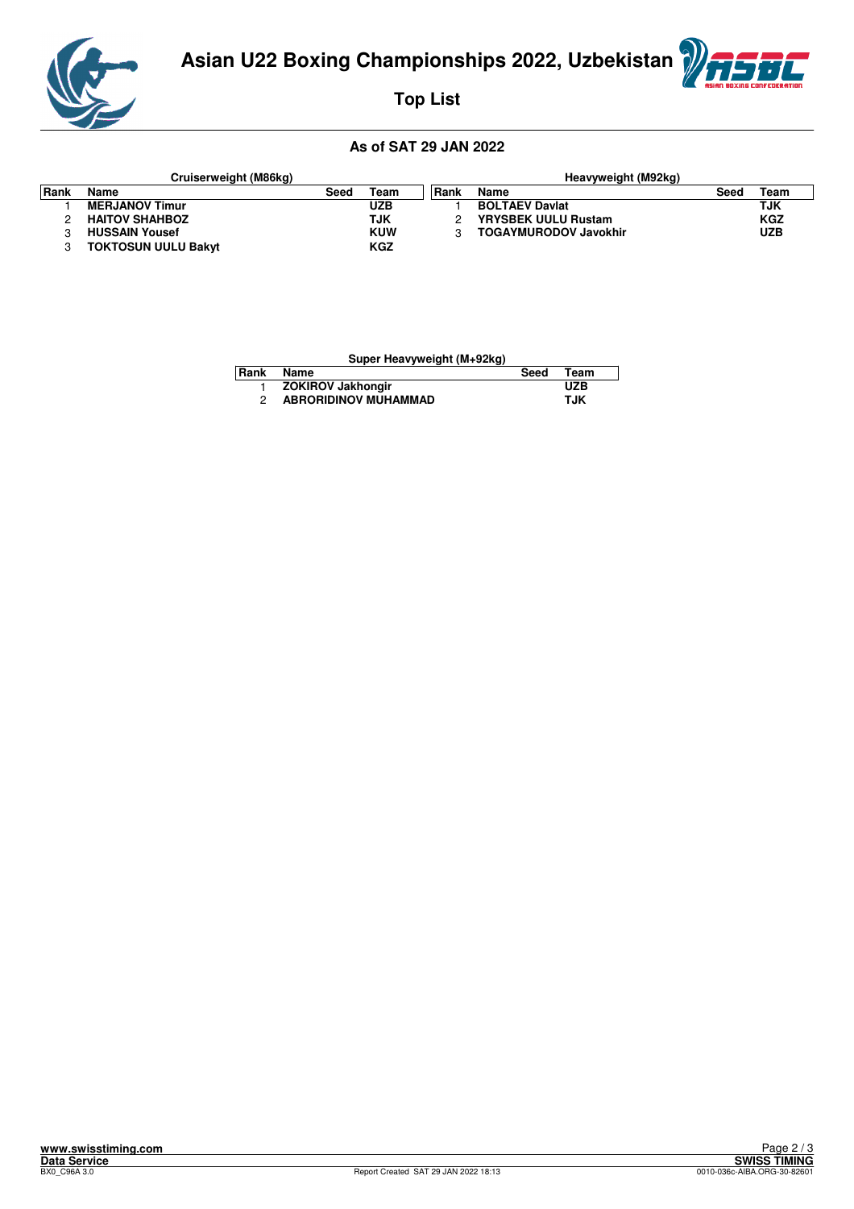# Asian U22 Boxing Championships 2022, Uzbekistan

## Top List

### As of SAT 29 JAN 2022

**Cruiserweight (M86kg)**

| Rank | Name | Seed | Team |
|---|---|---|---|
| 1 | **MERJANOV Timur** | | **UZB** |
| 2 | **HAITOV SHAHBOZ** | | **TJK** |
| 3 | **HUSSAIN Yousef** | | **KUW** |
| 3 | **TOKTOSUN UULU Bakyt** | | **KGZ** |

**Heavyweight (M92kg)**

| Rank | Name | Seed | Team |
|---|---|---|---|
| 1 | **BOLTAEV Davlat** | | **TJK** |
| 2 | **YRYSBEK UULU Rustam** | | **KGZ** |
| 3 | **TOGAYMURODOV Javokhir** | | **UZB** |

**Super Heavyweight (M+92kg)**

| Rank | Name | Seed | Team |
|---|---|---|---|
| 1 | **ZOKIROV Jakhongir** | | **UZB** |
| 2 | **ABRORIDINOV MUHAMMAD** | | **TJK** |

www.swisstiming.com
Data Service
BX0_C96A 3.0
Report Created SAT 29 JAN 2022 18:13
SWISS TIMING
0010-036c-AIBA.ORG-30-82601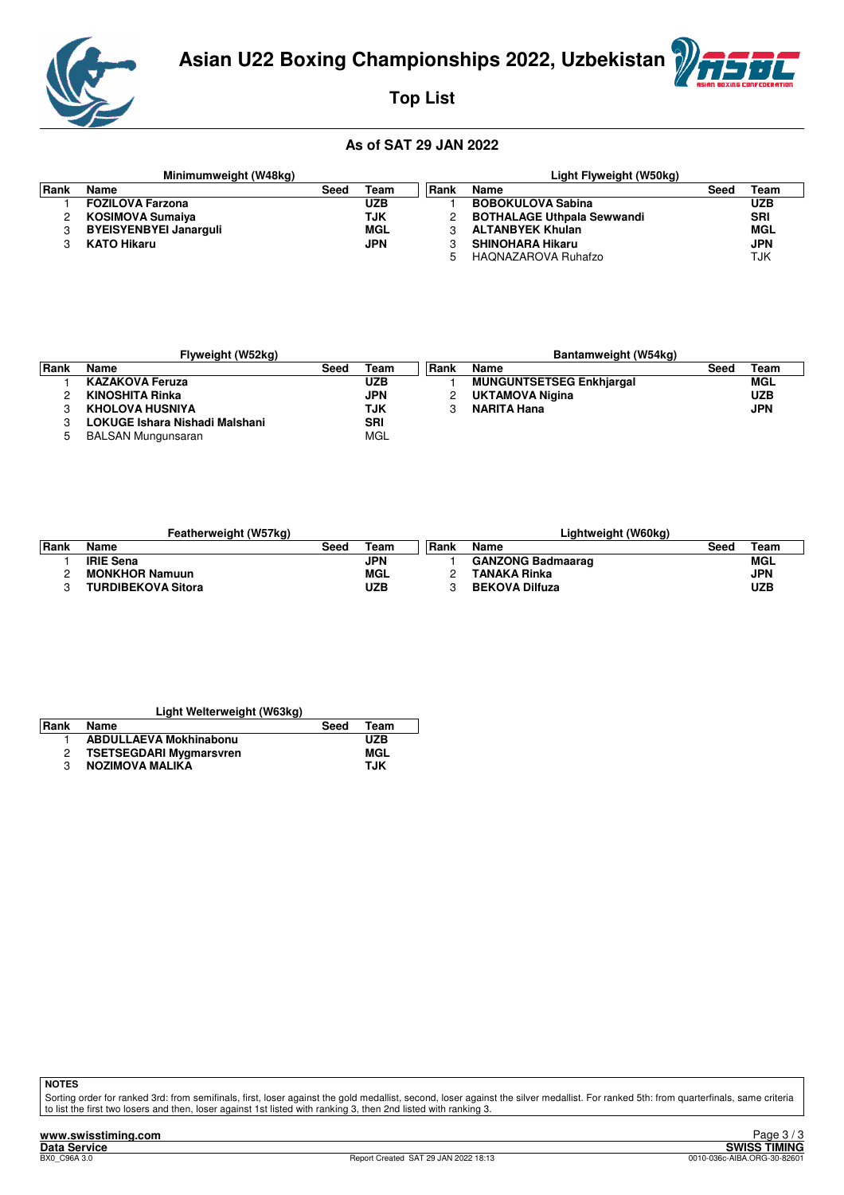# Asian U22 Boxing Championships 2022, Uzbekistan

## Top List

### As of SAT 29 JAN 2022

**Minimumweight (W48kg)**

| Rank | Name | Seed | Team |
|---|---|---|---|
| 1 | **FOZILOVA Farzona** | | **UZB** |
| 2 | **KOSIMOVA Sumaiya** | | **TJK** |
| 3 | **BYEISYENBYEI Janarguli** | | **MGL** |
| 3 | **KATO Hikaru** | | **JPN** |

**Light Flyweight (W50kg)**

| Rank | Name | Seed | Team |
|---|---|---|---|
| 1 | **BOBOKULOVA Sabina** | | **UZB** |
| 2 | **BOTHALAGE Uthpala Sewwandi** | | **SRI** |
| 3 | **ALTANBYEK Khulan** | | **MGL** |
| 3 | **SHINOHARA Hikaru** | | **JPN** |
| 5 | HAQNAZAROVA Ruhafzo | | TJK |

**Flyweight (W52kg)**

| Rank | Name | Seed | Team |
|---|---|---|---|
| 1 | **KAZAKOVA Feruza** | | **UZB** |
| 2 | **KINOSHITA Rinka** | | **JPN** |
| 3 | **KHOLOVA HUSNIYA** | | **TJK** |
| 3 | **LOKUGE Ishara Nishadi Malshani** | | **SRI** |
| 5 | BALSAN Mungunsaran | | MGL |

**Bantamweight (W54kg)**

| Rank | Name | Seed | Team |
|---|---|---|---|
| 1 | **MUNGUNTSETSEG Enkhjargal** | | **MGL** |
| 2 | **UKTAMOVA Nigina** | | **UZB** |
| 3 | **NARITA Hana** | | **JPN** |

**Featherweight (W57kg)**

| Rank | Name | Seed | Team |
|---|---|---|---|
| 1 | **IRIE Sena** | | **JPN** |
| 2 | **MONKHOR Namuun** | | **MGL** |
| 3 | **TURDIBEKOVA Sitora** | | **UZB** |

**Lightweight (W60kg)**

| Rank | Name | Seed | Team |
|---|---|---|---|
| 1 | **GANZONG Badmaarag** | | **MGL** |
| 2 | **TANAKA Rinka** | | **JPN** |
| 3 | **BEKOVA Dilfuza** | | **UZB** |

**Light Welterweight (W63kg)**

| Rank | Name | Seed | Team |
|---|---|---|---|
| 1 | **ABDULLAEVA Mokhinabonu** | | **UZB** |
| 2 | **TSETSEGDARI Mygmarsvren** | | **MGL** |
| 3 | **NOZIMOVA MALIKA** | | **TJK** |

**NOTES**

Sorting order for ranked 3rd: from semifinals, first, loser against the gold medallist, second, loser against the silver medallist. For ranked 5th: from quarterfinals, same criteria to list the first two losers and then, loser against 1st listed with ranking 3, then 2nd listed with ranking 3.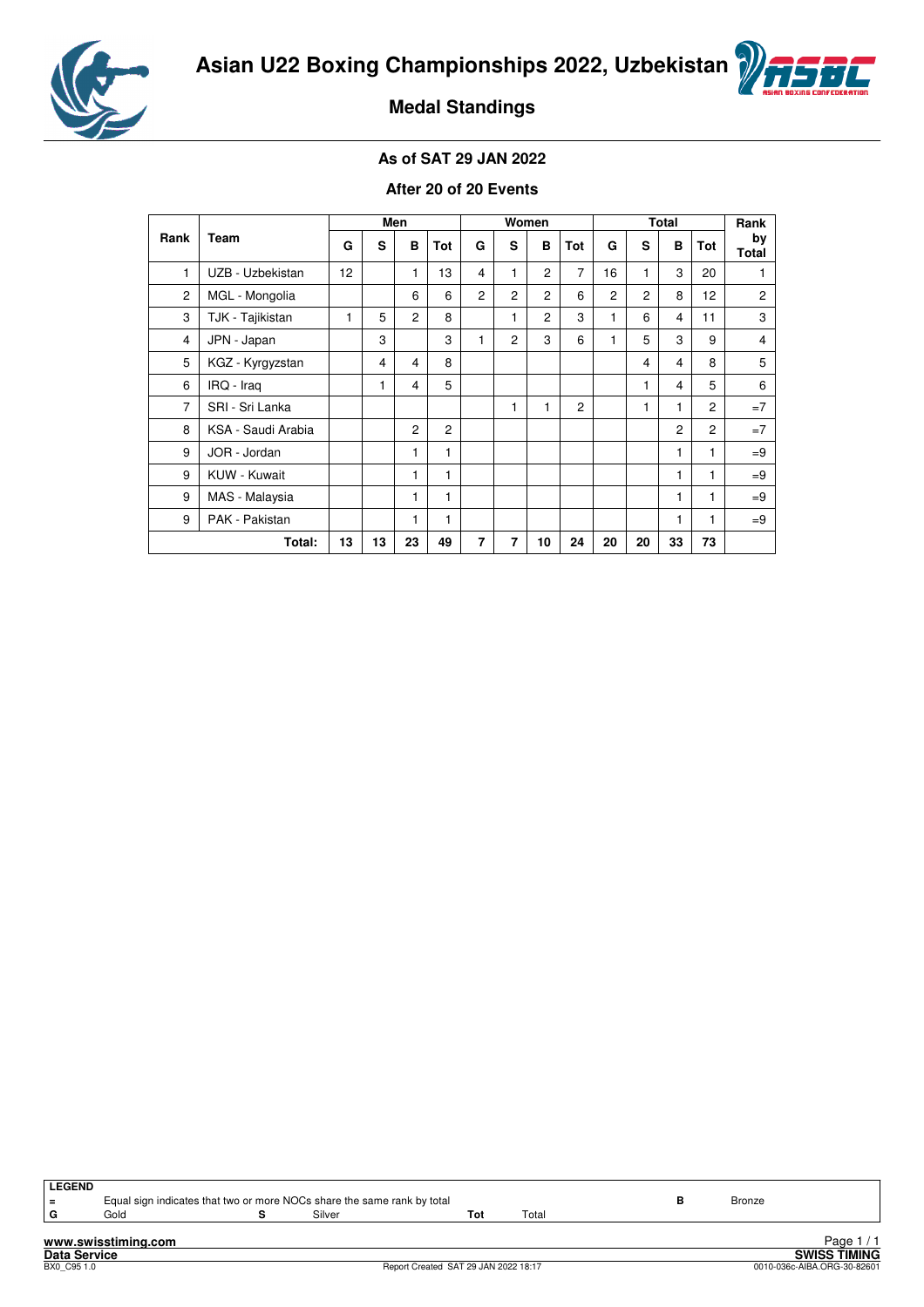# Asian U22 Boxing Championships 2022, Uzbekistan

## Medal Standings

### As of SAT 29 JAN 2022

### After 20 of 20 Events

| Rank | Team | Men | | | | Women | | | | Total | | | | Rank by Total |
|---|---|---|---|---|---|---|---|---|---|---|---|---|---|---|
| | | G | S | B | Tot | G | S | B | Tot | G | S | B | Tot | |
| 1 | UZB - Uzbekistan | 12 | | 1 | 13 | 4 | 1 | 2 | 7 | 16 | 1 | 3 | 20 | 1 |
| 2 | MGL - Mongolia | | | 6 | 6 | 2 | 2 | 2 | 6 | 2 | 2 | 8 | 12 | 2 |
| 3 | TJK - Tajikistan | 1 | 5 | 2 | 8 | | 1 | 2 | 3 | 1 | 6 | 4 | 11 | 3 |
| 4 | JPN - Japan | | 3 | | 3 | 1 | 2 | 3 | 6 | 1 | 5 | 3 | 9 | 4 |
| 5 | KGZ - Kyrgyzstan | | 4 | 4 | 8 | | | | | | 4 | 4 | 8 | 5 |
| 6 | IRQ - Iraq | | 1 | 4 | 5 | | | | | | 1 | 4 | 5 | 6 |
| 7 | SRI - Sri Lanka | | | | | | 1 | 1 | 2 | | 1 | 1 | 2 | =7 |
| 8 | KSA - Saudi Arabia | | | 2 | 2 | | | | | | | 2 | 2 | =7 |
| 9 | JOR - Jordan | | | 1 | 1 | | | | | | | 1 | 1 | =9 |
| 9 | KUW - Kuwait | | | 1 | 1 | | | | | | | 1 | 1 | =9 |
| 9 | MAS - Malaysia | | | 1 | 1 | | | | | | | 1 | 1 | =9 |
| 9 | PAK - Pakistan | | | 1 | 1 | | | | | | | 1 | 1 | =9 |
| | **Total:** | **13** | **13** | **23** | **49** | **7** | **7** | **10** | **24** | **20** | **20** | **33** | **73** | |

**LEGEND**

= Equal sign indicates that two or more NOCs share the same rank by total

G Gold S Silver B Bronze Tot Total

www.swisstiming.com

Data Service

BX0_C95 1.0 Report Created SAT 29 JAN 2022 18:17

SWISS TIMING

0010-036c-AIBA.ORG-30-82601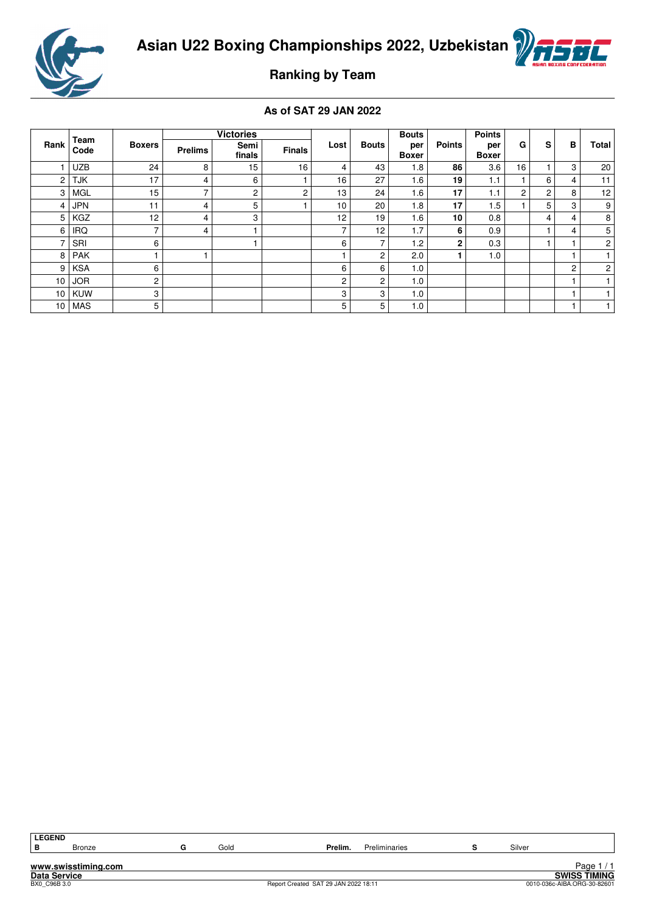# Asian U22 Boxing Championships 2022, Uzbekistan

## Ranking by Team

### As of SAT 29 JAN 2022

| Rank | Team Code | Boxers | Victories | | | Lost | Bouts | Bouts per Boxer | Points | Points per Boxer | G | S | B | Total |
|---|---|---|---|---|---|---|---|---|---|---|---|---|---|---|
| | | | Prelims | Semi finals | Finals | | | | | | | | | |
| 1 | UZB | 24 | 8 | 15 | 16 | 4 | 43 | 1.8 | **86** | 3.6 | 16 | 1 | 3 | 20 |
| 2 | TJK | 17 | 4 | 6 | 1 | 16 | 27 | 1.6 | **19** | 1.1 | 1 | 6 | 4 | 11 |
| 3 | MGL | 15 | 7 | 2 | 2 | 13 | 24 | 1.6 | **17** | 1.1 | 2 | 2 | 8 | 12 |
| 4 | JPN | 11 | 4 | 5 | 1 | 10 | 20 | 1.8 | **17** | 1.5 | 1 | 5 | 3 | 9 |
| 5 | KGZ | 12 | 4 | 3 | | 12 | 19 | 1.6 | **10** | 0.8 | | 4 | 4 | 8 |
| 6 | IRQ | 7 | 4 | 1 | | 7 | 12 | 1.7 | **6** | 0.9 | | 1 | 4 | 5 |
| 7 | SRI | 6 | | 1 | | 6 | 7 | 1.2 | **2** | 0.3 | | 1 | 1 | 2 |
| 8 | PAK | 1 | 1 | | | 1 | 2 | 2.0 | **1** | 1.0 | | | 1 | 1 |
| 9 | KSA | 6 | | | | 6 | 6 | 1.0 | | | | | 2 | 2 |
| 10 | JOR | 2 | | | | 2 | 2 | 1.0 | | | | | 1 | 1 |
| 10 | KUW | 3 | | | | 3 | 3 | 1.0 | | | | | 1 | 1 |
| 10 | MAS | 5 | | | | 5 | 5 | 1.0 | | | | | 1 | 1 |

**LEGEND**

**B** Bronze | **G** Gold | **Prelim.** Preliminaries | **S** Silver

www.swisstiming.com
Data Service — SWISS TIMING
BX0_C96B 3.0 — Report Created SAT 29 JAN 2022 18:11 — 0010-036c-AIBA.ORG-30-82601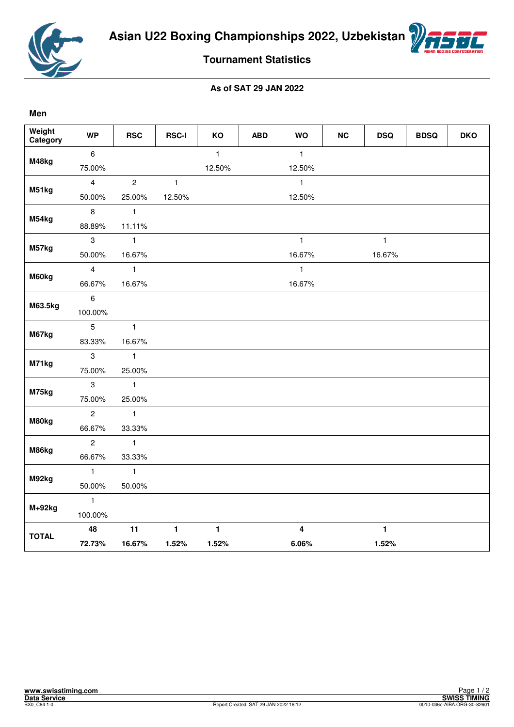# Asian U22 Boxing Championships 2022, Uzbekistan

## Tournament Statistics

**As of SAT 29 JAN 2022**

**Men**

| Weight Category | WP | RSC | RSC-I | KO | ABD | WO | NC | DSQ | BDSQ | DKO |
|---|---|---|---|---|---|---|---|---|---|---|
| M48kg | 6<br>75.00% | | | 1<br>12.50% | | 1<br>12.50% | | | | |
| M51kg | 4<br>50.00% | 2<br>25.00% | 1<br>12.50% | | | 1<br>12.50% | | | | |
| M54kg | 8<br>88.89% | 1<br>11.11% | | | | | | | | |
| M57kg | 3<br>50.00% | 1<br>16.67% | | | | 1<br>16.67% | | 1<br>16.67% | | |
| M60kg | 4<br>66.67% | 1<br>16.67% | | | | 1<br>16.67% | | | | |
| M63.5kg | 6<br>100.00% | | | | | | | | | |
| M67kg | 5<br>83.33% | 1<br>16.67% | | | | | | | | |
| M71kg | 3<br>75.00% | 1<br>25.00% | | | | | | | | |
| M75kg | 3<br>75.00% | 1<br>25.00% | | | | | | | | |
| M80kg | 2<br>66.67% | 1<br>33.33% | | | | | | | | |
| M86kg | 2<br>66.67% | 1<br>33.33% | | | | | | | | |
| M92kg | 1<br>50.00% | 1<br>50.00% | | | | | | | | |
| M+92kg | 1<br>100.00% | | | | | | | | | |
| **TOTAL** | **48**<br>**72.73%** | **11**<br>**16.67%** | **1**<br>**1.52%** | **1**<br>**1.52%** | | **4**<br>**6.06%** | | **1**<br>**1.52%** | | |

www.swisstiming.com
Data Service
BX0_C84 1.0

Report Created SAT 29 JAN 2022 18:12

SWISS TIMING
0010-036c-AIBA.ORG-30-82601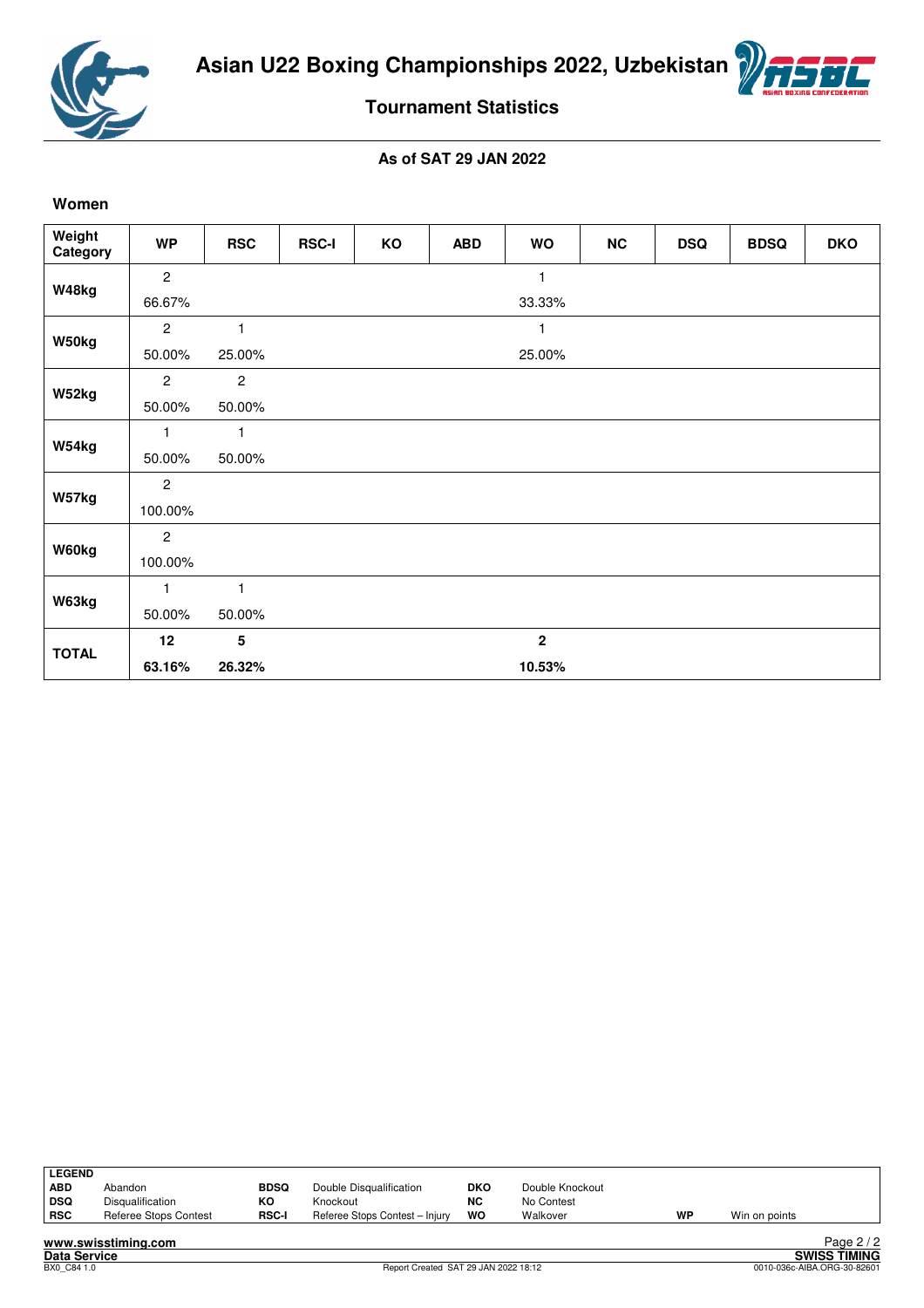# Asian U22 Boxing Championships 2022, Uzbekistan

## Tournament Statistics

### As of SAT 29 JAN 2022

**Women**

| Weight Category | WP | RSC | RSC-I | KO | ABD | WO | NC | DSQ | BDSQ | DKO |
|---|---|---|---|---|---|---|---|---|---|---|
| W48kg | 2<br>66.67% | | | | | 1<br>33.33% | | | | |
| W50kg | 2<br>50.00% | 1<br>25.00% | | | | 1<br>25.00% | | | | |
| W52kg | 2<br>50.00% | 2<br>50.00% | | | | | | | | |
| W54kg | 1<br>50.00% | 1<br>50.00% | | | | | | | | |
| W57kg | 2<br>100.00% | | | | | | | | | |
| W60kg | 2<br>100.00% | | | | | | | | | |
| W63kg | 1<br>50.00% | 1<br>50.00% | | | | | | | | |
| **TOTAL** | **12**<br>**63.16%** | **5**<br>**26.32%** | | | | **2**<br>**10.53%** | | | | |

| LEGEND | | | | | | | |
|---|---|---|---|---|---|---|---|
| ABD | Abandon | BDSQ | Double Disqualification | DKO | Double Knockout | | |
| DSQ | Disqualification | KO | Knockout | NC | No Contest | | |
| RSC | Referee Stops Contest | RSC-I | Referee Stops Contest – Injury | WO | Walkover | WP | Win on points |

www.swisstiming.com
Data Service
BX0_C84 1.0
Report Created SAT 29 JAN 2022 18:12
SWISS TIMING
0010-036c-AIBA.ORG-30-82601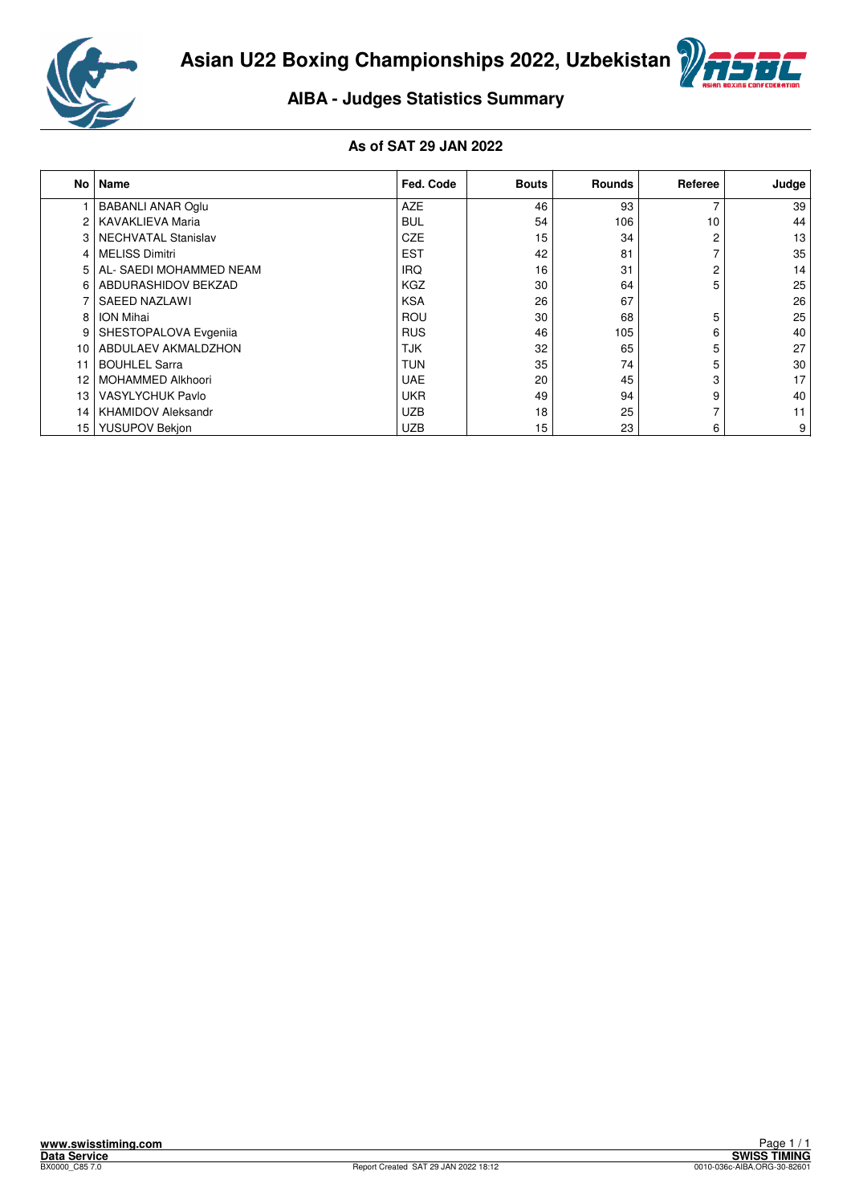# Asian U22 Boxing Championships 2022, Uzbekistan

## AIBA - Judges Statistics Summary

**As of SAT 29 JAN 2022**

| No | Name | Fed. Code | Bouts | Rounds | Referee | Judge |
|---|---|---|---|---|---|---|
| 1 | BABANLI ANAR Oglu | AZE | 46 | 93 | 7 | 39 |
| 2 | KAVAKLIEVA Maria | BUL | 54 | 106 | 10 | 44 |
| 3 | NECHVATAL Stanislav | CZE | 15 | 34 | 2 | 13 |
| 4 | MELISS Dimitri | EST | 42 | 81 | 7 | 35 |
| 5 | AL- SAEDI MOHAMMED NEAM | IRQ | 16 | 31 | 2 | 14 |
| 6 | ABDURASHIDOV BEKZAD | KGZ | 30 | 64 | 5 | 25 |
| 7 | SAEED NAZLAWI | KSA | 26 | 67 | | 26 |
| 8 | ION Mihai | ROU | 30 | 68 | 5 | 25 |
| 9 | SHESTOPALOVA Evgeniia | RUS | 46 | 105 | 6 | 40 |
| 10 | ABDULAEV AKMALDZHON | TJK | 32 | 65 | 5 | 27 |
| 11 | BOUHLEL Sarra | TUN | 35 | 74 | 5 | 30 |
| 12 | MOHAMMED Alkhoori | UAE | 20 | 45 | 3 | 17 |
| 13 | VASYLYCHUK Pavlo | UKR | 49 | 94 | 9 | 40 |
| 14 | KHAMIDOV Aleksandr | UZB | 18 | 25 | 7 | 11 |
| 15 | YUSUPOV Bekjon | UZB | 15 | 23 | 6 | 9 |

www.swisstiming.com
Data Service
BX0000_C85 7.0
Report Created SAT 29 JAN 2022 18:12
SWISS TIMING
0010-036c-AIBA.ORG-30-82601